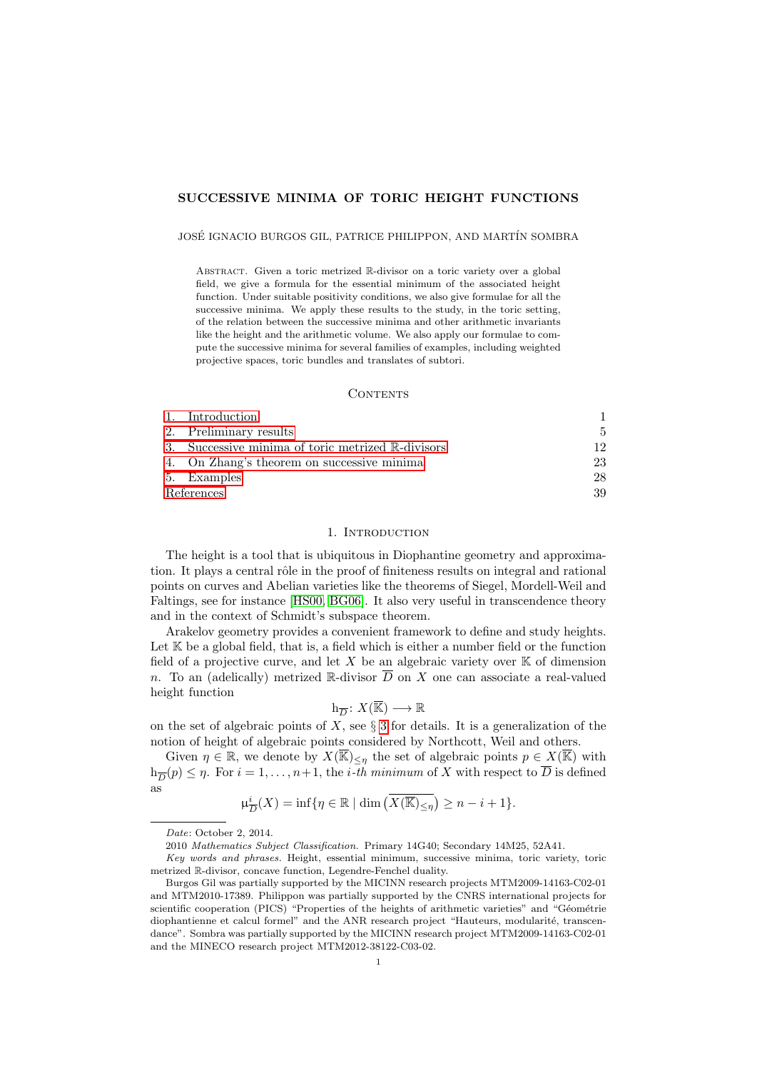# SUCCESSIVE MINIMA OF TORIC HEIGHT FUNCTIONS

JOSÉ IGNACIO BURGOS GIL, PATRICE PHILIPPON, AND MARTÍN SOMBRA

Abstract. Given a toric metrized $\mathbb{R}$-divisor on a toric variety over a global field, we give a formula for the essential minimum of the associated height function. Under suitable positivity conditions, we also give formulae for all the successive minima. We apply these results to the study, in the toric setting, of the relation between the successive minima and other arithmetic invariants like the height and the arithmetic volume. We also apply our formulae to compute the successive minima for several families of examples, including weighted projective spaces, toric bundles and translates of subtori.

## Contents

| | |
|---|---|
| 1. Introduction | 1 |
| 2. Preliminary results | 5 |
| 3. Successive minima of toric metrized $\mathbb{R}$-divisors | 12 |
| 4. On Zhang's theorem on successive minima | 23 |
| 5. Examples | 28 |
| References | 39 |

## 1. Introduction

The height is a tool that is ubiquitous in Diophantine geometry and approximation. It plays a central rôle in the proof of finiteness results on integral and rational points on curves and Abelian varieties like the theorems of Siegel, Mordell-Weil and Faltings, see for instance [HS00, BG06]. It also very useful in transcendence theory and in the context of Schmidt's subspace theorem.

Arakelov geometry provides a convenient framework to define and study heights. Let $\mathbb{K}$ be a global field, that is, a field which is either a number field or the function field of a projective curve, and let $X$ be an algebraic variety over $\mathbb{K}$ of dimension $n$. To an (adelically) metrized $\mathbb{R}$-divisor $\overline{D}$ on $X$ one can associate a real-valued height function

$$\mathrm{h}_{\overline{D}}\colon X(\overline{\mathbb{K}}) \longrightarrow \mathbb{R}$$

on the set of algebraic points of $X$, see § 3 for details. It is a generalization of the notion of height of algebraic points considered by Northcott, Weil and others.

Given $\eta \in \mathbb{R}$, we denote by $X(\overline{\mathbb{K}})_{\leq \eta}$ the set of algebraic points $p \in X(\overline{\mathbb{K}})$ with $\mathrm{h}_{\overline{D}}(p) \leq \eta$. For $i = 1, \dots, n+1$, the *i-th minimum* of $X$ with respect to $\overline{D}$ is defined as

$$\mathrm{\mu}^{i}_{\overline{D}}(X) = \inf\{\eta \in \mathbb{R} \mid \dim\big(\overline{X(\overline{\mathbb{K}})_{\leq \eta}}\big) \geq n - i + 1\}.$$

---

*Date*: October 2, 2014.

2010 *Mathematics Subject Classification.* Primary 14G40; Secondary 14M25, 52A41.

*Key words and phrases.* Height, essential minimum, successive minima, toric variety, toric metrized $\mathbb{R}$-divisor, concave function, Legendre-Fenchel duality.

Burgos Gil was partially supported by the MICINN research projects MTM2009-14163-C02-01 and MTM2010-17389. Philippon was partially supported by the CNRS international projects for scientific cooperation (PICS) "Properties of the heights of arithmetic varieties" and "Géométrie diophantienne et calcul formel" and the ANR research project "Hauteurs, modularité, transcendance". Sombra was partially supported by the MICINN research project MTM2009-14163-C02-01 and the MINECO research project MTM2012-38122-C03-02.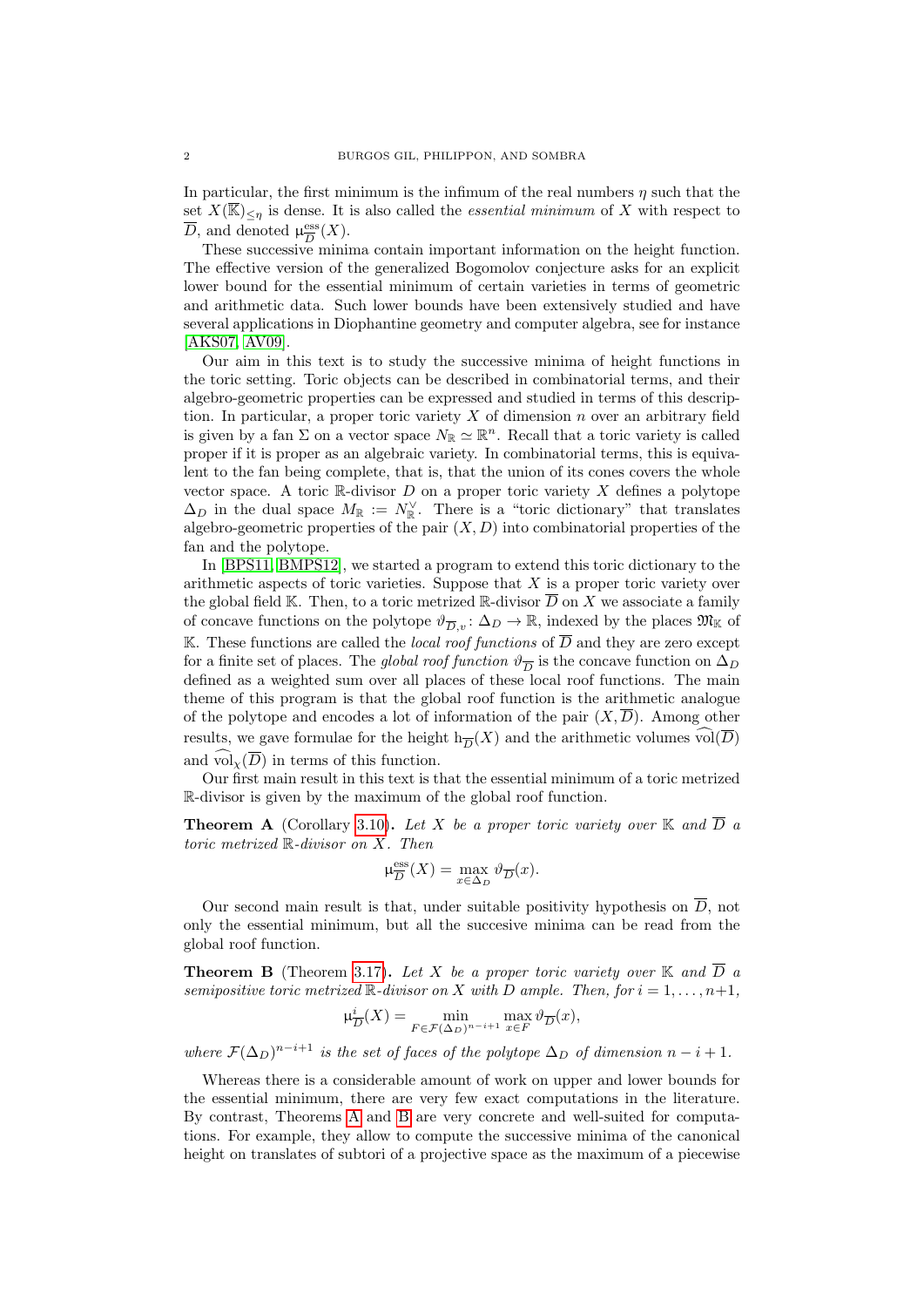In particular, the first minimum is the infimum of the real numbers $\eta$ such that the set $X(\overline{\mathbb{K}})_{\leq \eta}$ is dense. It is also called the *essential minimum* of $X$ with respect to $\overline{D}$, and denoted $\mathrm{\mu}^{\mathrm{ess}}_{\overline{D}}(X)$.

These successive minima contain important information on the height function. The effective version of the generalized Bogomolov conjecture asks for an explicit lower bound for the essential minimum of certain varieties in terms of geometric and arithmetic data. Such lower bounds have been extensively studied and have several applications in Diophantine geometry and computer algebra, see for instance [AKS07, AV09].

Our aim in this text is to study the successive minima of height functions in the toric setting. Toric objects can be described in combinatorial terms, and their algebro-geometric properties can be expressed and studied in terms of this description. In particular, a proper toric variety $X$ of dimension $n$ over an arbitrary field is given by a fan $\Sigma$ on a vector space $N_{\mathbb{R}} \simeq \mathbb{R}^n$. Recall that a toric variety is called proper if it is proper as an algebraic variety. In combinatorial terms, this is equivalent to the fan being complete, that is, that the union of its cones covers the whole vector space. A toric $\mathbb{R}$-divisor $D$ on a proper toric variety $X$ defines a polytope $\Delta_D$ in the dual space $M_{\mathbb{R}} := N_{\mathbb{R}}^{\vee}$. There is a "toric dictionary" that translates algebro-geometric properties of the pair $(X, D)$ into combinatorial properties of the fan and the polytope.

In [BPS11, BMPS12], we started a program to extend this toric dictionary to the arithmetic aspects of toric varieties. Suppose that $X$ is a proper toric variety over the global field $\mathbb{K}$. Then, to a toric metrized $\mathbb{R}$-divisor $\overline{D}$ on $X$ we associate a family of concave functions on the polytope $\vartheta_{\overline{D},v} \colon \Delta_D \to \mathbb{R}$, indexed by the places $\mathfrak{M}_{\mathbb{K}}$ of $\mathbb{K}$. These functions are called the *local roof functions* of $\overline{D}$ and they are zero except for a finite set of places. The *global roof function* $\vartheta_{\overline{D}}$ is the concave function on $\Delta_D$ defined as a weighted sum over all places of these local roof functions. The main theme of this program is that the global roof function is the arithmetic analogue of the polytope and encodes a lot of information of the pair $(X, \overline{D})$. Among other results, we gave formulae for the height $\mathrm{h}_{\overline{D}}(X)$ and the arithmetic volumes $\widehat{\mathrm{vol}}(\overline{D})$ and $\widehat{\mathrm{vol}}_{\chi}(\overline{D})$ in terms of this function.

Our first main result in this text is that the essential minimum of a toric metrized $\mathbb{R}$-divisor is given by the maximum of the global roof function.

**Theorem A** (Corollary 3.10)**.** *Let $X$ be a proper toric variety over $\mathbb{K}$ and $\overline{D}$ a toric metrized $\mathbb{R}$-divisor on $X$. Then*

$$\mathrm{\mu}^{\mathrm{ess}}_{\overline{D}}(X) = \max_{x \in \Delta_D} \vartheta_{\overline{D}}(x).$$

Our second main result is that, under suitable positivity hypothesis on $\overline{D}$, not only the essential minimum, but all the succesive minima can be read from the global roof function.

**Theorem B** (Theorem 3.17)**.** *Let $X$ be a proper toric variety over $\mathbb{K}$ and $\overline{D}$ a semipositive toric metrized $\mathbb{R}$-divisor on $X$ with $D$ ample. Then, for $i = 1, \dots, n+1$,*

$$\mathrm{\mu}^{i}_{\overline{D}}(X) = \min_{F \in \mathcal{F}(\Delta_D)^{n-i+1}} \max_{x \in F} \vartheta_{\overline{D}}(x),$$

*where $\mathcal{F}(\Delta_D)^{n-i+1}$ is the set of faces of the polytope $\Delta_D$ of dimension $n - i + 1$.*

Whereas there is a considerable amount of work on upper and lower bounds for the essential minimum, there are very few exact computations in the literature. By contrast, Theorems A and B are very concrete and well-suited for computations. For example, they allow to compute the successive minima of the canonical height on translates of subtori of a projective space as the maximum of a piecewise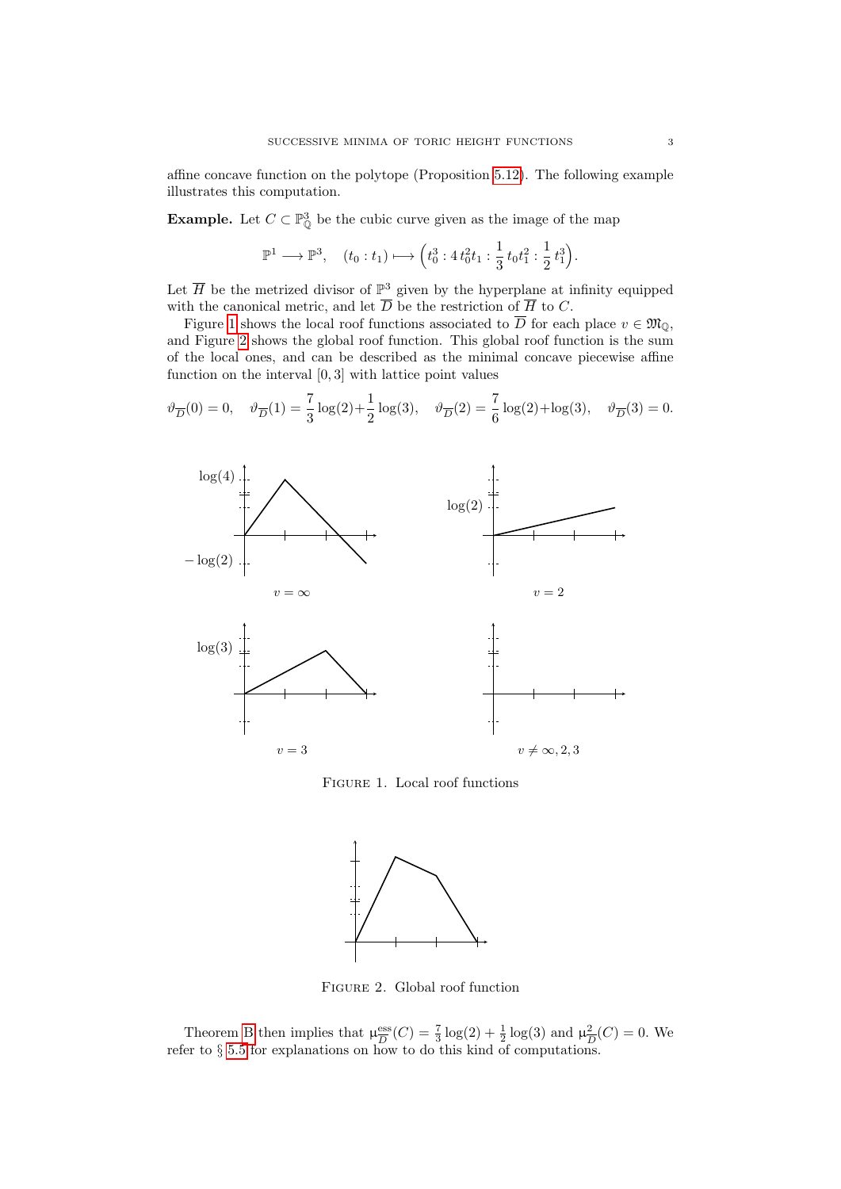affine concave function on the polytope (Proposition 5.12). The following example illustrates this computation.

**Example.** Let $C \subset \mathbb{P}^3_{\mathbb{Q}}$ be the cubic curve given as the image of the map

$$\mathbb{P}^1 \longrightarrow \mathbb{P}^3, \quad (t_0 : t_1) \longmapsto \Big(t_0^3 : 4\,t_0^2 t_1 : \frac{1}{3}\,t_0 t_1^2 : \frac{1}{2}\,t_1^3\Big).$$

Let $\overline{H}$ be the metrized divisor of $\mathbb{P}^3$ given by the hyperplane at infinity equipped with the canonical metric, and let $\overline{D}$ be the restriction of $\overline{H}$ to $C$.

Figure 1 shows the local roof functions associated to $\overline{D}$ for each place $v \in \mathfrak{M}_{\mathbb{Q}}$, and Figure 2 shows the global roof function. This global roof function is the sum of the local ones, and can be described as the minimal concave piecewise affine function on the interval $[0,3]$ with lattice point values

$$\vartheta_{\overline{D}}(0) = 0, \quad \vartheta_{\overline{D}}(1) = \frac{7}{3}\log(2) + \frac{1}{2}\log(3), \quad \vartheta_{\overline{D}}(2) = \frac{7}{6}\log(2) + \log(3), \quad \vartheta_{\overline{D}}(3) = 0.$$

log(4)

−log(2)

$v = \infty$

log(2)

$v = 2$

log(3)

$v = 3$

$v \neq \infty, 2, 3$

Figure 1. Local roof functions

Figure 2. Global roof function

Theorem B then implies that $\upmu^{\mathrm{ess}}_{\overline{D}}(C) = \frac{7}{3}\log(2) + \frac{1}{2}\log(3)$ and $\upmu^{2}_{\overline{D}}(C) = 0$. We refer to § 5.5 for explanations on how to do this kind of computations.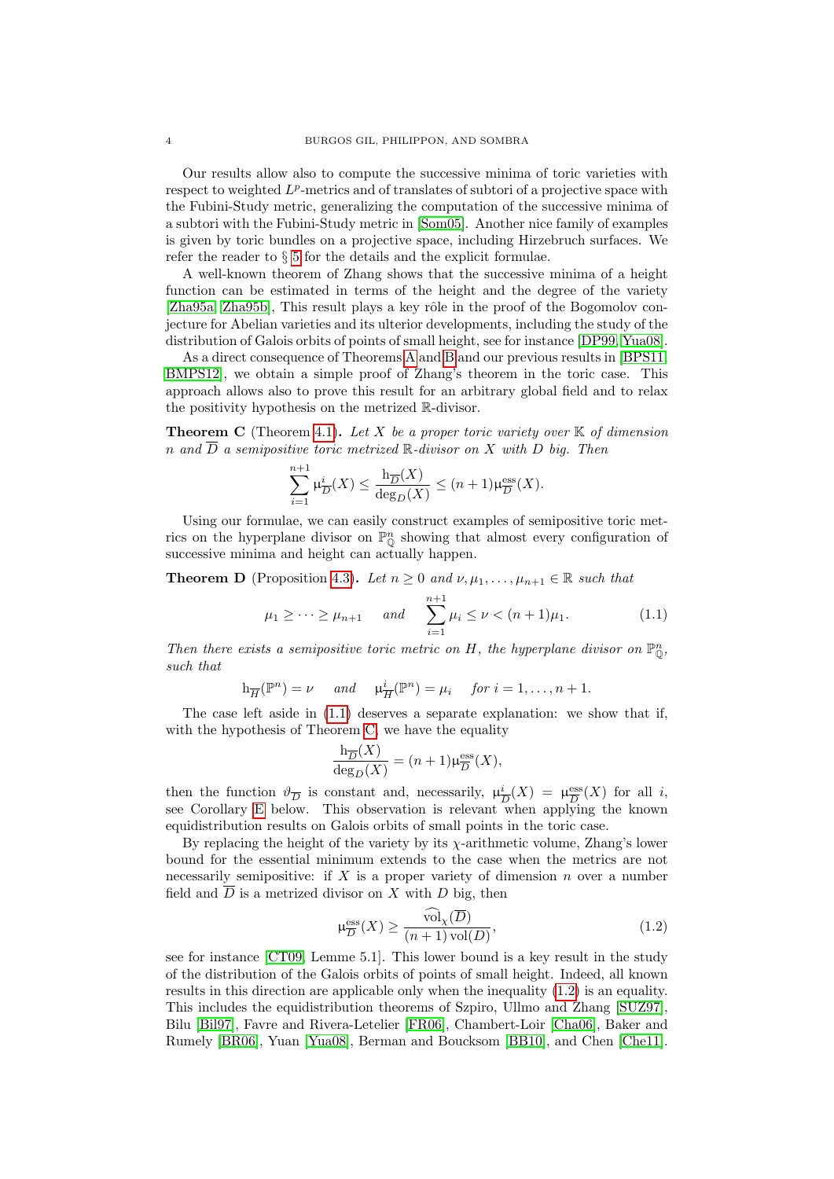Our results allow also to compute the successive minima of toric varieties with respect to weighted $L^p$-metrics and of translates of subtori of a projective space with the Fubini-Study metric, generalizing the computation of the successive minima of a subtori with the Fubini-Study metric in [Som05]. Another nice family of examples is given by toric bundles on a projective space, including Hirzebruch surfaces. We refer the reader to § 5 for the details and the explicit formulae.

A well-known theorem of Zhang shows that the successive minima of a height function can be estimated in terms of the height and the degree of the variety [Zha95a, Zha95b], This result plays a key rôle in the proof of the Bogomolov conjecture for Abelian varieties and its ulterior developments, including the study of the distribution of Galois orbits of points of small height, see for instance [DP99, Yua08].

As a direct consequence of Theorems A and B and our previous results in [BPS11, BMPS12], we obtain a simple proof of Zhang's theorem in the toric case. This approach allows also to prove this result for an arbitrary global field and to relax the positivity hypothesis on the metrized $\mathbb{R}$-divisor.

**Theorem C** (Theorem 4.1)**.** *Let $X$ be a proper toric variety over $\mathbb{K}$ of dimension $n$ and $\overline{D}$ a semipositive toric metrized $\mathbb{R}$-divisor on $X$ with $D$ big. Then*

$$\sum_{i=1}^{n+1} \mu^{i}_{\overline{D}}(X) \le \frac{\mathrm{h}_{\overline{D}}(X)}{\deg_D(X)} \le (n+1)\mu^{\mathrm{ess}}_{\overline{D}}(X).$$

Using our formulae, we can easily construct examples of semipositive toric metrics on the hyperplane divisor on $\mathbb{P}^n_{\mathbb{Q}}$ showing that almost every configuration of successive minima and height can actually happen.

**Theorem D** (Proposition 4.3)**.** *Let $n \ge 0$ and $\nu, \mu_1, \dots, \mu_{n+1} \in \mathbb{R}$ such that*

$$\mu_1 \ge \dots \ge \mu_{n+1} \quad \text{and} \quad \sum_{i=1}^{n+1} \mu_i \le \nu < (n+1)\mu_1. \tag{1.1}$$

*Then there exists a semipositive toric metric on $H$, the hyperplane divisor on $\mathbb{P}^n_{\mathbb{Q}}$, such that*

$$\mathrm{h}_{\overline{H}}(\mathbb{P}^n) = \nu \quad \text{and} \quad \mu^{i}_{\overline{H}}(\mathbb{P}^n) = \mu_i \quad \text{for } i = 1, \dots, n+1.$$

The case left aside in (1.1) deserves a separate explanation: we show that if, with the hypothesis of Theorem C, we have the equality

$$\frac{\mathrm{h}_{\overline{D}}(X)}{\deg_D(X)} = (n+1)\mu^{\mathrm{ess}}_{\overline{D}}(X),$$

then the function $\vartheta_{\overline{D}}$ is constant and, necessarily, $\mu^{i}_{\overline{D}}(X) = \mu^{\mathrm{ess}}_{\overline{D}}(X)$ for all $i$, see Corollary E below. This observation is relevant when applying the known equidistribution results on Galois orbits of small points in the toric case.

By replacing the height of the variety by its $\chi$-arithmetic volume, Zhang's lower bound for the essential minimum extends to the case when the metrics are not necessarily semipositive: if $X$ is a proper variety of dimension $n$ over a number field and $\overline{D}$ is a metrized divisor on $X$ with $D$ big, then

$$\mu^{\mathrm{ess}}_{\overline{D}}(X) \ge \frac{\widehat{\mathrm{vol}}_{\chi}(\overline{D})}{(n+1)\operatorname{vol}(D)}, \tag{1.2}$$

see for instance [CT09, Lemme 5.1]. This lower bound is a key result in the study of the distribution of the Galois orbits of points of small height. Indeed, all known results in this direction are applicable only when the inequality (1.2) is an equality. This includes the equidistribution theorems of Szpiro, Ullmo and Zhang [SUZ97], Bilu [Bil97], Favre and Rivera-Letelier [FR06], Chambert-Loir [Cha06], Baker and Rumely [BR06], Yuan [Yua08], Berman and Boucksom [BB10], and Chen [Che11].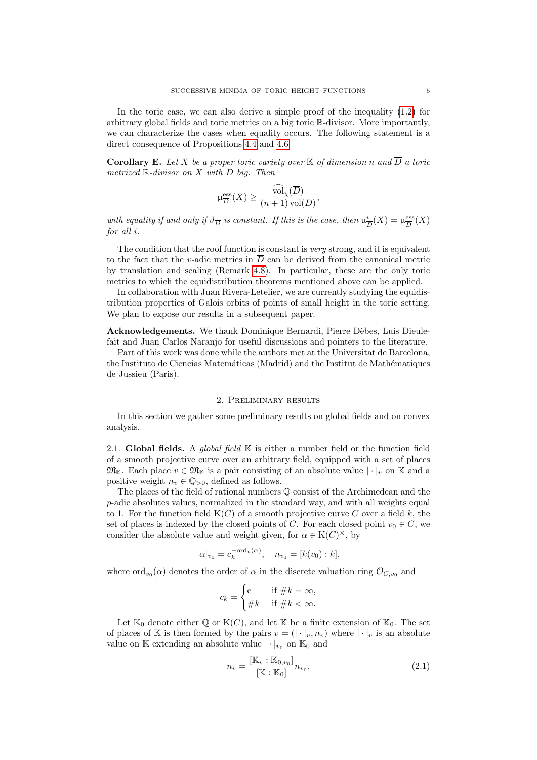In the toric case, we can also derive a simple proof of the inequality (1.2) for arbitrary global fields and toric metrics on a big toric $\mathbb{R}$-divisor. More importantly, we can characterize the cases when equality occurs. The following statement is a direct consequence of Propositions 4.4 and 4.6.

**Corollary E.** *Let $X$ be a proper toric variety over $\mathbb{K}$ of dimension $n$ and $\overline{D}$ a toric metrized $\mathbb{R}$-divisor on $X$ with $D$ big. Then*

$$\upmu^{\mathrm{ess}}_{\overline{D}}(X) \geq \frac{\widehat{\mathrm{vol}}_{\chi}(\overline{D})}{(n+1)\,\mathrm{vol}(D)},$$

*with equality if and only if $\vartheta_{\overline{D}}$ is constant. If this is the case, then $\upmu^{i}_{\overline{D}}(X) = \upmu^{\mathrm{ess}}_{\overline{D}}(X)$ for all $i$.*

The condition that the roof function is constant is *very* strong, and it is equivalent to the fact that the $v$-adic metrics in $\overline{D}$ can be derived from the canonical metric by translation and scaling (Remark 4.8). In particular, these are the only toric metrics to which the equidistribution theorems mentioned above can be applied.

In collaboration with Juan Rivera-Letelier, we are currently studying the equidistribution properties of Galois orbits of points of small height in the toric setting. We plan to expose our results in a subsequent paper.

**Acknowledgements.** We thank Dominique Bernardi, Pierre Dèbes, Luis Dieulefait and Juan Carlos Naranjo for useful discussions and pointers to the literature.

Part of this work was done while the authors met at the Universitat de Barcelona, the Instituto de Ciencias Matemáticas (Madrid) and the Institut de Mathématiques de Jussieu (Paris).

## 2. Preliminary results

In this section we gather some preliminary results on global fields and on convex analysis.

2.1. **Global fields.** A *global field* $\mathbb{K}$ is either a number field or the function field of a smooth projective curve over an arbitrary field, equipped with a set of places $\mathfrak{M}_{\mathbb{K}}$. Each place $v \in \mathfrak{M}_{\mathbb{K}}$ is a pair consisting of an absolute value $|\cdot|_v$ on $\mathbb{K}$ and a positive weight $n_v \in \mathbb{Q}_{>0}$, defined as follows.

The places of the field of rational numbers $\mathbb{Q}$ consist of the Archimedean and the $p$-adic absolutes values, normalized in the standard way, and with all weights equal to 1. For the function field $\mathrm{K}(C)$ of a smooth projective curve $C$ over a field $k$, the set of places is indexed by the closed points of $C$. For each closed point $v_0 \in C$, we consider the absolute value and weight given, for $\alpha \in \mathrm{K}(C)^{\times}$, by

$$|\alpha|_{v_0} = c_k^{-\mathrm{ord}_v(\alpha)}, \quad n_{v_0} = [k(v_0) : k],$$

where $\mathrm{ord}_{v_0}(\alpha)$ denotes the order of $\alpha$ in the discrete valuation ring $\mathcal{O}_{C,v_0}$ and

$$c_k = \begin{cases} \mathrm{e} & \text{if } \#k = \infty, \\ \#k & \text{if } \#k < \infty. \end{cases}$$

Let $\mathbb{K}_0$ denote either $\mathbb{Q}$ or $\mathrm{K}(C)$, and let $\mathbb{K}$ be a finite extension of $\mathbb{K}_0$. The set of places of $\mathbb{K}$ is then formed by the pairs $v = (|\cdot|_v, n_v)$ where $|\cdot|_v$ is an absolute value on $\mathbb{K}$ extending an absolute value $|\cdot|_{v_0}$ on $\mathbb{K}_0$ and

$$n_v = \frac{[\mathbb{K}_v : \mathbb{K}_{0,v_0}]}{[\mathbb{K} : \mathbb{K}_0]} n_{v_0}, \tag{2.1}$$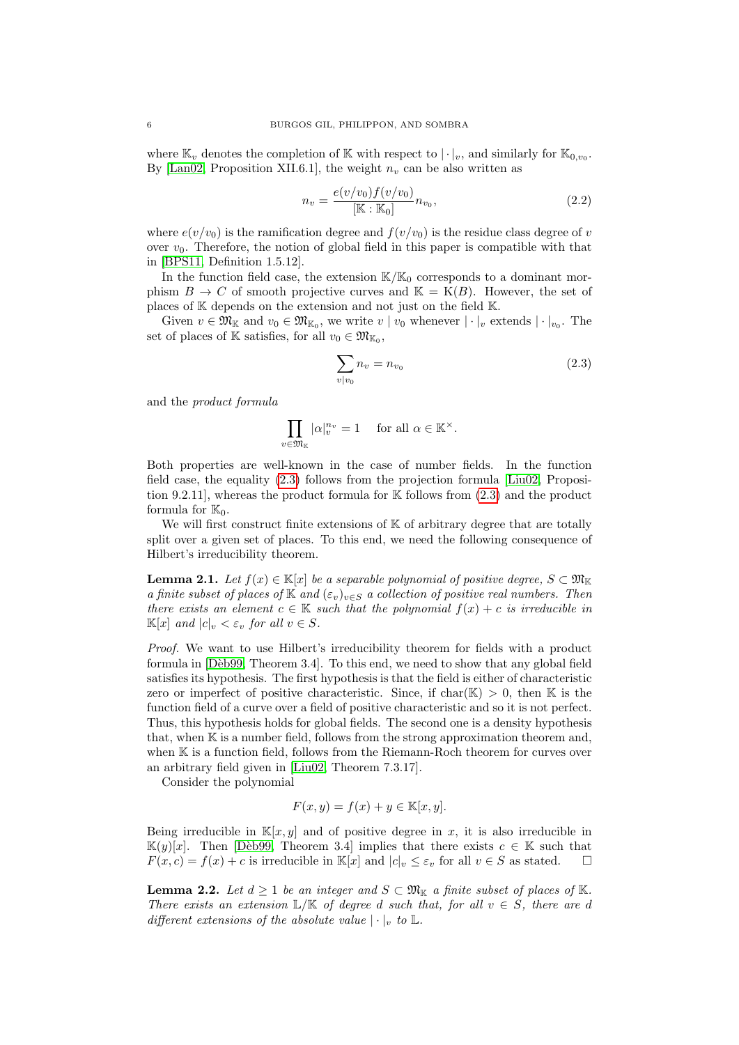where $\mathbb{K}_v$ denotes the completion of $\mathbb{K}$ with respect to $|\cdot|_v$, and similarly for $\mathbb{K}_{0,v_0}$. By [Lan02, Proposition XII.6.1], the weight $n_v$ can be also written as

$$n_v = \frac{e(v/v_0)f(v/v_0)}{[\mathbb{K}:\mathbb{K}_0]} n_{v_0}, \tag{2.2}$$

where $e(v/v_0)$ is the ramification degree and $f(v/v_0)$ is the residue class degree of $v$ over $v_0$. Therefore, the notion of global field in this paper is compatible with that in [BPS11, Definition 1.5.12].

In the function field case, the extension $\mathbb{K}/\mathbb{K}_0$ corresponds to a dominant morphism $B \to C$ of smooth projective curves and $\mathbb{K} = \mathrm{K}(B)$. However, the set of places of $\mathbb{K}$ depends on the extension and not just on the field $\mathbb{K}$.

Given $v \in \mathfrak{M}_{\mathbb{K}}$ and $v_0 \in \mathfrak{M}_{\mathbb{K}_0}$, we write $v \mid v_0$ whenever $|\cdot|_v$ extends $|\cdot|_{v_0}$. The set of places of $\mathbb{K}$ satisfies, for all $v_0 \in \mathfrak{M}_{\mathbb{K}_0}$,

$$\sum_{v \mid v_0} n_v = n_{v_0} \tag{2.3}$$

and the *product formula*

$$\prod_{v \in \mathfrak{M}_{\mathbb{K}}} |\alpha|_v^{n_v} = 1 \quad \text{for all } \alpha \in \mathbb{K}^{\times}.$$

Both properties are well-known in the case of number fields. In the function field case, the equality (2.3) follows from the projection formula [Liu02, Proposition 9.2.11], whereas the product formula for $\mathbb{K}$ follows from (2.3) and the product formula for $\mathbb{K}_0$.

We will first construct finite extensions of $\mathbb{K}$ of arbitrary degree that are totally split over a given set of places. To this end, we need the following consequence of Hilbert's irreducibility theorem.

**Lemma 2.1.** *Let $f(x) \in \mathbb{K}[x]$ be a separable polynomial of positive degree, $S \subset \mathfrak{M}_{\mathbb{K}}$ a finite subset of places of $\mathbb{K}$ and $(\varepsilon_v)_{v \in S}$ a collection of positive real numbers. Then there exists an element $c \in \mathbb{K}$ such that the polynomial $f(x) + c$ is irreducible in $\mathbb{K}[x]$ and $|c|_v < \varepsilon_v$ for all $v \in S$.*

*Proof.* We want to use Hilbert's irreducibility theorem for fields with a product formula in [Dèb99, Theorem 3.4]. To this end, we need to show that any global field satisfies its hypothesis. The first hypothesis is that the field is either of characteristic zero or imperfect of positive characteristic. Since, if $\mathrm{char}(\mathbb{K}) > 0$, then $\mathbb{K}$ is the function field of a curve over a field of positive characteristic and so it is not perfect. Thus, this hypothesis holds for global fields. The second one is a density hypothesis that, when $\mathbb{K}$ is a number field, follows from the strong approximation theorem and, when $\mathbb{K}$ is a function field, follows from the Riemann-Roch theorem for curves over an arbitrary field given in [Liu02, Theorem 7.3.17].

Consider the polynomial

$$F(x, y) = f(x) + y \in \mathbb{K}[x, y].$$

Being irreducible in $\mathbb{K}[x, y]$ and of positive degree in $x$, it is also irreducible in $\mathbb{K}(y)[x]$. Then [Dèb99, Theorem 3.4] implies that there exists $c \in \mathbb{K}$ such that $F(x, c) = f(x) + c$ is irreducible in $\mathbb{K}[x]$ and $|c|_v \le \varepsilon_v$ for all $v \in S$ as stated. $\square$

**Lemma 2.2.** *Let $d \geq 1$ be an integer and $S \subset \mathfrak{M}_{\mathbb{K}}$ a finite subset of places of $\mathbb{K}$. There exists an extension $\mathbb{L}/\mathbb{K}$ of degree $d$ such that, for all $v \in S$, there are $d$ different extensions of the absolute value $|\cdot|_v$ to $\mathbb{L}$.*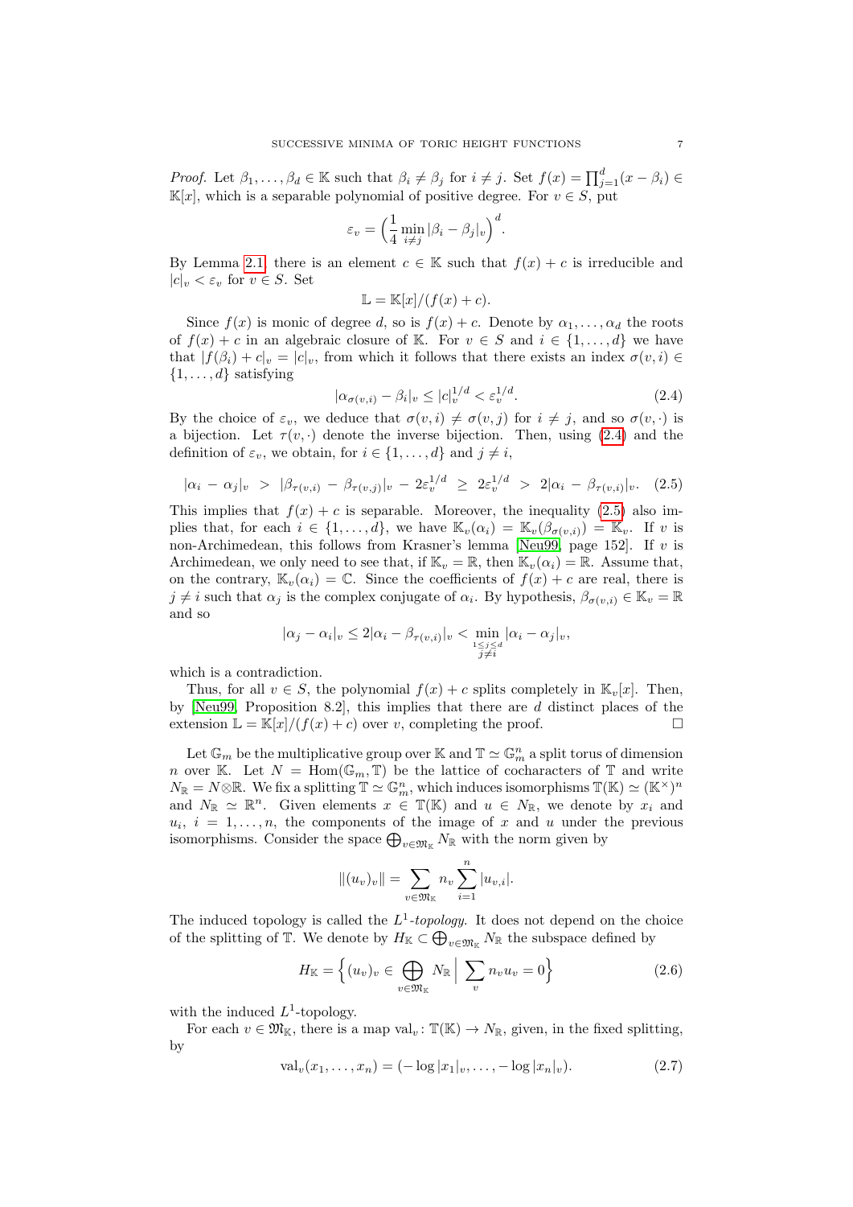*Proof.* Let $\beta_1, \dots, \beta_d \in \mathbb{K}$ such that $\beta_i \neq \beta_j$ for $i \neq j$. Set $f(x) = \prod_{j=1}^d (x - \beta_i) \in \mathbb{K}[x]$, which is a separable polynomial of positive degree. For $v \in S$, put

$$\varepsilon_v = \Big(\frac{1}{4} \min_{i \neq j} |\beta_i - \beta_j|_v\Big)^d.$$

By Lemma 2.1, there is an element $c \in \mathbb{K}$ such that $f(x) + c$ is irreducible and $|c|_v < \varepsilon_v$ for $v \in S$. Set

$$\mathbb{L} = \mathbb{K}[x]/(f(x) + c).$$

Since $f(x)$ is monic of degree $d$, so is $f(x) + c$. Denote by $\alpha_1, \dots, \alpha_d$ the roots of $f(x) + c$ in an algebraic closure of $\mathbb{K}$. For $v \in S$ and $i \in \{1, \dots, d\}$ we have that $|f(\beta_i) + c|_v = |c|_v$, from which it follows that there exists an index $\sigma(v,i) \in \{1, \dots, d\}$ satisfying

$$|\alpha_{\sigma(v,i)} - \beta_i|_v \le |c|_v^{1/d} < \varepsilon_v^{1/d}. \tag{2.4}$$

By the choice of $\varepsilon_v$, we deduce that $\sigma(v,i) \neq \sigma(v,j)$ for $i \neq j$, and so $\sigma(v, \cdot)$ is a bijection. Let $\tau(v, \cdot)$ denote the inverse bijection. Then, using (2.4) and the definition of $\varepsilon_v$, we obtain, for $i \in \{1, \dots, d\}$ and $j \neq i$,

$$|\alpha_i - \alpha_j|_v > |\beta_{\tau(v,i)} - \beta_{\tau(v,j)}|_v - 2\varepsilon_v^{1/d} \ge 2\varepsilon_v^{1/d} > 2|\alpha_i - \beta_{\tau(v,i)}|_v. \tag{2.5}$$

This implies that $f(x) + c$ is separable. Moreover, the inequality (2.5) also implies that, for each $i \in \{1, \dots, d\}$, we have $\mathbb{K}_v(\alpha_i) = \mathbb{K}_v(\beta_{\sigma(v,i)}) = \mathbb{K}_v$. If $v$ is non-Archimedean, this follows from Krasner's lemma [Neu99, page 152]. If $v$ is Archimedean, we only need to see that, if $\mathbb{K}_v = \mathbb{R}$, then $\mathbb{K}_v(\alpha_i) = \mathbb{R}$. Assume that, on the contrary, $\mathbb{K}_v(\alpha_i) = \mathbb{C}$. Since the coefficients of $f(x) + c$ are real, there is $j \neq i$ such that $\alpha_j$ is the complex conjugate of $\alpha_i$. By hypothesis, $\beta_{\sigma(v,i)} \in \mathbb{K}_v = \mathbb{R}$ and so

$$|\alpha_j - \alpha_i|_v \le 2|\alpha_i - \beta_{\tau(v,i)}|_v < \min_{\substack{1 \le j \le d \\ j \neq i}} |\alpha_i - \alpha_j|_v,$$

which is a contradiction.

Thus, for all $v \in S$, the polynomial $f(x) + c$ splits completely in $\mathbb{K}_v[x]$. Then, by [Neu99, Proposition 8.2], this implies that there are $d$ distinct places of the extension $\mathbb{L} = \mathbb{K}[x]/(f(x) + c)$ over $v$, completing the proof. $\square$

Let $\mathbb{G}_m$ be the multiplicative group over $\mathbb{K}$ and $\mathbb{T} \simeq \mathbb{G}_m^n$ a split torus of dimension $n$ over $\mathbb{K}$. Let $N = \mathrm{Hom}(\mathbb{G}_m, \mathbb{T})$ be the lattice of cocharacters of $\mathbb{T}$ and write $N_\mathbb{R} = N \otimes \mathbb{R}$. We fix a splitting $\mathbb{T} \simeq \mathbb{G}_m^n$, which induces isomorphisms $\mathbb{T}(\mathbb{K}) \simeq (\mathbb{K}^\times)^n$ and $N_\mathbb{R} \simeq \mathbb{R}^n$. Given elements $x \in \mathbb{T}(\mathbb{K})$ and $u \in N_\mathbb{R}$, we denote by $x_i$ and $u_i$, $i = 1, \dots, n$, the components of the image of $x$ and $u$ under the previous isomorphisms. Consider the space $\bigoplus_{v \in \mathfrak{M}_\mathbb{K}} N_\mathbb{R}$ with the norm given by

$$\|(u_v)_v\| = \sum_{v \in \mathfrak{M}_\mathbb{K}} n_v \sum_{i=1}^n |u_{v,i}|.$$

The induced topology is called the *$L^1$-topology*. It does not depend on the choice of the splitting of $\mathbb{T}$. We denote by $H_\mathbb{K} \subset \bigoplus_{v \in \mathfrak{M}_\mathbb{K}} N_\mathbb{R}$ the subspace defined by

$$H_\mathbb{K} = \Big\{ (u_v)_v \in \bigoplus_{v \in \mathfrak{M}_\mathbb{K}} N_\mathbb{R} \Bigm| \sum_v n_v u_v = 0 \Big\} \tag{2.6}$$

with the induced $L^1$-topology.

For each $v \in \mathfrak{M}_\mathbb{K}$, there is a map $\mathrm{val}_v \colon \mathbb{T}(\mathbb{K}) \to N_\mathbb{R}$, given, in the fixed splitting, by

$$\mathrm{val}_v(x_1, \dots, x_n) = (-\log|x_1|_v, \dots, -\log|x_n|_v). \tag{2.7}$$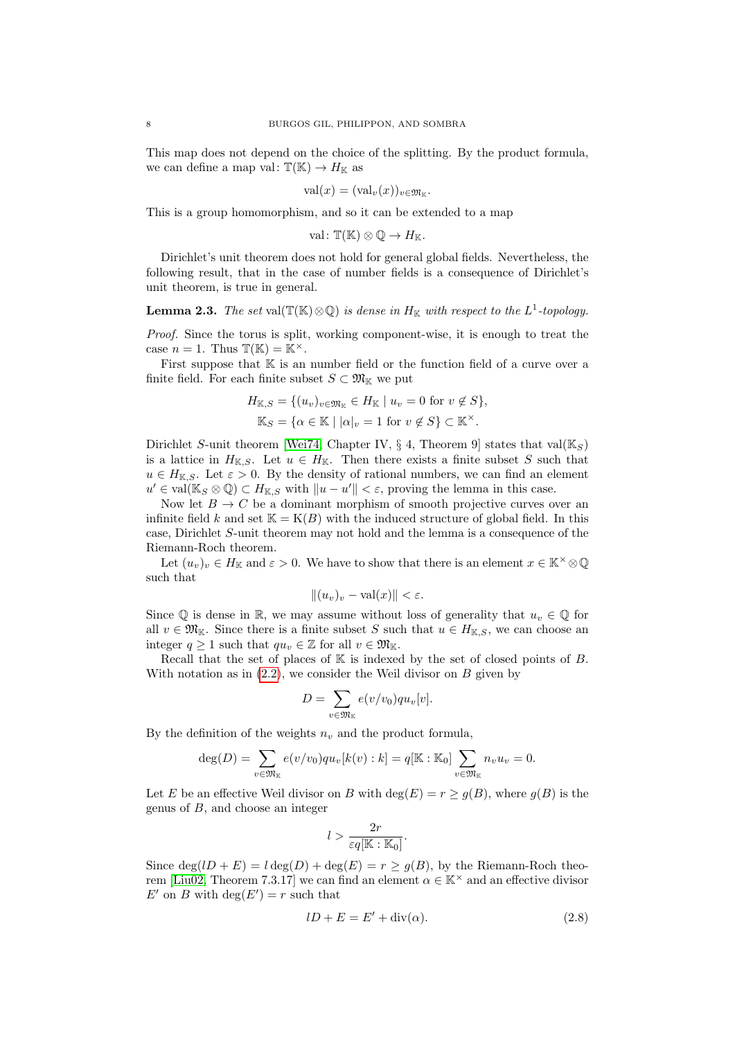This map does not depend on the choice of the splitting. By the product formula, we can define a map $\mathrm{val}\colon \mathbb{T}(\mathbb{K}) \to H_{\mathbb{K}}$ as

$$\mathrm{val}(x) = (\mathrm{val}_v(x))_{v \in \mathfrak{M}_{\mathbb{K}}}.$$

This is a group homomorphism, and so it can be extended to a map

$$\mathrm{val}\colon \mathbb{T}(\mathbb{K}) \otimes \mathbb{Q} \to H_{\mathbb{K}}.$$

Dirichlet's unit theorem does not hold for general global fields. Nevertheless, the following result, that in the case of number fields is a consequence of Dirichlet's unit theorem, is true in general.

**Lemma 2.3.** *The set* $\mathrm{val}(\mathbb{T}(\mathbb{K}) \otimes \mathbb{Q})$ *is dense in* $H_{\mathbb{K}}$ *with respect to the* $L^1$*-topology.*

*Proof.* Since the torus is split, working component-wise, it is enough to treat the case $n = 1$. Thus $\mathbb{T}(\mathbb{K}) = \mathbb{K}^{\times}$.

First suppose that $\mathbb{K}$ is an number field or the function field of a curve over a finite field. For each finite subset $S \subset \mathfrak{M}_{\mathbb{K}}$ we put

$$H_{\mathbb{K},S} = \{(u_v)_{v \in \mathfrak{M}_{\mathbb{K}}} \in H_{\mathbb{K}} \mid u_v = 0 \text{ for } v \notin S\},$$
$$\mathbb{K}_S = \{\alpha \in \mathbb{K} \mid |\alpha|_v = 1 \text{ for } v \notin S\} \subset \mathbb{K}^{\times}.$$

Dirichlet $S$-unit theorem [Wei74, Chapter IV, § 4, Theorem 9] states that $\mathrm{val}(\mathbb{K}_S)$ is a lattice in $H_{\mathbb{K},S}$. Let $u \in H_{\mathbb{K}}$. Then there exists a finite subset $S$ such that $u \in H_{\mathbb{K},S}$. Let $\varepsilon > 0$. By the density of rational numbers, we can find an element $u' \in \mathrm{val}(\mathbb{K}_S \otimes \mathbb{Q}) \subset H_{\mathbb{K},S}$ with $\|u - u'\| < \varepsilon$, proving the lemma in this case.

Now let $B \to C$ be a dominant morphism of smooth projective curves over an infinite field $k$ and set $\mathbb{K} = \mathrm{K}(B)$ with the induced structure of global field. In this case, Dirichlet $S$-unit theorem may not hold and the lemma is a consequence of the Riemann-Roch theorem.

Let $(u_v)_v \in H_{\mathbb{K}}$ and $\varepsilon > 0$. We have to show that there is an element $x \in \mathbb{K}^{\times} \otimes \mathbb{Q}$ such that

$$\|(u_v)_v - \mathrm{val}(x)\| < \varepsilon.$$

Since $\mathbb{Q}$ is dense in $\mathbb{R}$, we may assume without loss of generality that $u_v \in \mathbb{Q}$ for all $v \in \mathfrak{M}_{\mathbb{K}}$. Since there is a finite subset $S$ such that $u \in H_{\mathbb{K},S}$, we can choose an integer $q \geq 1$ such that $qu_v \in \mathbb{Z}$ for all $v \in \mathfrak{M}_{\mathbb{K}}$.

Recall that the set of places of $\mathbb{K}$ is indexed by the set of closed points of $B$. With notation as in (2.2), we consider the Weil divisor on $B$ given by

$$D = \sum_{v \in \mathfrak{M}_{\mathbb{K}}} e(v/v_0) q u_v [v].$$

By the definition of the weights $n_v$ and the product formula,

$$\deg(D) = \sum_{v \in \mathfrak{M}_{\mathbb{K}}} e(v/v_0) q u_v [k(v) : k] = q[\mathbb{K} : \mathbb{K}_0] \sum_{v \in \mathfrak{M}_{\mathbb{K}}} n_v u_v = 0.$$

Let $E$ be an effective Weil divisor on $B$ with $\deg(E) = r \geq g(B)$, where $g(B)$ is the genus of $B$, and choose an integer

$$l > \frac{2r}{\varepsilon q [\mathbb{K} : \mathbb{K}_0]}.$$

Since $\deg(lD + E) = l \deg(D) + \deg(E) = r \geq g(B)$, by the Riemann-Roch theorem [Liu02, Theorem 7.3.17] we can find an element $\alpha \in \mathbb{K}^{\times}$ and an effective divisor $E'$ on $B$ with $\deg(E') = r$ such that

$$lD + E = E' + \mathrm{div}(\alpha). \tag{2.8}$$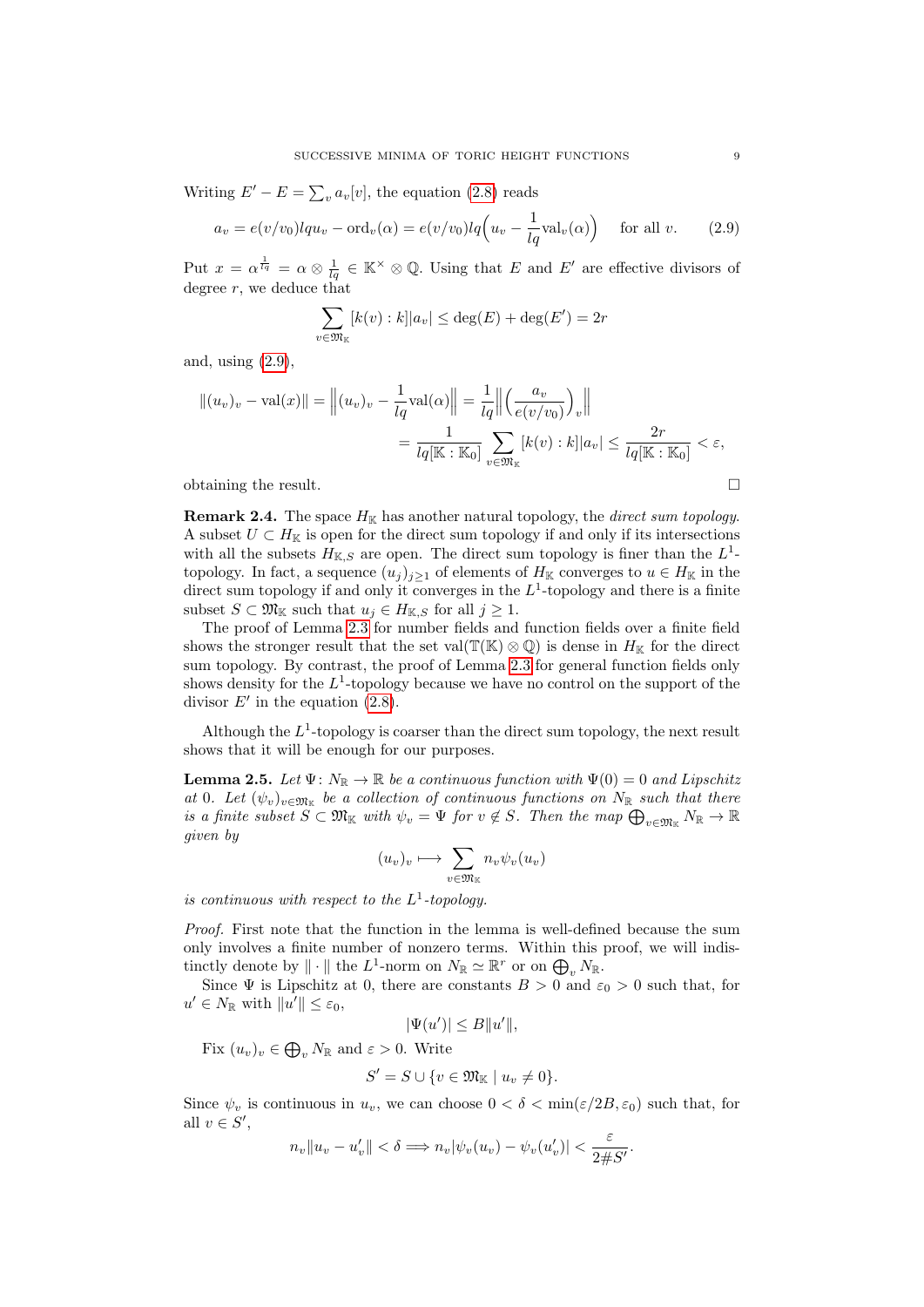Writing $E' - E = \sum_v a_v[v]$, the equation (2.8) reads

$$a_v = e(v/v_0)lqu_v - \mathrm{ord}_v(\alpha) = e(v/v_0)lq\Big(u_v - \frac{1}{lq}\mathrm{val}_v(\alpha)\Big) \quad \text{for all } v. \tag{2.9}$$

Put $x = \alpha^{\frac{1}{lq}} = \alpha \otimes \frac{1}{lq} \in \mathbb{K}^\times \otimes \mathbb{Q}$. Using that $E$ and $E'$ are effective divisors of degree $r$, we deduce that

$$\sum_{v \in \mathfrak{M}_\mathbb{K}} [k(v):k]|a_v| \leq \deg(E) + \deg(E') = 2r$$

and, using (2.9),

$$\begin{aligned}\|(u_v)_v - \mathrm{val}(x)\| = \Big\|(u_v)_v - \frac{1}{lq}\mathrm{val}(\alpha)\Big\| &= \frac{1}{lq}\Big\|\Big(\frac{a_v}{e(v/v_0)}\Big)_v\Big\| \\ &= \frac{1}{lq[\mathbb{K}:\mathbb{K}_0]}\sum_{v\in\mathfrak{M}_\mathbb{K}}[k(v):k]|a_v| \leq \frac{2r}{lq[\mathbb{K}:\mathbb{K}_0]} < \varepsilon,\end{aligned}$$

obtaining the result. $\square$

**Remark 2.4.** The space $H_\mathbb{K}$ has another natural topology, the *direct sum topology.* A subset $U \subset H_\mathbb{K}$ is open for the direct sum topology if and only if its intersections with all the subsets $H_{\mathbb{K},S}$ are open. The direct sum topology is finer than the $L^1$-topology. In fact, a sequence $(u_j)_{j\geq 1}$ of elements of $H_\mathbb{K}$ converges to $u \in H_\mathbb{K}$ in the direct sum topology if and only if it converges in the $L^1$-topology and there is a finite subset $S \subset \mathfrak{M}_\mathbb{K}$ such that $u_j \in H_{\mathbb{K},S}$ for all $j \geq 1$.

The proof of Lemma 2.3 for number fields and function fields over a finite field shows the stronger result that the set $\mathrm{val}(\mathbb{T}(\mathbb{K}) \otimes \mathbb{Q})$ is dense in $H_\mathbb{K}$ for the direct sum topology. By contrast, the proof of Lemma 2.3 for general function fields only shows density for the $L^1$-topology because we have no control on the support of the divisor $E'$ in the equation (2.8).

Although the $L^1$-topology is coarser than the direct sum topology, the next result shows that it will be enough for our purposes.

**Lemma 2.5.** *Let $\Psi \colon N_\mathbb{R} \to \mathbb{R}$ be a continuous function with $\Psi(0) = 0$ and Lipschitz at 0. Let $(\psi_v)_{v\in\mathfrak{M}_\mathbb{K}}$ be a collection of continuous functions on $N_\mathbb{R}$ such that there is a finite subset $S \subset \mathfrak{M}_\mathbb{K}$ with $\psi_v = \Psi$ for $v \notin S$. Then the map $\bigoplus_{v\in\mathfrak{M}_\mathbb{K}} N_\mathbb{R} \to \mathbb{R}$ given by*

$$(u_v)_v \longmapsto \sum_{v\in\mathfrak{M}_\mathbb{K}} n_v\psi_v(u_v)$$

*is continuous with respect to the $L^1$-topology.*

*Proof.* First note that the function in the lemma is well-defined because the sum only involves a finite number of nonzero terms. Within this proof, we will indistinctly denote by $\|\cdot\|$ the $L^1$-norm on $N_\mathbb{R} \simeq \mathbb{R}^r$ or on $\bigoplus_v N_\mathbb{R}$.

Since $\Psi$ is Lipschitz at 0, there are constants $B > 0$ and $\varepsilon_0 > 0$ such that, for $u' \in N_\mathbb{R}$ with $\|u'\| \leq \varepsilon_0$,

$$|\Psi(u')| \leq B\|u'\|,$$

Fix $(u_v)_v \in \bigoplus_v N_\mathbb{R}$ and $\varepsilon > 0$. Write

$$S' = S \cup \{v \in \mathfrak{M}_\mathbb{K} \mid u_v \neq 0\}.$$

Since $\psi_v$ is continuous in $u_v$, we can choose $0 < \delta < \min(\varepsilon/2B, \varepsilon_0)$ such that, for all $v \in S'$,

$$n_v\|u_v - u'_v\| < \delta \Longrightarrow n_v|\psi_v(u_v) - \psi_v(u'_v)| < \frac{\varepsilon}{2\#S'}.$$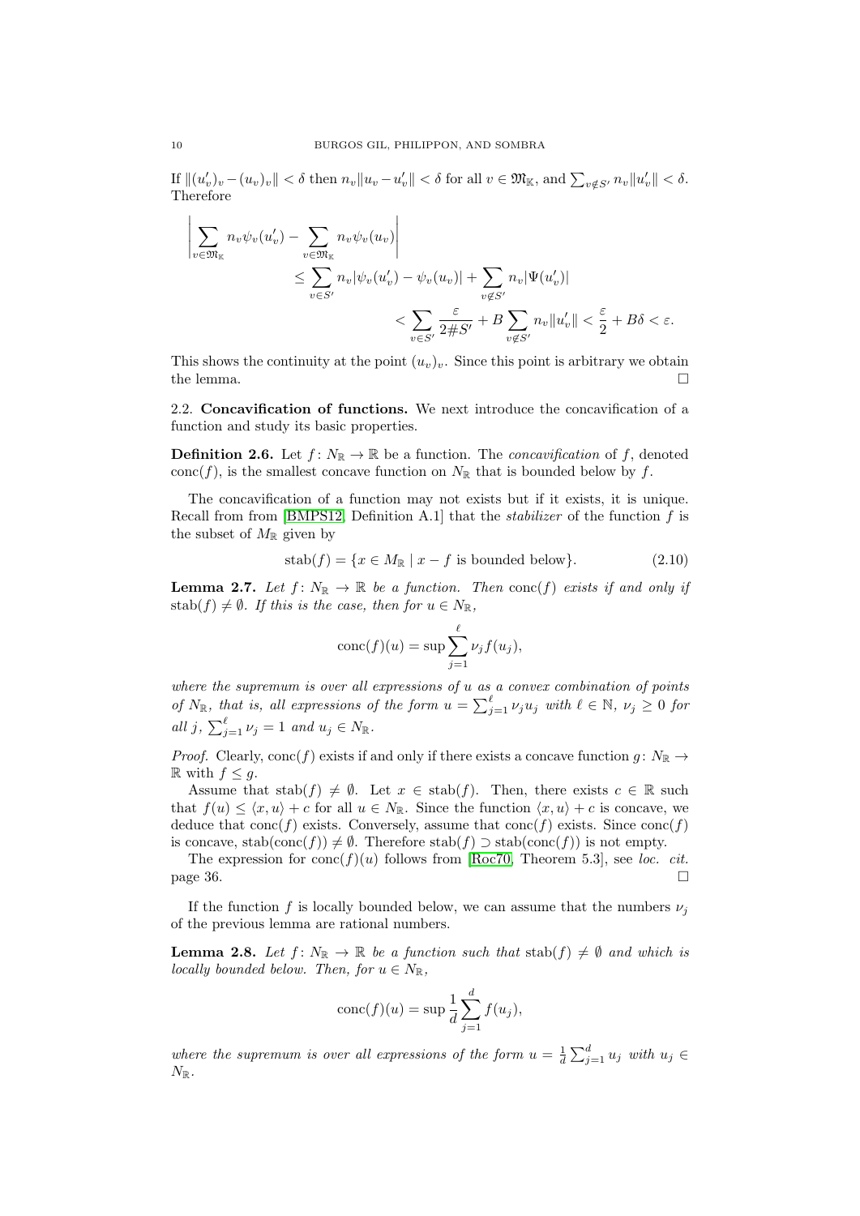If $\|(u'_v)_v-(u_v)_v\|<\delta$ then $n_v\|u_v-u'_v\|<\delta$ for all $v\in\mathfrak{M}_{\mathbb{K}}$, and $\sum_{v\notin S'} n_v\|u'_v\|<\delta$. Therefore

$$
\begin{aligned}
\left|\sum_{v\in\mathfrak{M}_{\mathbb{K}}} n_v\psi_v(u'_v)-\sum_{v\in\mathfrak{M}_{\mathbb{K}}} n_v\psi_v(u_v)\right| \\
\leq \sum_{v\in S'} n_v|\psi_v(u'_v)-\psi_v(u_v)| + \sum_{v\notin S'} n_v|\Psi(u'_v)| \\
< \sum_{v\in S'}\frac{\varepsilon}{2\#S'} + B\sum_{v\notin S'} n_v\|u'_v\| < \frac{\varepsilon}{2}+B\delta<\varepsilon.
\end{aligned}
$$

This shows the continuity at the point $(u_v)_v$. Since this point is arbitrary we obtain the lemma. □

## 2.2. Concavification of functions.

We next introduce the concavification of a function and study its basic properties.

**Definition 2.6.** Let $f\colon N_{\mathbb{R}}\to\mathbb{R}$ be a function. The *concavification* of $f$, denoted $\operatorname{conc}(f)$, is the smallest concave function on $N_{\mathbb{R}}$ that is bounded below by $f$.

The concavification of a function may not exists but if it exists, it is unique. Recall from from [BMPS12, Definition A.1] that the *stabilizer* of the function $f$ is the subset of $M_{\mathbb{R}}$ given by

$$
\operatorname{stab}(f)=\{x\in M_{\mathbb{R}}\mid x-f \text{ is bounded below}\}. \tag{2.10}
$$

**Lemma 2.7.** *Let $f\colon N_{\mathbb{R}}\to\mathbb{R}$ be a function. Then $\operatorname{conc}(f)$ exists if and only if $\operatorname{stab}(f)\neq\emptyset$. If this is the case, then for $u\in N_{\mathbb{R}}$,*

$$
\operatorname{conc}(f)(u)=\sup\sum_{j=1}^{\ell}\nu_j f(u_j),
$$

*where the supremum is over all expressions of $u$ as a convex combination of points of $N_{\mathbb{R}}$, that is, all expressions of the form $u=\sum_{j=1}^{\ell}\nu_j u_j$ with $\ell\in\mathbb{N}$, $\nu_j\geq 0$ for all $j$, $\sum_{j=1}^{\ell}\nu_j=1$ and $u_j\in N_{\mathbb{R}}$.*

*Proof.* Clearly, $\operatorname{conc}(f)$ exists if and only if there exists a concave function $g\colon N_{\mathbb{R}}\to\mathbb{R}$ with $f\leq g$.

Assume that $\operatorname{stab}(f)\neq\emptyset$. Let $x\in\operatorname{stab}(f)$. Then, there exists $c\in\mathbb{R}$ such that $f(u)\leq\langle x,u\rangle+c$ for all $u\in N_{\mathbb{R}}$. Since the function $\langle x,u\rangle+c$ is concave, we deduce that $\operatorname{conc}(f)$ exists. Conversely, assume that $\operatorname{conc}(f)$ exists. Since $\operatorname{conc}(f)$ is concave, $\operatorname{stab}(\operatorname{conc}(f))\neq\emptyset$. Therefore $\operatorname{stab}(f)\supset\operatorname{stab}(\operatorname{conc}(f))$ is not empty.

The expression for $\operatorname{conc}(f)(u)$ follows from [Roc70, Theorem 5.3], see *loc. cit.* page 36. □

If the function $f$ is locally bounded below, we can assume that the numbers $\nu_j$ of the previous lemma are rational numbers.

**Lemma 2.8.** *Let $f\colon N_{\mathbb{R}}\to\mathbb{R}$ be a function such that $\operatorname{stab}(f)\neq\emptyset$ and which is locally bounded below. Then, for $u\in N_{\mathbb{R}}$,*

$$
\operatorname{conc}(f)(u)=\sup\frac{1}{d}\sum_{j=1}^{d}f(u_j),
$$

*where the supremum is over all expressions of the form $u=\frac{1}{d}\sum_{j=1}^{d}u_j$ with $u_j\in N_{\mathbb{R}}$.*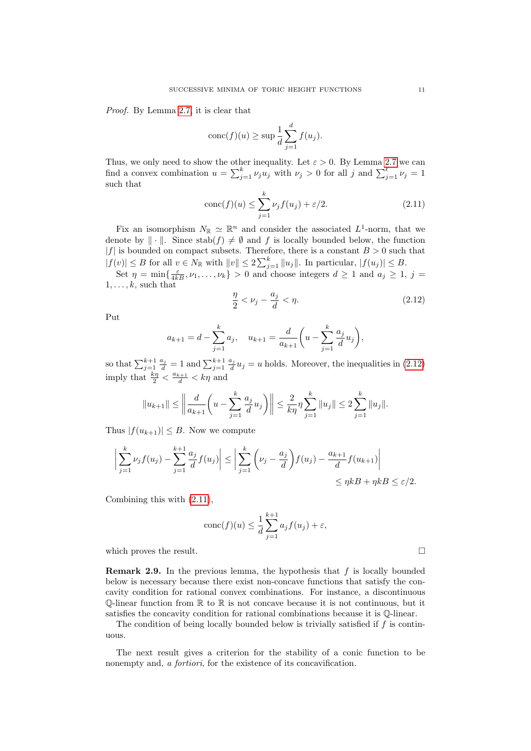*Proof.* By Lemma 2.7, it is clear that

$$\operatorname{conc}(f)(u) \geq \sup \frac{1}{d}\sum_{j=1}^{d} f(u_j).$$

Thus, we only need to show the other inequality. Let $\varepsilon > 0$. By Lemma 2.7 we can find a convex combination $u = \sum_{j=1}^{k} \nu_j u_j$ with $\nu_j > 0$ for all $j$ and $\sum_{j=1}^{\ell} \nu_j = 1$ such that

$$\operatorname{conc}(f)(u) \leq \sum_{j=1}^{k} \nu_j f(u_j) + \varepsilon/2. \tag{2.11}$$

Fix an isomorphism $N_{\mathbb{R}} \simeq \mathbb{R}^n$ and consider the associated $L^1$-norm, that we denote by $\|\cdot\|$. Since $\operatorname{stab}(f) \neq \emptyset$ and $f$ is locally bounded below, the function $|f|$ is bounded on compact subsets. Therefore, there is a constant $B > 0$ such that $|f(v)| \leq B$ for all $v \in N_{\mathbb{R}}$ with $\|v\| \leq 2\sum_{j=1}^{k} \|u_j\|$. In particular, $|f(u_j)| \leq B$.

Set $\eta = \min\{\frac{\varepsilon}{4kB}, \nu_1, \dots, \nu_k\} > 0$ and choose integers $d \geq 1$ and $a_j \geq 1$, $j = 1, \dots, k$, such that

$$\frac{\eta}{2} < \nu_j - \frac{a_j}{d} < \eta. \tag{2.12}$$

Put

$$a_{k+1} = d - \sum_{j=1}^{k} a_j, \quad u_{k+1} = \frac{d}{a_{k+1}}\Big(u - \sum_{j=1}^{k} \frac{a_j}{d} u_j\Big),$$

so that $\sum_{j=1}^{k+1} \frac{a_j}{d} = 1$ and $\sum_{j=1}^{k+1} \frac{a_j}{d} u_j = u$ holds. Moreover, the inequalities in (2.12) imply that $\frac{k\eta}{2} < \frac{a_{k+1}}{d} < k\eta$ and

$$\|u_{k+1}\| \leq \left\| \frac{d}{a_{k+1}}\Big(u - \sum_{j=1}^{k} \frac{a_j}{d} u_j\Big)\right\| \leq \frac{2}{k\eta}\eta \sum_{j=1}^{k} \|u_j\| \leq 2\sum_{j=1}^{k} \|u_j\|.$$

Thus $|f(u_{k+1})| \leq B$. Now we compute

$$\left|\sum_{j=1}^{k} \nu_j f(u_j) - \sum_{j=1}^{k+1} \frac{a_j}{d} f(u_j)\right| \leq \left|\sum_{j=1}^{k} \Big(\nu_j - \frac{a_j}{d}\Big) f(u_j) - \frac{a_{k+1}}{d} f(u_{k+1})\right|$$
$$\leq \eta k B + \eta k B \leq \varepsilon/2.$$

Combining this with (2.11),

$$\operatorname{conc}(f)(u) \leq \frac{1}{d}\sum_{j=1}^{k+1} a_j f(u_j) + \varepsilon,$$

which proves the result. $\square$

**Remark 2.9.** In the previous lemma, the hypothesis that $f$ is locally bounded below is necessary because there exist non-concave functions that satisfy the concavity condition for rational convex combinations. For instance, a discontinuous $\mathbb{Q}$-linear function from $\mathbb{R}$ to $\mathbb{R}$ is not concave because it is not continuous, but it satisfies the concavity condition for rational combinations because it is $\mathbb{Q}$-linear.

The condition of being locally bounded below is trivially satisfied if $f$ is continuous.

The next result gives a criterion for the stability of a conic function to be nonempty and, *a fortiori*, for the existence of its concavification.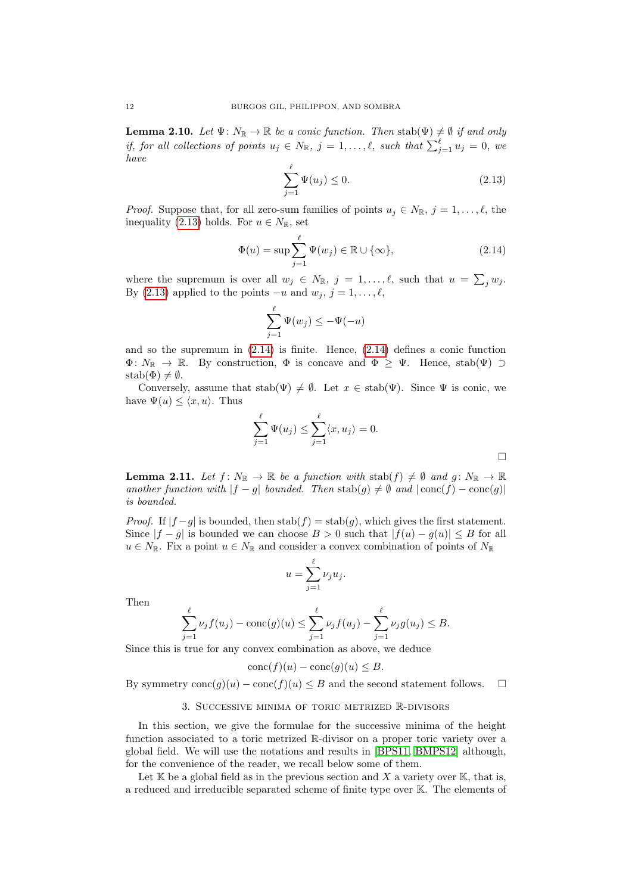**Lemma 2.10.** *Let $\Psi\colon N_{\mathbb{R}} \to \mathbb{R}$ be a conic function. Then $\operatorname{stab}(\Psi) \neq \emptyset$ if and only if, for all collections of points $u_j \in N_{\mathbb{R}}$, $j = 1, \dots, \ell$, such that $\sum_{j=1}^{\ell} u_j = 0$, we have*

$$\sum_{j=1}^{\ell} \Psi(u_j) \leq 0. \tag{2.13}$$

*Proof.* Suppose that, for all zero-sum families of points $u_j \in N_{\mathbb{R}}$, $j = 1, \dots, \ell$, the inequality (2.13) holds. For $u \in N_{\mathbb{R}}$, set

$$\Phi(u) = \sup \sum_{j=1}^{\ell} \Psi(w_j) \in \mathbb{R} \cup \{\infty\}, \tag{2.14}$$

where the supremum is over all $w_j \in N_{\mathbb{R}}$, $j = 1, \dots, \ell$, such that $u = \sum_j w_j$. By (2.13) applied to the points $-u$ and $w_j$, $j = 1, \dots, \ell$,

$$\sum_{j=1}^{\ell} \Psi(w_j) \leq -\Psi(-u)$$

and so the supremum in (2.14) is finite. Hence, (2.14) defines a conic function $\Phi\colon N_{\mathbb{R}} \to \mathbb{R}$. By construction, $\Phi$ is concave and $\Phi \geq \Psi$. Hence, $\operatorname{stab}(\Psi) \supset \operatorname{stab}(\Phi) \neq \emptyset$.

Conversely, assume that $\operatorname{stab}(\Psi) \neq \emptyset$. Let $x \in \operatorname{stab}(\Psi)$. Since $\Psi$ is conic, we have $\Psi(u) \leq \langle x, u \rangle$. Thus

$$\sum_{j=1}^{\ell} \Psi(u_j) \leq \sum_{j=1}^{\ell} \langle x, u_j \rangle = 0.$$

$\square$

**Lemma 2.11.** *Let $f\colon N_{\mathbb{R}} \to \mathbb{R}$ be a function with $\operatorname{stab}(f) \neq \emptyset$ and $g\colon N_{\mathbb{R}} \to \mathbb{R}$ another function with $|f - g|$ bounded. Then $\operatorname{stab}(g) \neq \emptyset$ and $|\operatorname{conc}(f) - \operatorname{conc}(g)|$ is bounded.*

*Proof.* If $|f - g|$ is bounded, then $\operatorname{stab}(f) = \operatorname{stab}(g)$, which gives the first statement. Since $|f - g|$ is bounded we can choose $B > 0$ such that $|f(u) - g(u)| \leq B$ for all $u \in N_{\mathbb{R}}$. Fix a point $u \in N_{\mathbb{R}}$ and consider a convex combination of points of $N_{\mathbb{R}}$

$$u = \sum_{j=1}^{\ell} \nu_j u_j.$$

Then

$$\sum_{j=1}^{\ell} \nu_j f(u_j) - \operatorname{conc}(g)(u) \leq \sum_{j=1}^{\ell} \nu_j f(u_j) - \sum_{j=1}^{\ell} \nu_j g(u_j) \leq B.$$

Since this is true for any convex combination as above, we deduce

$$\operatorname{conc}(f)(u) - \operatorname{conc}(g)(u) \leq B.$$

By symmetry $\operatorname{conc}(g)(u) - \operatorname{conc}(f)(u) \leq B$ and the second statement follows. $\square$

## 3. Successive minima of toric metrized $\mathbb{R}$-divisors

In this section, we give the formulae for the successive minima of the height function associated to a toric metrized $\mathbb{R}$-divisor on a proper toric variety over a global field. We will use the notations and results in [BPS11, BMPS12] although, for the convenience of the reader, we recall below some of them.

Let $\mathbb{K}$ be a global field as in the previous section and $X$ a variety over $\mathbb{K}$, that is, a reduced and irreducible separated scheme of finite type over $\mathbb{K}$. The elements of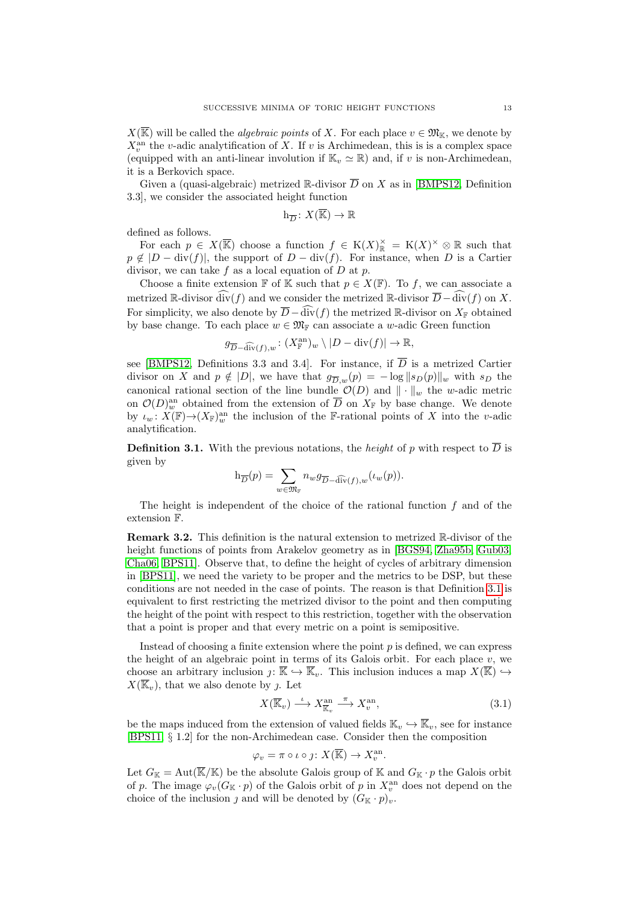$X(\overline{\mathbb{K}})$ will be called the *algebraic points* of $X$. For each place $v \in \mathfrak{M}_{\mathbb{K}}$, we denote by $X_v^{\mathrm{an}}$ the $v$-adic analytification of $X$. If $v$ is Archimedean, this is is a complex space (equipped with an anti-linear involution if $\mathbb{K}_v \simeq \mathbb{R}$) and, if $v$ is non-Archimedean, it is a Berkovich space.

Given a (quasi-algebraic) metrized $\mathbb{R}$-divisor $\overline{D}$ on $X$ as in [BMPS12, Definition 3.3], we consider the associated height function

$$\mathrm{h}_{\overline{D}} \colon X(\overline{\mathbb{K}}) \to \mathbb{R}$$

defined as follows.

For each $p \in X(\overline{\mathbb{K}})$ choose a function $f \in \mathrm{K}(X)_{\mathbb{R}}^{\times} = \mathrm{K}(X)^{\times} \otimes \mathbb{R}$ such that $p \notin |D - \mathrm{div}(f)|$, the support of $D - \mathrm{div}(f)$. For instance, when $D$ is a Cartier divisor, we can take $f$ as a local equation of $D$ at $p$.

Choose a finite extension $\mathbb{F}$ of $\mathbb{K}$ such that $p \in X(\mathbb{F})$. To $f$, we can associate a metrized $\mathbb{R}$-divisor $\widehat{\mathrm{div}}(f)$ and we consider the metrized $\mathbb{R}$-divisor $\overline{D} - \widehat{\mathrm{div}}(f)$ on $X$. For simplicity, we also denote by $\overline{D} - \widehat{\mathrm{div}}(f)$ the metrized $\mathbb{R}$-divisor on $X_{\mathbb{F}}$ obtained by base change. To each place $w \in \mathfrak{M}_{\mathbb{F}}$ can associate a $w$-adic Green function

$$g_{\overline{D} - \widehat{\mathrm{div}}(f), w} \colon (X_{\mathbb{F}}^{\mathrm{an}})_w \setminus |D - \mathrm{div}(f)| \to \mathbb{R},$$

see [BMPS12, Definitions 3.3 and 3.4]. For instance, if $\overline{D}$ is a metrized Cartier divisor on $X$ and $p \notin |D|$, we have that $g_{\overline{D}, w}(p) = -\log \|s_D(p)\|_w$ with $s_D$ the canonical rational section of the line bundle $\mathcal{O}(D)$ and $\| \cdot \|_w$ the $w$-adic metric on $\mathcal{O}(D)_w^{\mathrm{an}}$ obtained from the extension of $\overline{D}$ on $X_{\mathbb{F}}$ by base change. We denote by $\iota_w \colon X(\mathbb{F}) \to (X_{\mathbb{F}})_w^{\mathrm{an}}$ the inclusion of the $\mathbb{F}$-rational points of $X$ into the $v$-adic analytification.

**Definition 3.1.** With the previous notations, the *height* of $p$ with respect to $\overline{D}$ is given by

$$\mathrm{h}_{\overline{D}}(p) = \sum_{w \in \mathfrak{M}_{\mathbb{F}}} n_w g_{\overline{D} - \widehat{\mathrm{div}}(f), w}(\iota_w(p)).$$

The height is independent of the choice of the rational function $f$ and of the extension $\mathbb{F}$.

**Remark 3.2.** This definition is the natural extension to metrized $\mathbb{R}$-divisor of the height functions of points from Arakelov geometry as in [BGS94, Zha95b, Gub03, Cha06, BPS11]. Observe that, to define the height of cycles of arbitrary dimension in [BPS11], we need the variety to be proper and the metrics to be DSP, but these conditions are not needed in the case of points. The reason is that Definition 3.1 is equivalent to first restricting the metrized divisor to the point and then computing the height of the point with respect to this restriction, together with the observation that a point is proper and that every metric on a point is semipositive.

Instead of choosing a finite extension where the point $p$ is defined, we can express the height of an algebraic point in terms of its Galois orbit. For each place $v$, we choose an arbitrary inclusion $\jmath \colon \overline{\mathbb{K}} \hookrightarrow \overline{\mathbb{K}}_v$. This inclusion induces a map $X(\overline{\mathbb{K}}) \hookrightarrow X(\overline{\mathbb{K}}_v)$, that we also denote by $\jmath$. Let

$$X(\overline{\mathbb{K}}_v) \xrightarrow{\ \iota\ } X_{\overline{\mathbb{K}}_v}^{\mathrm{an}} \xrightarrow{\ \pi\ } X_v^{\mathrm{an}}, \tag{3.1}$$

be the maps induced from the extension of valued fields $\mathbb{K}_v \hookrightarrow \overline{\mathbb{K}}_v$, see for instance [BPS11, § 1.2] for the non-Archimedean case. Consider then the composition

$$\varphi_v = \pi \circ \iota \circ \jmath \colon X(\overline{\mathbb{K}}) \to X_v^{\mathrm{an}}.$$

Let $G_{\mathbb{K}} = \mathrm{Aut}(\overline{\mathbb{K}}/\mathbb{K})$ be the absolute Galois group of $\mathbb{K}$ and $G_{\mathbb{K}} \cdot p$ the Galois orbit of $p$. The image $\varphi_v(G_{\mathbb{K}} \cdot p)$ of the Galois orbit of $p$ in $X_v^{\mathrm{an}}$ does not depend on the choice of the inclusion $\jmath$ and will be denoted by $(G_{\mathbb{K}} \cdot p)_v$.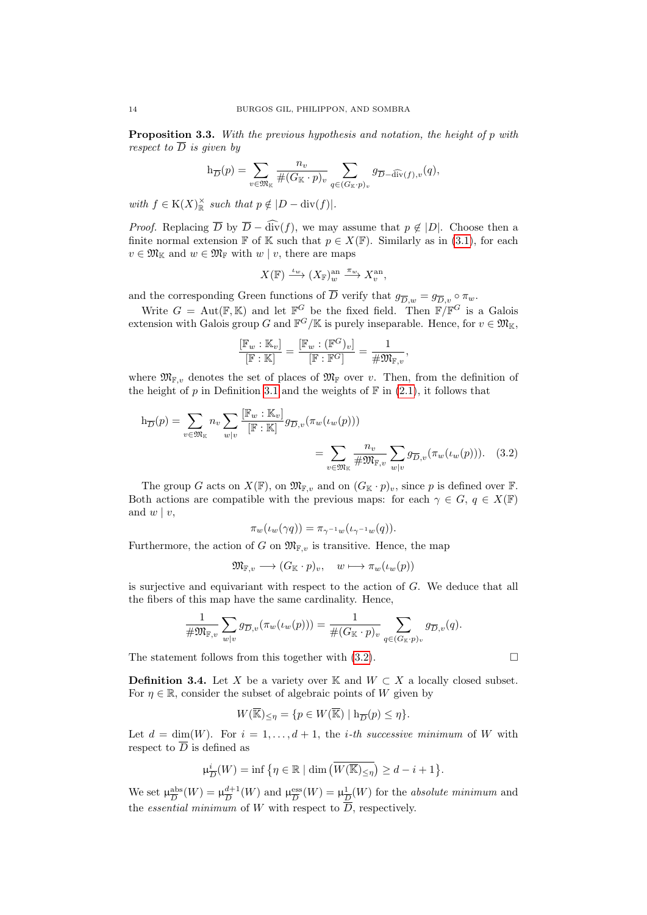**Proposition 3.3.** *With the previous hypothesis and notation, the height of $p$ with respect to $\overline{D}$ is given by*

$$\mathrm{h}_{\overline{D}}(p) = \sum_{v \in \mathfrak{M}_{\mathbb{K}}} \frac{n_v}{\#(G_{\mathbb{K}} \cdot p)_v} \sum_{q \in (G_{\mathbb{K}} \cdot p)_v} g_{\overline{D} - \widehat{\mathrm{div}}(f), v}(q),$$

*with $f \in \mathrm{K}(X)^{\times}_{\mathbb{R}}$ such that $p \notin |D - \mathrm{div}(f)|$.*

*Proof.* Replacing $\overline{D}$ by $\overline{D} - \widehat{\mathrm{div}}(f)$, we may assume that $p \notin |D|$. Choose then a finite normal extension $\mathbb{F}$ of $\mathbb{K}$ such that $p \in X(\mathbb{F})$. Similarly as in (3.1), for each $v \in \mathfrak{M}_{\mathbb{K}}$ and $w \in \mathfrak{M}_{\mathbb{F}}$ with $w \mid v$, there are maps

$$X(\mathbb{F}) \xrightarrow{\iota_w} (X_{\mathbb{F}})^{\mathrm{an}}_w \xrightarrow{\pi_w} X^{\mathrm{an}}_v,$$

and the corresponding Green functions of $\overline{D}$ verify that $g_{\overline{D},w} = g_{\overline{D},v} \circ \pi_w$.

Write $G = \mathrm{Aut}(\mathbb{F}, \mathbb{K})$ and let $\mathbb{F}^G$ be the fixed field. Then $\mathbb{F}/\mathbb{F}^G$ is a Galois extension with Galois group $G$ and $\mathbb{F}^G/\mathbb{K}$ is purely inseparable. Hence, for $v \in \mathfrak{M}_{\mathbb{K}}$,

$$\frac{[\mathbb{F}_w : \mathbb{K}_v]}{[\mathbb{F} : \mathbb{K}]} = \frac{[\mathbb{F}_w : (\mathbb{F}^G)_v]}{[\mathbb{F} : \mathbb{F}^G]} = \frac{1}{\#\mathfrak{M}_{\mathbb{F},v}},$$

where $\mathfrak{M}_{\mathbb{F},v}$ denotes the set of places of $\mathfrak{M}_{\mathbb{F}}$ over $v$. Then, from the definition of the height of $p$ in Definition 3.1 and the weights of $\mathbb{F}$ in (2.1), it follows that

$$\begin{aligned} \mathrm{h}_{\overline{D}}(p) &= \sum_{v \in \mathfrak{M}_{\mathbb{K}}} n_v \sum_{w \mid v} \frac{[\mathbb{F}_w : \mathbb{K}_v]}{[\mathbb{F} : \mathbb{K}]} g_{\overline{D},v}(\pi_w(\iota_w(p))) \\ &= \sum_{v \in \mathfrak{M}_{\mathbb{K}}} \frac{n_v}{\#\mathfrak{M}_{\mathbb{F},v}} \sum_{w \mid v} g_{\overline{D},v}(\pi_w(\iota_w(p))). \quad (3.2) \end{aligned}$$

The group $G$ acts on $X(\mathbb{F})$, on $\mathfrak{M}_{\mathbb{F},v}$ and on $(G_{\mathbb{K}} \cdot p)_v$, since $p$ is defined over $\mathbb{F}$. Both actions are compatible with the previous maps: for each $\gamma \in G$, $q \in X(\mathbb{F})$ and $w \mid v$,

$$\pi_w(\iota_w(\gamma q)) = \pi_{\gamma^{-1} w}(\iota_{\gamma^{-1} w}(q)).$$

Furthermore, the action of $G$ on $\mathfrak{M}_{\mathbb{F},v}$ is transitive. Hence, the map

$$\mathfrak{M}_{\mathbb{F},v} \longrightarrow (G_{\mathbb{K}} \cdot p)_v, \quad w \longmapsto \pi_w(\iota_w(p))$$

is surjective and equivariant with respect to the action of $G$. We deduce that all the fibers of this map have the same cardinality. Hence,

$$\frac{1}{\#\mathfrak{M}_{\mathbb{F},v}} \sum_{w \mid v} g_{\overline{D},v}(\pi_w(\iota_w(p))) = \frac{1}{\#(G_{\mathbb{K}} \cdot p)_v} \sum_{q \in (G_{\mathbb{K}} \cdot p)_v} g_{\overline{D},v}(q).$$

The statement follows from this together with (3.2). $\square$

**Definition 3.4.** Let $X$ be a variety over $\mathbb{K}$ and $W \subset X$ a locally closed subset. For $\eta \in \mathbb{R}$, consider the subset of algebraic points of $W$ given by

$$W(\overline{\mathbb{K}})_{\leq \eta} = \{p \in W(\overline{\mathbb{K}}) \mid \mathrm{h}_{\overline{D}}(p) \leq \eta\}.$$

Let $d = \dim(W)$. For $i = 1, \dots, d+1$, the *$i$-th successive minimum* of $W$ with respect to $\overline{D}$ is defined as

$$\upmu^i_{\overline{D}}(W) = \inf \big\{ \eta \in \mathbb{R} \mid \dim \big( \overline{W(\overline{\mathbb{K}})_{\leq \eta}} \big) \geq d - i + 1 \big\}.$$

We set $\upmu^{\mathrm{abs}}_{\overline{D}}(W) = \upmu^{d+1}_{\overline{D}}(W)$ and $\upmu^{\mathrm{ess}}_{\overline{D}}(W) = \upmu^1_{\overline{D}}(W)$ for the *absolute minimum* and the *essential minimum* of $W$ with respect to $\overline{D}$, respectively.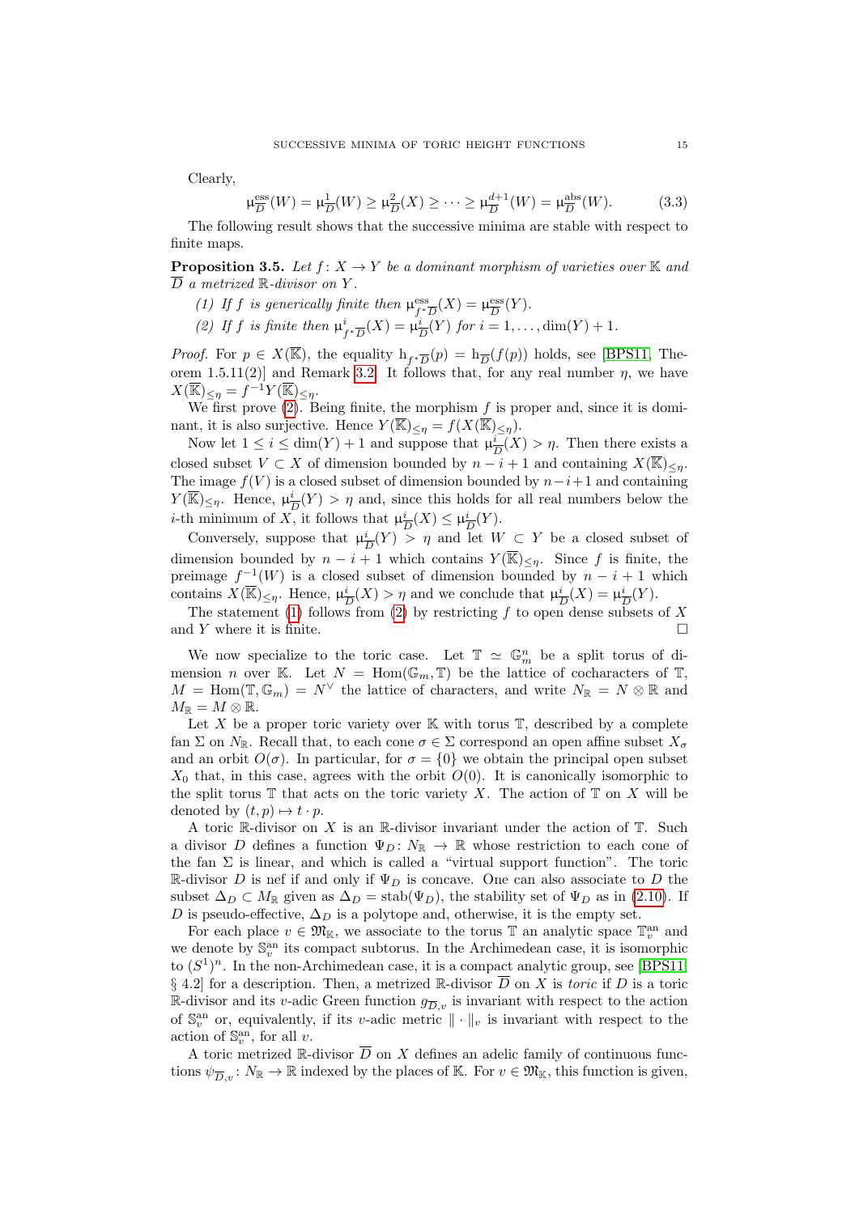Clearly,

$$\mu^{\mathrm{ess}}_{\overline{D}}(W) = \mu^{1}_{\overline{D}}(W) \geq \mu^{2}_{\overline{D}}(X) \geq \cdots \geq \mu^{d+1}_{\overline{D}}(W) = \mu^{\mathrm{abs}}_{\overline{D}}(W). \tag{3.3}$$

The following result shows that the successive minima are stable with respect to finite maps.

**Proposition 3.5.** *Let $f\colon X \to Y$ be a dominant morphism of varieties over $\mathbb{K}$ and $\overline{D}$ a metrized $\mathbb{R}$-divisor on $Y$.*

*(1) If $f$ is generically finite then $\mu^{\mathrm{ess}}_{f^*\overline{D}}(X) = \mu^{\mathrm{ess}}_{\overline{D}}(Y)$.*

*(2) If $f$ is finite then $\mu^{i}_{f^*\overline{D}}(X) = \mu^{i}_{\overline{D}}(Y)$ for $i = 1, \dots, \dim(Y)+1$.*

*Proof.* For $p \in X(\overline{\mathbb{K}})$, the equality $\mathrm{h}_{f^*\overline{D}}(p) = \mathrm{h}_{\overline{D}}(f(p))$ holds, see [BPS11, Theorem 1.5.11(2)] and Remark 3.2. It follows that, for any real number $\eta$, we have $X(\overline{\mathbb{K}})_{\leq \eta} = f^{-1}Y(\overline{\mathbb{K}})_{\leq \eta}$.

We first prove (2). Being finite, the morphism $f$ is proper and, since it is dominant, it is also surjective. Hence $Y(\overline{\mathbb{K}})_{\leq \eta} = f(X(\overline{\mathbb{K}})_{\leq \eta})$.

Now let $1 \leq i \leq \dim(Y)+1$ and suppose that $\mu^{i}_{\overline{D}}(X) > \eta$. Then there exists a closed subset $V \subset X$ of dimension bounded by $n-i+1$ and containing $X(\overline{\mathbb{K}})_{\leq \eta}$. The image $f(V)$ is a closed subset of dimension bounded by $n-i+1$ and containing $Y(\overline{\mathbb{K}})_{\leq \eta}$. Hence, $\mu^{i}_{\overline{D}}(Y) > \eta$ and, since this holds for all real numbers below the $i$-th minimum of $X$, it follows that $\mu^{i}_{\overline{D}}(X) \leq \mu^{i}_{\overline{D}}(Y)$.

Conversely, suppose that $\mu^{i}_{\overline{D}}(Y) > \eta$ and let $W \subset Y$ be a closed subset of dimension bounded by $n-i+1$ which contains $Y(\overline{\mathbb{K}})_{\leq \eta}$. Since $f$ is finite, the preimage $f^{-1}(W)$ is a closed subset of dimension bounded by $n-i+1$ which contains $X(\overline{\mathbb{K}})_{\leq \eta}$. Hence, $\mu^{i}_{\overline{D}}(X) > \eta$ and we conclude that $\mu^{i}_{\overline{D}}(X) = \mu^{i}_{\overline{D}}(Y)$.

The statement (1) follows from (2) by restricting $f$ to open dense subsets of $X$ and $Y$ where it is finite. $\square$

We now specialize to the toric case. Let $\mathbb{T} \simeq \mathbb{G}_m^n$ be a split torus of dimension $n$ over $\mathbb{K}$. Let $N = \mathrm{Hom}(\mathbb{G}_m, \mathbb{T})$ be the lattice of cocharacters of $\mathbb{T}$, $M = \mathrm{Hom}(\mathbb{T}, \mathbb{G}_m) = N^{\vee}$ the lattice of characters, and write $N_{\mathbb{R}} = N \otimes \mathbb{R}$ and $M_{\mathbb{R}} = M \otimes \mathbb{R}$.

Let $X$ be a proper toric variety over $\mathbb{K}$ with torus $\mathbb{T}$, described by a complete fan $\Sigma$ on $N_{\mathbb{R}}$. Recall that, to each cone $\sigma \in \Sigma$ correspond an open affine subset $X_\sigma$ and an orbit $O(\sigma)$. In particular, for $\sigma = \{0\}$ we obtain the principal open subset $X_0$ that, in this case, agrees with the orbit $O(0)$. It is canonically isomorphic to the split torus $\mathbb{T}$ that acts on the toric variety $X$. The action of $\mathbb{T}$ on $X$ will be denoted by $(t,p) \mapsto t \cdot p$.

A toric $\mathbb{R}$-divisor on $X$ is an $\mathbb{R}$-divisor invariant under the action of $\mathbb{T}$. Such a divisor $D$ defines a function $\Psi_D\colon N_{\mathbb{R}} \to \mathbb{R}$ whose restriction to each cone of the fan $\Sigma$ is linear, and which is called a "virtual support function". The toric $\mathbb{R}$-divisor $D$ is nef if and only if $\Psi_D$ is concave. One can also associate to $D$ the subset $\Delta_D \subset M_{\mathbb{R}}$ given as $\Delta_D = \mathrm{stab}(\Psi_D)$, the stability set of $\Psi_D$ as in (2.10). If $D$ is pseudo-effective, $\Delta_D$ is a polytope and, otherwise, it is the empty set.

For each place $v \in \mathfrak{M}_{\mathbb{K}}$, we associate to the torus $\mathbb{T}$ an analytic space $\mathbb{T}_v^{\mathrm{an}}$ and we denote by $\mathbb{S}_v^{\mathrm{an}}$ its compact subtorus. In the Archimedean case, it is isomorphic to $(S^1)^n$. In the non-Archimedean case, it is a compact analytic group, see [BPS11, § 4.2] for a description. Then, a metrized $\mathbb{R}$-divisor $\overline{D}$ on $X$ is *toric* if $D$ is a toric $\mathbb{R}$-divisor and its $v$-adic Green function $g_{\overline{D},v}$ is invariant with respect to the action of $\mathbb{S}_v^{\mathrm{an}}$ or, equivalently, if its $v$-adic metric $\|\cdot\|_v$ is invariant with respect to the action of $\mathbb{S}_v^{\mathrm{an}}$, for all $v$.

A toric metrized $\mathbb{R}$-divisor $\overline{D}$ on $X$ defines an adelic family of continuous functions $\psi_{\overline{D},v}\colon N_{\mathbb{R}} \to \mathbb{R}$ indexed by the places of $\mathbb{K}$. For $v \in \mathfrak{M}_{\mathbb{K}}$, this function is given,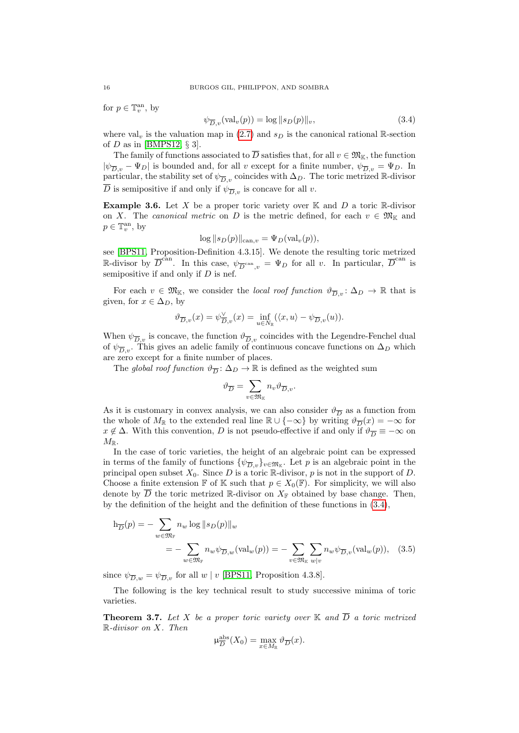for $p \in \mathbb{T}_v^{\mathrm{an}}$, by

$$\psi_{\overline{D},v}(\mathrm{val}_v(p)) = \log \|s_D(p)\|_v, \tag{3.4}$$

where $\mathrm{val}_v$ is the valuation map in (2.7) and $s_D$ is the canonical rational $\mathbb{R}$-section of $D$ as in [BMPS12, § 3].

The family of functions associated to $\overline{D}$ satisfies that, for all $v \in \mathfrak{M}_{\mathbb{K}}$, the function $|\psi_{\overline{D},v} - \Psi_D|$ is bounded and, for all $v$ except for a finite number, $\psi_{\overline{D},v} = \Psi_D$. In particular, the stability set of $\psi_{\overline{D},v}$ coincides with $\Delta_D$. The toric metrized $\mathbb{R}$-divisor $\overline{D}$ is semipositive if and only if $\psi_{\overline{D},v}$ is concave for all $v$.

**Example 3.6.** Let $X$ be a proper toric variety over $\mathbb{K}$ and $D$ a toric $\mathbb{R}$-divisor on $X$. The *canonical metric* on $D$ is the metric defined, for each $v \in \mathfrak{M}_{\mathbb{K}}$ and $p \in \mathbb{T}_v^{\mathrm{an}}$, by

$$\log \|s_D(p)\|_{\mathrm{can},v} = \Psi_D(\mathrm{val}_v(p)),$$

see [BPS11, Proposition-Definition 4.3.15]. We denote the resulting toric metrized $\mathbb{R}$-divisor by $\overline{D}^{\mathrm{can}}$. In this case, $\psi_{\overline{D}^{\mathrm{can}},v} = \Psi_D$ for all $v$. In particular, $\overline{D}^{\mathrm{can}}$ is semipositive if and only if $D$ is nef.

For each $v \in \mathfrak{M}_{\mathbb{K}}$, we consider the *local roof function* $\vartheta_{\overline{D},v} \colon \Delta_D \to \mathbb{R}$ that is given, for $x \in \Delta_D$, by

$$\vartheta_{\overline{D},v}(x) = \psi_{\overline{D},v}^{\vee}(x) = \inf_{u \in N_{\mathbb{R}}} (\langle x, u \rangle - \psi_{\overline{D},v}(u)).$$

When $\psi_{\overline{D},v}$ is concave, the function $\vartheta_{\overline{D},v}$ coincides with the Legendre-Fenchel dual of $\psi_{\overline{D},v}$. This gives an adelic family of continuous concave functions on $\Delta_D$ which are zero except for a finite number of places.

The *global roof function* $\vartheta_{\overline{D}} \colon \Delta_D \to \mathbb{R}$ is defined as the weighted sum

$$\vartheta_{\overline{D}} = \sum_{v \in \mathfrak{M}_{\mathbb{K}}} n_v \vartheta_{\overline{D},v}.$$

As it is customary in convex analysis, we can also consider $\vartheta_{\overline{D}}$ as a function from the whole of $M_{\mathbb{R}}$ to the extended real line $\mathbb{R} \cup \{-\infty\}$ by writing $\vartheta_{\overline{D}}(x) = -\infty$ for $x \notin \Delta$. With this convention, $D$ is not pseudo-effective if and only if $\vartheta_{\overline{D}} \equiv -\infty$ on $M_{\mathbb{R}}$.

In the case of toric varieties, the height of an algebraic point can be expressed in terms of the family of functions $\{\psi_{\overline{D},v}\}_{v \in \mathfrak{M}_{\mathbb{K}}}$. Let $p$ is an algebraic point in the principal open subset $X_0$. Since $D$ is a toric $\mathbb{R}$-divisor, $p$ is not in the support of $D$. Choose a finite extension $\mathbb{F}$ of $\mathbb{K}$ such that $p \in X_0(\mathbb{F})$. For simplicity, we will also denote by $\overline{D}$ the toric metrized $\mathbb{R}$-divisor on $X_{\mathbb{F}}$ obtained by base change. Then, by the definition of the height and the definition of these functions in (3.4),

$$\begin{aligned}
\mathrm{h}_{\overline{D}}(p) &= - \sum_{w \in \mathfrak{M}_{\mathbb{F}}} n_w \log \|s_D(p)\|_w \\
&= - \sum_{w \in \mathfrak{M}_{\mathbb{F}}} n_w \psi_{\overline{D},w}(\mathrm{val}_w(p)) = - \sum_{v \in \mathfrak{M}_{\mathbb{K}}} \sum_{w | v} n_w \psi_{\overline{D},v}(\mathrm{val}_w(p)),
\end{aligned} \tag{3.5}$$

since $\psi_{\overline{D},w} = \psi_{\overline{D},v}$ for all $w \mid v$ [BPS11, Proposition 4.3.8].

The following is the key technical result to study successive minima of toric varieties.

**Theorem 3.7.** *Let $X$ be a proper toric variety over $\mathbb{K}$ and $\overline{D}$ a toric metrized $\mathbb{R}$-divisor on $X$. Then*

$$\upmu_{\overline{D}}^{\mathrm{abs}}(X_0) = \max_{x \in M_{\mathbb{R}}} \vartheta_{\overline{D}}(x).$$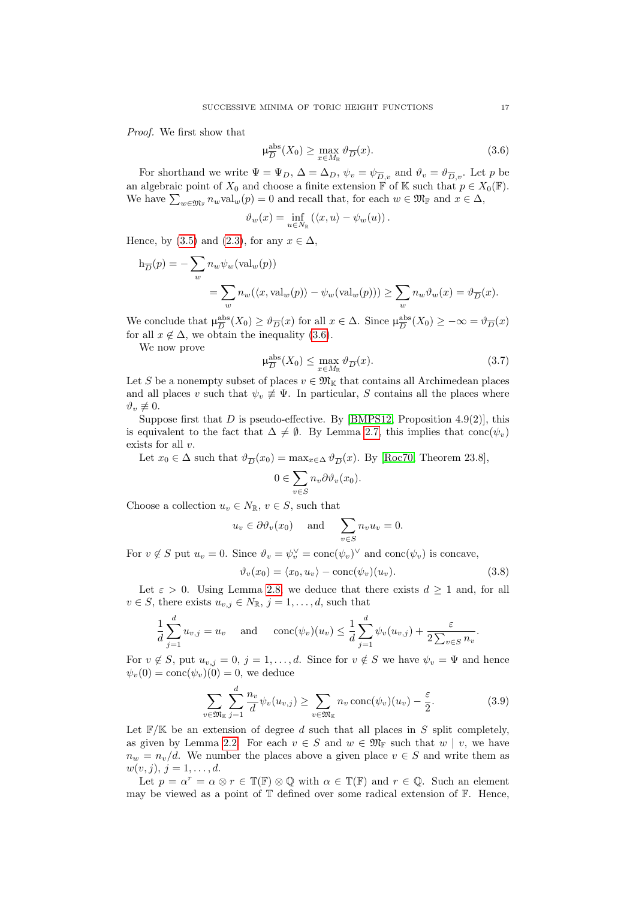*Proof.* We first show that

$$\mu^{\mathrm{abs}}_{\overline{D}}(X_0) \geq \max_{x \in M_{\mathbb{R}}} \vartheta_{\overline{D}}(x). \tag{3.6}$$

For shorthand we write $\Psi = \Psi_D$, $\Delta = \Delta_D$, $\psi_v = \psi_{\overline{D},v}$ and $\vartheta_v = \vartheta_{\overline{D},v}$. Let $p$ be an algebraic point of $X_0$ and choose a finite extension $\mathbb{F}$ of $\mathbb{K}$ such that $p \in X_0(\mathbb{F})$. We have $\sum_{w \in \mathfrak{M}_{\mathbb{F}}} n_w \mathrm{val}_w(p) = 0$ and recall that, for each $w \in \mathfrak{M}_{\mathbb{F}}$ and $x \in \Delta$,

$$\vartheta_w(x) = \inf_{u \in N_{\mathbb{R}}} \left( \langle x, u \rangle - \psi_w(u) \right).$$

Hence, by (3.5) and (2.3), for any $x \in \Delta$,

$$\begin{aligned}
\mathrm{h}_{\overline{D}}(p) &= -\sum_w n_w \psi_w(\mathrm{val}_w(p)) \\
&= \sum_w n_w (\langle x, \mathrm{val}_w(p) \rangle - \psi_w(\mathrm{val}_w(p))) \geq \sum_w n_w \vartheta_w(x) = \vartheta_{\overline{D}}(x).
\end{aligned}$$

We conclude that $\mu^{\mathrm{abs}}_{\overline{D}}(X_0) \geq \vartheta_{\overline{D}}(x)$ for all $x \in \Delta$. Since $\mu^{\mathrm{abs}}_{\overline{D}}(X_0) \geq -\infty = \vartheta_{\overline{D}}(x)$ for all $x \notin \Delta$, we obtain the inequality (3.6).

We now prove

$$\mu^{\mathrm{abs}}_{\overline{D}}(X_0) \leq \max_{x \in M_{\mathbb{R}}} \vartheta_{\overline{D}}(x). \tag{3.7}$$

Let $S$ be a nonempty subset of places $v \in \mathfrak{M}_{\mathbb{K}}$ that contains all Archimedean places and all places $v$ such that $\psi_v \not\equiv \Psi$. In particular, $S$ contains all the places where $\vartheta_v \not\equiv 0$.

Suppose first that $D$ is pseudo-effective. By [BMPS12, Proposition 4.9(2)], this is equivalent to the fact that $\Delta \neq \emptyset$. By Lemma 2.7, this implies that $\mathrm{conc}(\psi_v)$ exists for all $v$.

Let $x_0 \in \Delta$ such that $\vartheta_{\overline{D}}(x_0) = \max_{x \in \Delta} \vartheta_{\overline{D}}(x)$. By [Roc70, Theorem 23.8],

$$0 \in \sum_{v \in S} n_v \partial \vartheta_v(x_0).$$

Choose a collection $u_v \in N_{\mathbb{R}}$, $v \in S$, such that

$$u_v \in \partial \vartheta_v(x_0) \quad \text{ and } \quad \sum_{v \in S} n_v u_v = 0.$$

For $v \notin S$ put $u_v = 0$. Since $\vartheta_v = \psi_v^\vee = \mathrm{conc}(\psi_v)^\vee$ and $\mathrm{conc}(\psi_v)$ is concave,

$$\vartheta_v(x_0) = \langle x_0, u_v \rangle - \mathrm{conc}(\psi_v)(u_v). \tag{3.8}$$

Let $\varepsilon > 0$. Using Lemma 2.8 we deduce that there exists $d \geq 1$ and, for all $v \in S$, there exists $u_{v,j} \in N_{\mathbb{R}}$, $j = 1, \dots, d$, such that

$$\frac{1}{d} \sum_{j=1}^{d} u_{v,j} = u_v \quad \text{ and } \quad \mathrm{conc}(\psi_v)(u_v) \leq \frac{1}{d} \sum_{j=1}^{d} \psi_v(u_{v,j}) + \frac{\varepsilon}{2 \sum_{v \in S} n_v}.$$

For $v \notin S$, put $u_{v,j} = 0$, $j = 1, \dots, d$. Since for $v \notin S$ we have $\psi_v = \Psi$ and hence $\psi_v(0) = \mathrm{conc}(\psi_v)(0) = 0$, we deduce

$$\sum_{v \in \mathfrak{M}_{\mathbb{K}}} \sum_{j=1}^{d} \frac{n_v}{d} \psi_v(u_{v,j}) \geq \sum_{v \in \mathfrak{M}_{\mathbb{K}}} n_v \, \mathrm{conc}(\psi_v)(u_v) - \frac{\varepsilon}{2}. \tag{3.9}$$

Let $\mathbb{F}/\mathbb{K}$ be an extension of degree $d$ such that all places in $S$ split completely, as given by Lemma 2.2. For each $v \in S$ and $w \in \mathfrak{M}_{\mathbb{F}}$ such that $w \mid v$, we have $n_w = n_v/d$. We number the places above a given place $v \in S$ and write them as $w(v,j)$, $j = 1, \dots, d$.

Let $p = \alpha^r = \alpha \otimes r \in \mathbb{T}(\mathbb{F}) \otimes \mathbb{Q}$ with $\alpha \in \mathbb{T}(\mathbb{F})$ and $r \in \mathbb{Q}$. Such an element may be viewed as a point of $\mathbb{T}$ defined over some radical extension of $\mathbb{F}$. Hence,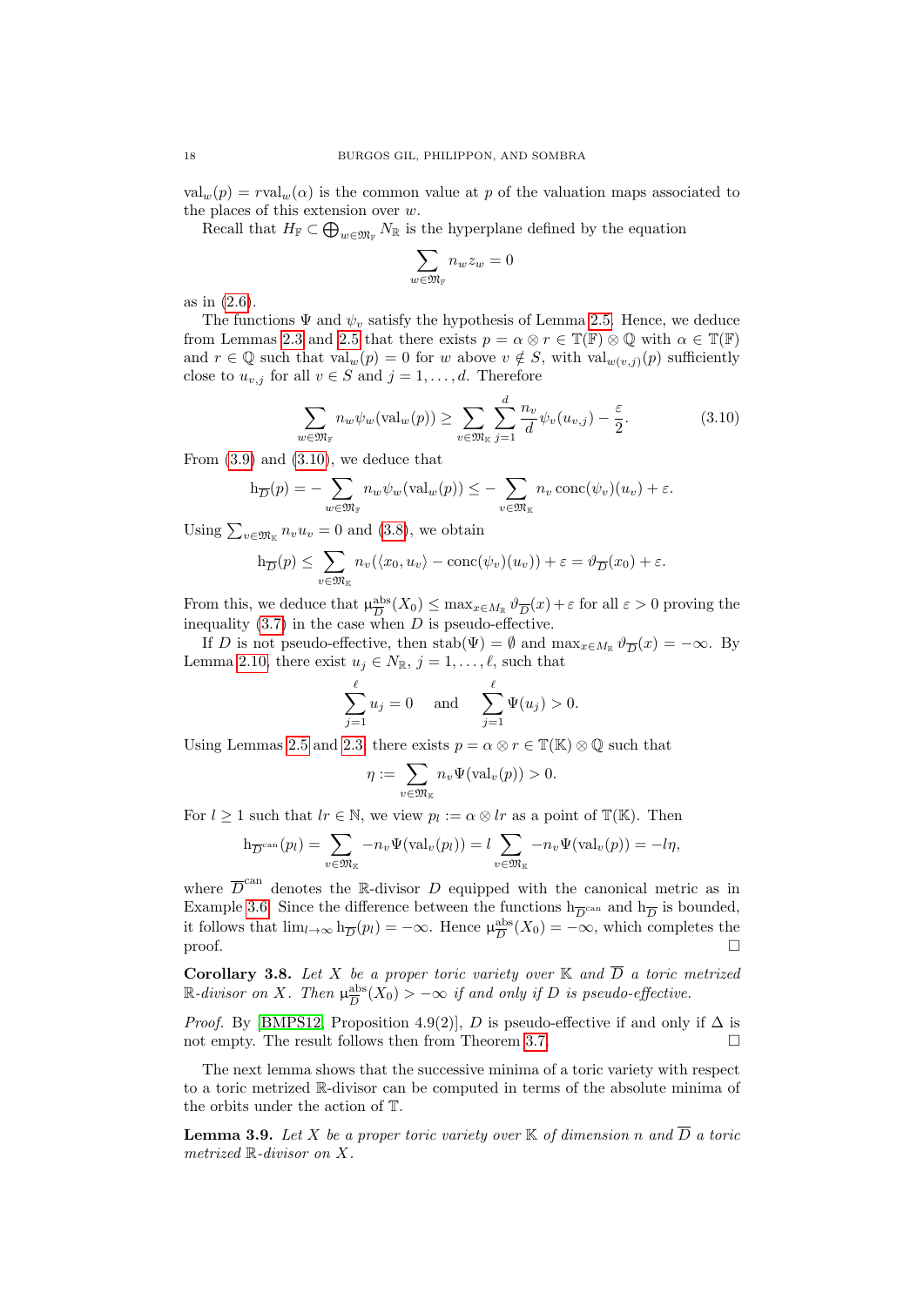$\mathrm{val}_w(p) = r\mathrm{val}_w(\alpha)$ is the common value at $p$ of the valuation maps associated to the places of this extension over $w$.

Recall that $H_{\mathbb{F}} \subset \bigoplus_{w\in\mathfrak{M}_{\mathbb{F}}} N_{\mathbb{R}}$ is the hyperplane defined by the equation

$$\sum_{w\in\mathfrak{M}_{\mathbb{F}}} n_w z_w = 0$$

as in (2.6).

The functions $\Psi$ and $\psi_v$ satisfy the hypothesis of Lemma 2.5. Hence, we deduce from Lemmas 2.3 and 2.5 that there exists $p = \alpha \otimes r \in \mathbb{T}(\mathbb{F}) \otimes \mathbb{Q}$ with $\alpha \in \mathbb{T}(\mathbb{F})$ and $r \in \mathbb{Q}$ such that $\mathrm{val}_w(p) = 0$ for $w$ above $v \notin S$, with $\mathrm{val}_{w(v,j)}(p)$ sufficiently close to $u_{v,j}$ for all $v \in S$ and $j = 1, \dots, d$. Therefore

$$\sum_{w\in\mathfrak{M}_{\mathbb{F}}} n_w \psi_w(\mathrm{val}_w(p)) \geq \sum_{v\in\mathfrak{M}_{\mathbb{K}}} \sum_{j=1}^{d} \frac{n_v}{d}\psi_v(u_{v,j}) - \frac{\varepsilon}{2}. \tag{3.10}$$

From (3.9) and (3.10), we deduce that

$$\mathrm{h}_{\overline{D}}(p) = -\sum_{w\in\mathfrak{M}_{\mathbb{F}}} n_w \psi_w(\mathrm{val}_w(p)) \leq -\sum_{v\in\mathfrak{M}_{\mathbb{K}}} n_v \,\mathrm{conc}(\psi_v)(u_v) + \varepsilon.$$

Using $\sum_{v\in\mathfrak{M}_{\mathbb{K}}} n_v u_v = 0$ and (3.8), we obtain

$$\mathrm{h}_{\overline{D}}(p) \leq \sum_{v\in\mathfrak{M}_{\mathbb{K}}} n_v(\langle x_0, u_v\rangle - \mathrm{conc}(\psi_v)(u_v)) + \varepsilon = \vartheta_{\overline{D}}(x_0) + \varepsilon.$$

From this, we deduce that $\upmu^{\mathrm{abs}}_{\overline{D}}(X_0) \leq \max_{x\in M_{\mathbb{R}}} \vartheta_{\overline{D}}(x) + \varepsilon$ for all $\varepsilon > 0$ proving the inequality (3.7) in the case when $D$ is pseudo-effective.

If $D$ is not pseudo-effective, then $\mathrm{stab}(\Psi) = \emptyset$ and $\max_{x\in M_{\mathbb{R}}} \vartheta_{\overline{D}}(x) = -\infty$. By Lemma 2.10, there exist $u_j \in N_{\mathbb{R}}$, $j = 1, \dots, \ell$, such that

$$\sum_{j=1}^{\ell} u_j = 0 \quad \text{ and } \quad \sum_{j=1}^{\ell} \Psi(u_j) > 0.$$

Using Lemmas 2.5 and 2.3, there exists $p = \alpha \otimes r \in \mathbb{T}(\mathbb{K}) \otimes \mathbb{Q}$ such that

$$\eta := \sum_{v\in\mathfrak{M}_{\mathbb{K}}} n_v \Psi(\mathrm{val}_v(p)) > 0.$$

For $l \geq 1$ such that $lr \in \mathbb{N}$, we view $p_l := \alpha \otimes lr$ as a point of $\mathbb{T}(\mathbb{K})$. Then

$$\mathrm{h}_{\overline{D}^{\mathrm{can}}}(p_l) = \sum_{v\in\mathfrak{M}_{\mathbb{K}}} -n_v \Psi(\mathrm{val}_v(p_l)) = l \sum_{v\in\mathfrak{M}_{\mathbb{K}}} -n_v \Psi(\mathrm{val}_v(p)) = -l\eta,$$

where $\overline{D}^{\mathrm{can}}$ denotes the $\mathbb{R}$-divisor $D$ equipped with the canonical metric as in Example 3.6. Since the difference between the functions $\mathrm{h}_{\overline{D}^{\mathrm{can}}}$ and $\mathrm{h}_{\overline{D}}$ is bounded, it follows that $\lim_{l\to\infty} \mathrm{h}_{\overline{D}}(p_l) = -\infty$. Hence $\upmu^{\mathrm{abs}}_{\overline{D}}(X_0) = -\infty$, which completes the proof. □

**Corollary 3.8.** *Let $X$ be a proper toric variety over $\mathbb{K}$ and $\overline{D}$ a toric metrized $\mathbb{R}$-divisor on $X$. Then $\upmu^{\mathrm{abs}}_{\overline{D}}(X_0) > -\infty$ if and only if $D$ is pseudo-effective.*

*Proof.* By [BMPS12, Proposition 4.9(2)], $D$ is pseudo-effective if and only if $\Delta$ is not empty. The result follows then from Theorem 3.7. □

The next lemma shows that the successive minima of a toric variety with respect to a toric metrized $\mathbb{R}$-divisor can be computed in terms of the absolute minima of the orbits under the action of $\mathbb{T}$.

**Lemma 3.9.** *Let $X$ be a proper toric variety over $\mathbb{K}$ of dimension $n$ and $\overline{D}$ a toric metrized $\mathbb{R}$-divisor on $X$.*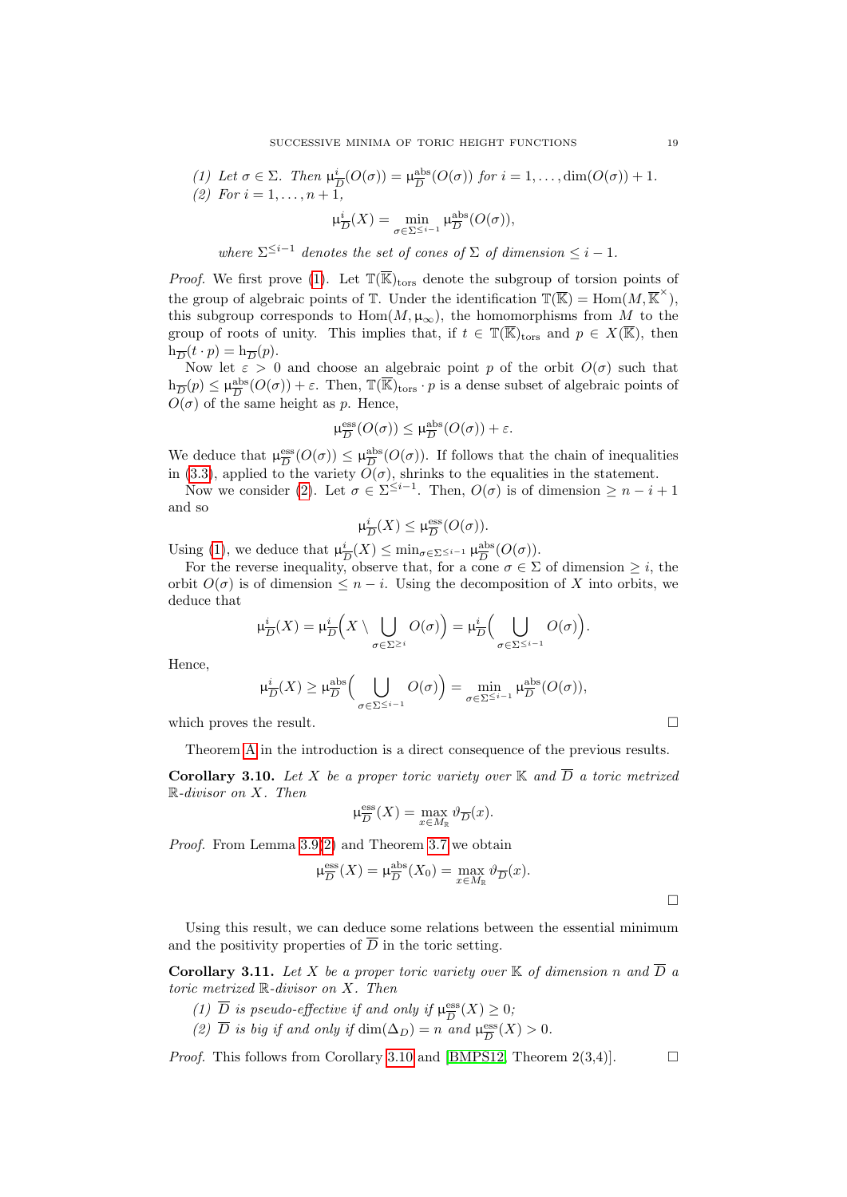(1) *Let $\sigma \in \Sigma$. Then $\mu^{i}_{\overline{D}}(O(\sigma)) = \mu^{\mathrm{abs}}_{\overline{D}}(O(\sigma))$ for $i = 1, \dots, \dim(O(\sigma)) + 1$.*
(2) *For $i = 1, \dots, n+1$,*

$$\mu^{i}_{\overline{D}}(X) = \min_{\sigma \in \Sigma^{\leq i-1}} \mu^{\mathrm{abs}}_{\overline{D}}(O(\sigma)),$$

*where $\Sigma^{\leq i-1}$ denotes the set of cones of $\Sigma$ of dimension $\leq i-1$.*

*Proof.* We first prove (1). Let $\mathbb{T}(\overline{\mathbb{K}})_{\mathrm{tors}}$ denote the subgroup of torsion points of the group of algebraic points of $\mathbb{T}$. Under the identification $\mathbb{T}(\overline{\mathbb{K}}) = \mathrm{Hom}(M, \overline{\mathbb{K}}^{\times})$, this subgroup corresponds to $\mathrm{Hom}(M, \mu_{\infty})$, the homomorphisms from $M$ to the group of roots of unity. This implies that, if $t \in \mathbb{T}(\overline{\mathbb{K}})_{\mathrm{tors}}$ and $p \in X(\overline{\mathbb{K}})$, then $\mathrm{h}_{\overline{D}}(t \cdot p) = \mathrm{h}_{\overline{D}}(p)$.

Now let $\varepsilon > 0$ and choose an algebraic point $p$ of the orbit $O(\sigma)$ such that $\mathrm{h}_{\overline{D}}(p) \leq \mu^{\mathrm{abs}}_{\overline{D}}(O(\sigma)) + \varepsilon$. Then, $\mathbb{T}(\overline{\mathbb{K}})_{\mathrm{tors}} \cdot p$ is a dense subset of algebraic points of $O(\sigma)$ of the same height as $p$. Hence,

$$\mu^{\mathrm{ess}}_{\overline{D}}(O(\sigma)) \leq \mu^{\mathrm{abs}}_{\overline{D}}(O(\sigma)) + \varepsilon.$$

We deduce that $\mu^{\mathrm{ess}}_{\overline{D}}(O(\sigma)) \leq \mu^{\mathrm{abs}}_{\overline{D}}(O(\sigma))$. If follows that the chain of inequalities in (3.3), applied to the variety $\overline{O(\sigma)}$, shrinks to the equalities in the statement.

Now we consider (2). Let $\sigma \in \Sigma^{\leq i-1}$. Then, $O(\sigma)$ is of dimension $\geq n-i+1$ and so

$$\mu^{i}_{\overline{D}}(X) \leq \mu^{\mathrm{ess}}_{\overline{D}}(O(\sigma)).$$

Using (1), we deduce that $\mu^{i}_{\overline{D}}(X) \leq \min_{\sigma \in \Sigma^{\leq i-1}} \mu^{\mathrm{abs}}_{\overline{D}}(O(\sigma))$.

For the reverse inequality, observe that, for a cone $\sigma \in \Sigma$ of dimension $\geq i$, the orbit $O(\sigma)$ is of dimension $\leq n-i$. Using the decomposition of $X$ into orbits, we deduce that

$$\mu^{i}_{\overline{D}}(X) = \mu^{i}_{\overline{D}}\Big(X \setminus \bigcup_{\sigma \in \Sigma^{\geq i}} O(\sigma)\Big) = \mu^{i}_{\overline{D}}\Big(\bigcup_{\sigma \in \Sigma^{\leq i-1}} O(\sigma)\Big).$$

Hence,

$$\mu^{i}_{\overline{D}}(X) \geq \mu^{\mathrm{abs}}_{\overline{D}}\Big(\bigcup_{\sigma \in \Sigma^{\leq i-1}} O(\sigma)\Big) = \min_{\sigma \in \Sigma^{\leq i-1}} \mu^{\mathrm{abs}}_{\overline{D}}(O(\sigma)),$$

which proves the result. □

Theorem A in the introduction is a direct consequence of the previous results.

**Corollary 3.10.** *Let $X$ be a proper toric variety over $\mathbb{K}$ and $\overline{D}$ a toric metrized $\mathbb{R}$-divisor on $X$. Then*

$$\mu^{\mathrm{ess}}_{\overline{D}}(X) = \max_{x \in M_{\mathbb{R}}} \vartheta_{\overline{D}}(x).$$

*Proof.* From Lemma 3.9(2) and Theorem 3.7 we obtain

$$\mu^{\mathrm{ess}}_{\overline{D}}(X) = \mu^{\mathrm{abs}}_{\overline{D}}(X_0) = \max_{x \in M_{\mathbb{R}}} \vartheta_{\overline{D}}(x).$$

□

Using this result, we can deduce some relations between the essential minimum and the positivity properties of $\overline{D}$ in the toric setting.

**Corollary 3.11.** *Let $X$ be a proper toric variety over $\mathbb{K}$ of dimension $n$ and $\overline{D}$ a toric metrized $\mathbb{R}$-divisor on $X$. Then*

(1) *$\overline{D}$ is pseudo-effective if and only if $\mu^{\mathrm{ess}}_{\overline{D}}(X) \geq 0$;*
(2) *$\overline{D}$ is big if and only if $\dim(\Delta_D) = n$ and $\mu^{\mathrm{ess}}_{\overline{D}}(X) > 0$.*

*Proof.* This follows from Corollary 3.10 and [BMPS12, Theorem 2(3,4)]. □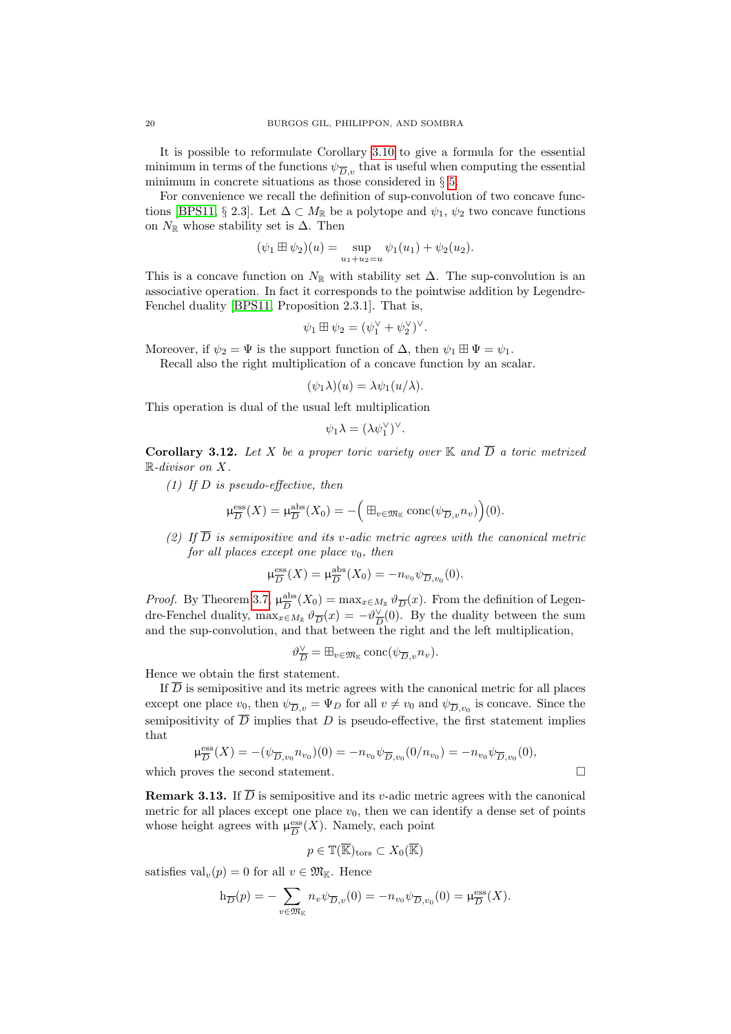It is possible to reformulate Corollary 3.10 to give a formula for the essential minimum in terms of the functions $\psi_{\overline{D},v}$ that is useful when computing the essential minimum in concrete situations as those considered in § 5.

For convenience we recall the definition of sup-convolution of two concave functions [BPS11, § 2.3]. Let $\Delta \subset M_{\mathbb{R}}$ be a polytope and $\psi_1$, $\psi_2$ two concave functions on $N_{\mathbb{R}}$ whose stability set is $\Delta$. Then

$$(\psi_1 \boxplus \psi_2)(u) = \sup_{u_1+u_2=u} \psi_1(u_1) + \psi_2(u_2).$$

This is a concave function on $N_{\mathbb{R}}$ with stability set $\Delta$. The sup-convolution is an associative operation. In fact it corresponds to the pointwise addition by Legendre-Fenchel duality [BPS11, Proposition 2.3.1]. That is,

$$\psi_1 \boxplus \psi_2 = (\psi_1^{\vee} + \psi_2^{\vee})^{\vee}.$$

Moreover, if $\psi_2 = \Psi$ is the support function of $\Delta$, then $\psi_1 \boxplus \Psi = \psi_1$.

Recall also the right multiplication of a concave function by an scalar.

$$(\psi_1 \lambda)(u) = \lambda \psi_1(u/\lambda).$$

This operation is dual of the usual left multiplication

$$\psi_1 \lambda = (\lambda \psi_1^{\vee})^{\vee}.$$

**Corollary 3.12.** *Let $X$ be a proper toric variety over $\mathbb{K}$ and $\overline{D}$ a toric metrized $\mathbb{R}$-divisor on $X$.*

*(1) If $D$ is pseudo-effective, then*

$$\mathrm{\mu}^{\mathrm{ess}}_{\overline{D}}(X) = \mathrm{\mu}^{\mathrm{abs}}_{\overline{D}}(X_0) = -\Big( \boxplus_{v\in\mathfrak{M}_{\mathbb{K}}} \operatorname{conc}(\psi_{\overline{D},v} n_v)\Big)(0).$$

*(2) If $\overline{D}$ is semipositive and its $v$-adic metric agrees with the canonical metric for all places except one place $v_0$, then*

$$\mathrm{\mu}^{\mathrm{ess}}_{\overline{D}}(X) = \mathrm{\mu}^{\mathrm{abs}}_{\overline{D}}(X_0) = -n_{v_0} \psi_{\overline{D},v_0}(0).$$

*Proof.* By Theorem 3.7, $\mathrm{\mu}^{\mathrm{abs}}_{\overline{D}}(X_0) = \max_{x\in M_{\mathbb{R}}} \vartheta_{\overline{D}}(x)$. From the definition of Legendre-Fenchel duality, $\max_{x\in M_{\mathbb{R}}} \vartheta_{\overline{D}}(x) = -\vartheta^{\vee}_{\overline{D}}(0)$. By the duality between the sum and the sup-convolution, and that between the right and the left multiplication,

$$\vartheta^{\vee}_{\overline{D}} = \boxplus_{v\in\mathfrak{M}_{\mathbb{K}}} \operatorname{conc}(\psi_{\overline{D},v} n_v).$$

Hence we obtain the first statement.

If $\overline{D}$ is semipositive and its metric agrees with the canonical metric for all places except one place $v_0$, then $\psi_{\overline{D},v} = \Psi_D$ for all $v \neq v_0$ and $\psi_{\overline{D},v_0}$ is concave. Since the semipositivity of $\overline{D}$ implies that $D$ is pseudo-effective, the first statement implies that

$$\mathrm{\mu}^{\mathrm{ess}}_{\overline{D}}(X) = -(\psi_{\overline{D},v_0} n_{v_0})(0) = -n_{v_0}\psi_{\overline{D},v_0}(0/n_{v_0}) = -n_{v_0}\psi_{\overline{D},v_0}(0),$$

which proves the second statement. □

**Remark 3.13.** If $\overline{D}$ is semipositive and its $v$-adic metric agrees with the canonical metric for all places except one place $v_0$, then we can identify a dense set of points whose height agrees with $\mathrm{\mu}^{\mathrm{ess}}_{\overline{D}}(X)$. Namely, each point

$$p \in \mathbb{T}(\overline{\mathbb{K}})_{\mathrm{tors}} \subset X_0(\overline{\mathbb{K}})$$

satisfies $\operatorname{val}_v(p) = 0$ for all $v \in \mathfrak{M}_{\mathbb{K}}$. Hence

$$\mathrm{h}_{\overline{D}}(p) = -\sum_{v\in\mathfrak{M}_{\mathbb{K}}} n_v \psi_{\overline{D},v}(0) = -n_{v_0}\psi_{\overline{D},v_0}(0) = \mathrm{\mu}^{\mathrm{ess}}_{\overline{D}}(X).$$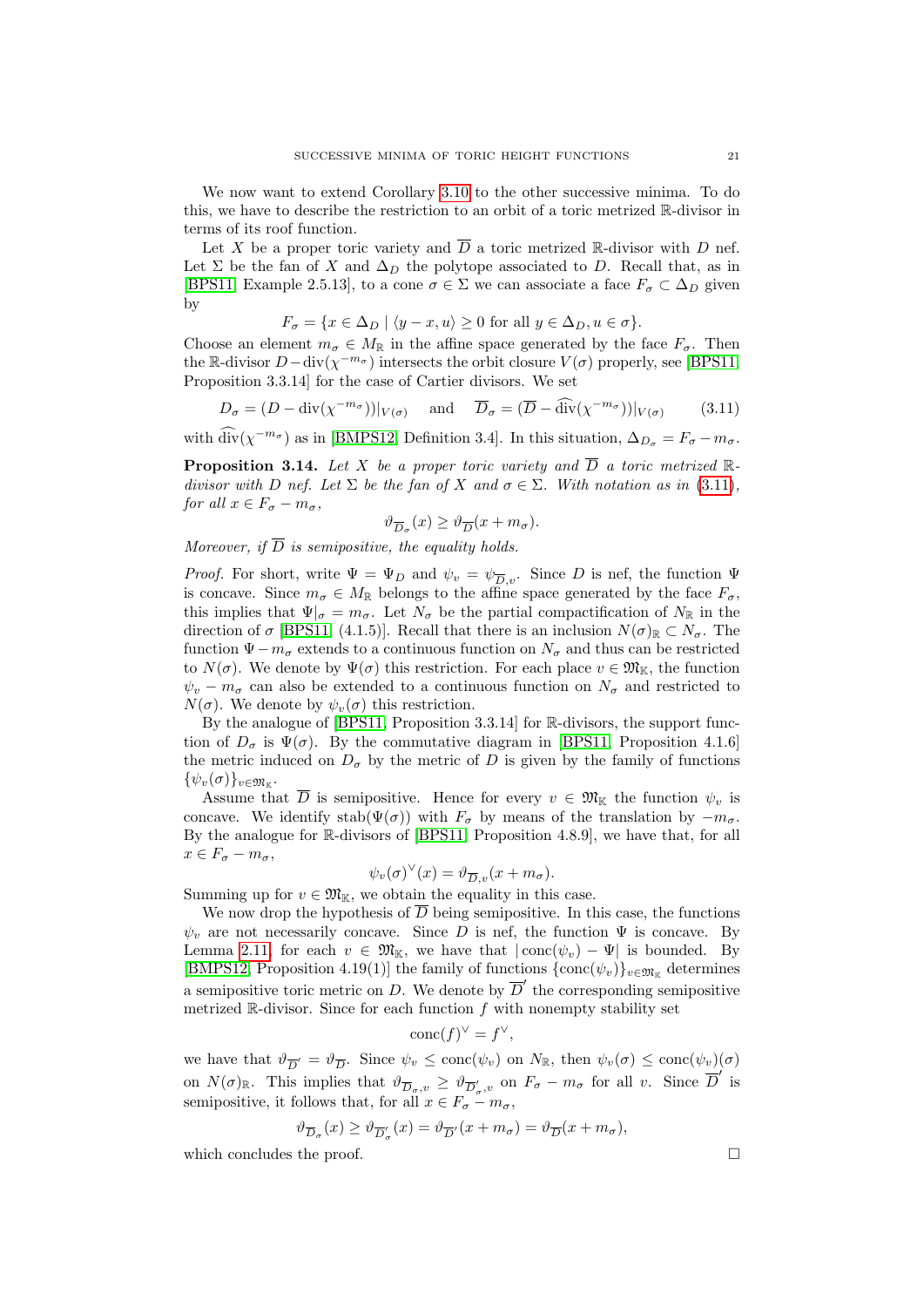We now want to extend Corollary 3.10 to the other successive minima. To do this, we have to describe the restriction to an orbit of a toric metrized $\mathbb{R}$-divisor in terms of its roof function.

Let $X$ be a proper toric variety and $\overline{D}$ a toric metrized $\mathbb{R}$-divisor with $D$ nef. Let $\Sigma$ be the fan of $X$ and $\Delta_D$ the polytope associated to $D$. Recall that, as in [BPS11, Example 2.5.13], to a cone $\sigma \in \Sigma$ we can associate a face $F_\sigma \subset \Delta_D$ given by

$$F_\sigma = \{x \in \Delta_D \mid \langle y - x, u\rangle \geq 0 \text{ for all } y \in \Delta_D, u \in \sigma\}.$$

Choose an element $m_\sigma \in M_\mathbb{R}$ in the affine space generated by the face $F_\sigma$. Then the $\mathbb{R}$-divisor $D - \operatorname{div}(\chi^{-m_\sigma})$ intersects the orbit closure $V(\sigma)$ properly, see [BPS11, Proposition 3.3.14] for the case of Cartier divisors. We set

$$D_\sigma = (D - \operatorname{div}(\chi^{-m_\sigma}))|_{V(\sigma)} \quad \text{and} \quad \overline{D}_\sigma = (\overline{D} - \widehat{\operatorname{div}}(\chi^{-m_\sigma}))|_{V(\sigma)} \tag{3.11}$$

with $\widehat{\operatorname{div}}(\chi^{-m_\sigma})$ as in [BMPS12, Definition 3.4]. In this situation, $\Delta_{D_\sigma} = F_\sigma - m_\sigma$.

**Proposition 3.14.** *Let $X$ be a proper toric variety and $\overline{D}$ a toric metrized $\mathbb{R}$-divisor with $D$ nef. Let $\Sigma$ be the fan of $X$ and $\sigma \in \Sigma$. With notation as in (3.11), for all $x \in F_\sigma - m_\sigma$,*

$$\vartheta_{\overline{D}_\sigma}(x) \geq \vartheta_{\overline{D}}(x + m_\sigma).$$

*Moreover, if $\overline{D}$ is semipositive, the equality holds.*

*Proof.* For short, write $\Psi = \Psi_D$ and $\psi_v = \psi_{\overline{D},v}$. Since $D$ is nef, the function $\Psi$ is concave. Since $m_\sigma \in M_\mathbb{R}$ belongs to the affine space generated by the face $F_\sigma$, this implies that $\Psi|_\sigma = m_\sigma$. Let $N_\sigma$ be the partial compactification of $N_\mathbb{R}$ in the direction of $\sigma$ [BPS11, (4.1.5)]. Recall that there is an inclusion $N(\sigma)_\mathbb{R} \subset N_\sigma$. The function $\Psi - m_\sigma$ extends to a continuous function on $N_\sigma$ and thus can be restricted to $N(\sigma)$. We denote by $\Psi(\sigma)$ this restriction. For each place $v \in \mathfrak{M}_\mathbb{K}$, the function $\psi_v - m_\sigma$ can also be extended to a continuous function on $N_\sigma$ and restricted to $N(\sigma)$. We denote by $\psi_v(\sigma)$ this restriction.

By the analogue of [BPS11, Proposition 3.3.14] for $\mathbb{R}$-divisors, the support function of $D_\sigma$ is $\Psi(\sigma)$. By the commutative diagram in [BPS11, Proposition 4.1.6] the metric induced on $D_\sigma$ by the metric of $D$ is given by the family of functions $\{\psi_v(\sigma)\}_{v \in \mathfrak{M}_\mathbb{K}}$.

Assume that $\overline{D}$ is semipositive. Hence for every $v \in \mathfrak{M}_\mathbb{K}$ the function $\psi_v$ is concave. We identify $\operatorname{stab}(\Psi(\sigma))$ with $F_\sigma$ by means of the translation by $-m_\sigma$. By the analogue for $\mathbb{R}$-divisors of [BPS11, Proposition 4.8.9], we have that, for all $x \in F_\sigma - m_\sigma$,

$$\psi_v(\sigma)^\vee(x) = \vartheta_{\overline{D},v}(x + m_\sigma).$$

Summing up for $v \in \mathfrak{M}_\mathbb{K}$, we obtain the equality in this case.

We now drop the hypothesis of $\overline{D}$ being semipositive. In this case, the functions $\psi_v$ are not necessarily concave. Since $D$ is nef, the function $\Psi$ is concave. By Lemma 2.11, for each $v \in \mathfrak{M}_\mathbb{K}$, we have that $|\operatorname{conc}(\psi_v) - \Psi|$ is bounded. By [BMPS12, Proposition 4.19(1)] the family of functions $\{\operatorname{conc}(\psi_v)\}_{v \in \mathfrak{M}_\mathbb{K}}$ determines a semipositive toric metric on $D$. We denote by $\overline{D}'$ the corresponding semipositive metrized $\mathbb{R}$-divisor. Since for each function $f$ with nonempty stability set

$$\operatorname{conc}(f)^\vee = f^\vee,$$

we have that $\vartheta_{\overline{D}'} = \vartheta_{\overline{D}}$. Since $\psi_v \leq \operatorname{conc}(\psi_v)$ on $N_\mathbb{R}$, then $\psi_v(\sigma) \leq \operatorname{conc}(\psi_v)(\sigma)$ on $N(\sigma)_\mathbb{R}$. This implies that $\vartheta_{\overline{D}_\sigma, v} \geq \vartheta_{\overline{D}'_\sigma, v}$ on $F_\sigma - m_\sigma$ for all $v$. Since $\overline{D}'$ is semipositive, it follows that, for all $x \in F_\sigma - m_\sigma$,

$$\vartheta_{\overline{D}_\sigma}(x) \geq \vartheta_{\overline{D}'_\sigma}(x) = \vartheta_{\overline{D}'}(x + m_\sigma) = \vartheta_{\overline{D}}(x + m_\sigma),$$

which concludes the proof. $\square$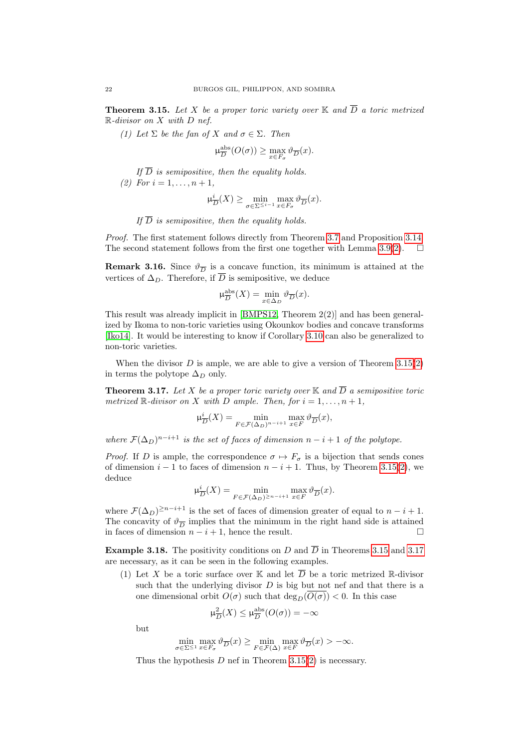**Theorem 3.15.** *Let $X$ be a proper toric variety over $\mathbb{K}$ and $\overline{D}$ a toric metrized $\mathbb{R}$-divisor on $X$ with $D$ nef.*

*(1) Let $\Sigma$ be the fan of $X$ and $\sigma \in \Sigma$. Then*

$$\upmu^{\mathrm{abs}}_{\overline{D}}(O(\sigma)) \geq \max_{x \in F_\sigma} \vartheta_{\overline{D}}(x).$$

*If $\overline{D}$ is semipositive, then the equality holds.*

*(2) For $i = 1, \dots, n+1$,*

$$\upmu^{i}_{\overline{D}}(X) \geq \min_{\sigma \in \Sigma^{\leq i-1}} \max_{x \in F_\sigma} \vartheta_{\overline{D}}(x).$$

*If $\overline{D}$ is semipositive, then the equality holds.*

*Proof.* The first statement follows directly from Theorem 3.7 and Proposition 3.14. The second statement follows from the first one together with Lemma 3.9(2). □

**Remark 3.16.** Since $\vartheta_{\overline{D}}$ is a concave function, its minimum is attained at the vertices of $\Delta_D$. Therefore, if $\overline{D}$ is semipositive, we deduce

$$\upmu^{\mathrm{abs}}_{\overline{D}}(X) = \min_{x \in \Delta_D} \vartheta_{\overline{D}}(x).$$

This result was already implicit in [BMPS12, Theorem 2(2)] and has been generalized by Ikoma to non-toric varieties using Okounkov bodies and concave transforms [Iko14]. It would be interesting to know if Corollary 3.10 can also be generalized to non-toric varieties.

When the divisor $D$ is ample, we are able to give a version of Theorem 3.15(2) in terms the polytope $\Delta_D$ only.

**Theorem 3.17.** *Let $X$ be a proper toric variety over $\mathbb{K}$ and $\overline{D}$ a semipositive toric metrized $\mathbb{R}$-divisor on $X$ with $D$ ample. Then, for $i = 1, \dots, n+1$,*

$$\upmu^{i}_{\overline{D}}(X) = \min_{F \in \mathcal{F}(\Delta_D)^{n-i+1}} \max_{x \in F} \vartheta_{\overline{D}}(x),$$

*where $\mathcal{F}(\Delta_D)^{n-i+1}$ is the set of faces of dimension $n-i+1$ of the polytope.*

*Proof.* If $D$ is ample, the correspondence $\sigma \mapsto F_\sigma$ is a bijection that sends cones of dimension $i-1$ to faces of dimension $n-i+1$. Thus, by Theorem 3.15(2), we deduce

$$\upmu^{i}_{\overline{D}}(X) = \min_{F \in \mathcal{F}(\Delta_D)^{\geq n-i+1}} \max_{x \in F} \vartheta_{\overline{D}}(x).$$

where $\mathcal{F}(\Delta_D)^{\geq n-i+1}$ is the set of faces of dimension greater of equal to $n-i+1$. The concavity of $\vartheta_{\overline{D}}$ implies that the minimum in the right hand side is attained in faces of dimension $n-i+1$, hence the result. □

**Example 3.18.** The positivity conditions on $D$ and $\overline{D}$ in Theorems 3.15 and 3.17 are necessary, as it can be seen in the following examples.

(1) Let $X$ be a toric surface over $\mathbb{K}$ and let $\overline{D}$ be a toric metrized $\mathbb{R}$-divisor such that the underlying divisor $D$ is big but not nef and that there is a one dimensional orbit $O(\sigma)$ such that $\deg_D(\overline{O(\sigma)}) < 0$. In this case

$$\upmu^{2}_{\overline{D}}(X) \leq \upmu^{\mathrm{abs}}_{\overline{D}}(O(\sigma)) = -\infty$$

but

$$\min_{\sigma \in \Sigma^{\leq 1}} \max_{x \in F_\sigma} \vartheta_{\overline{D}}(x) \geq \min_{F \in \mathcal{F}(\Delta)} \max_{x \in F} \vartheta_{\overline{D}}(x) > -\infty.$$

Thus the hypothesis $D$ nef in Theorem 3.15(2) is necessary.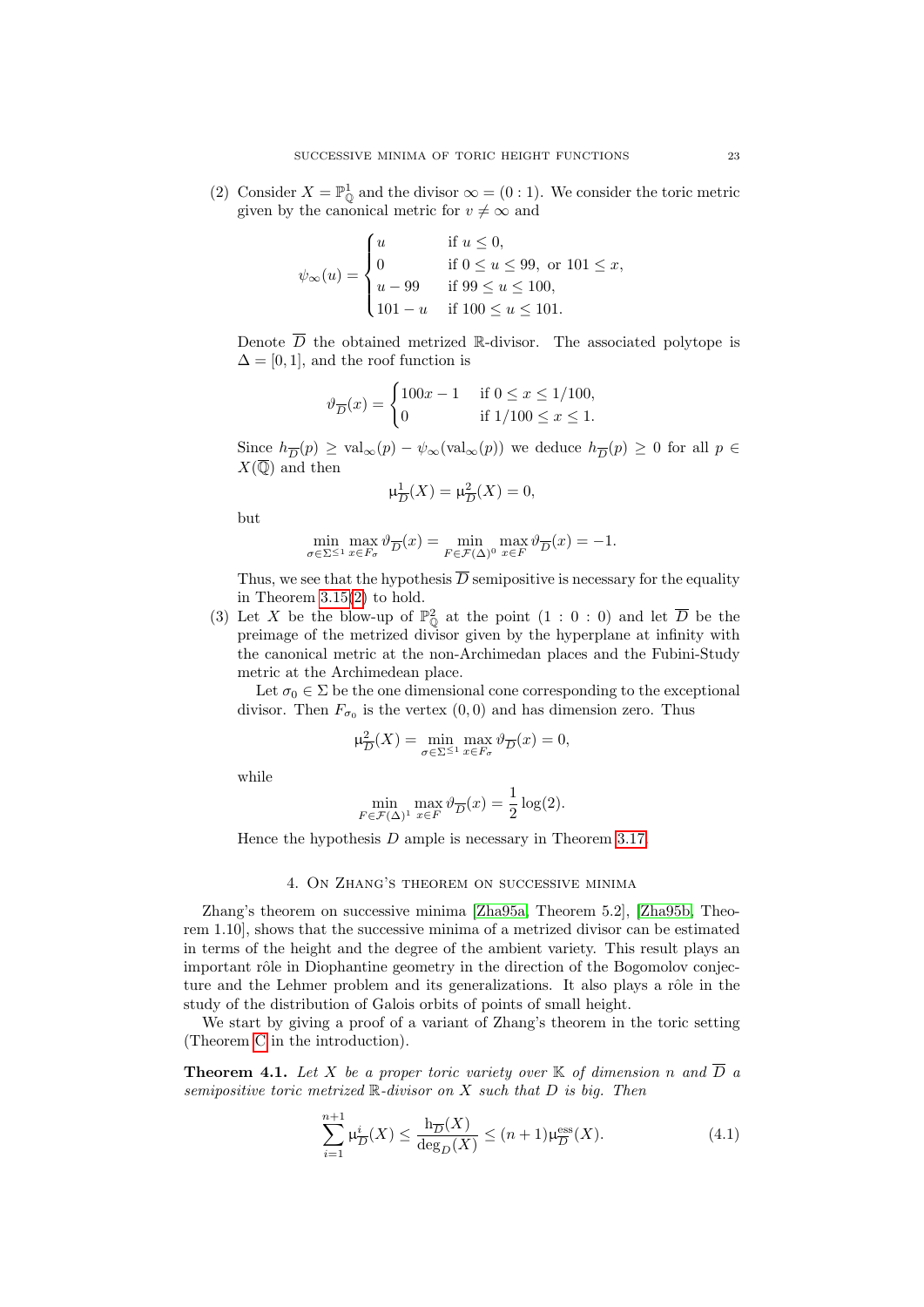(2) Consider $X = \mathbb{P}^1_{\mathbb{Q}}$ and the divisor $\infty = (0:1)$. We consider the toric metric given by the canonical metric for $v \neq \infty$ and

$$\psi_\infty(u) = \begin{cases} u & \text{if } u \leq 0, \\ 0 & \text{if } 0 \leq u \leq 99, \text{ or } 101 \leq x, \\ u - 99 & \text{if } 99 \leq u \leq 100, \\ 101 - u & \text{if } 100 \leq u \leq 101. \end{cases}$$

Denote $\overline{D}$ the obtained metrized $\mathbb{R}$-divisor. The associated polytope is $\Delta = [0,1]$, and the roof function is

$$\vartheta_{\overline{D}}(x) = \begin{cases} 100x - 1 & \text{if } 0 \leq x \leq 1/100, \\ 0 & \text{if } 1/100 \leq x \leq 1. \end{cases}$$

Since $h_{\overline{D}}(p) \geq \operatorname{val}_\infty(p) - \psi_\infty(\operatorname{val}_\infty(p))$ we deduce $h_{\overline{D}}(p) \geq 0$ for all $p \in X(\overline{\mathbb{Q}})$ and then

$$\upmu^1_{\overline{D}}(X) = \upmu^2_{\overline{D}}(X) = 0,$$

but

$$\min_{\sigma \in \Sigma^{\leq 1}} \max_{x \in F_\sigma} \vartheta_{\overline{D}}(x) = \min_{F \in \mathcal{F}(\Delta)^0} \max_{x \in F} \vartheta_{\overline{D}}(x) = -1.$$

Thus, we see that the hypothesis $\overline{D}$ semipositive is necessary for the equality in Theorem 3.15(2) to hold.

(3) Let $X$ be the blow-up of $\mathbb{P}^2_{\mathbb{Q}}$ at the point $(1:0:0)$ and let $\overline{D}$ be the preimage of the metrized divisor given by the hyperplane at infinity with the canonical metric at the non-Archimedan places and the Fubini-Study metric at the Archimedean place.

Let $\sigma_0 \in \Sigma$ be the one dimensional cone corresponding to the exceptional divisor. Then $F_{\sigma_0}$ is the vertex $(0,0)$ and has dimension zero. Thus

$$\upmu^2_{\overline{D}}(X) = \min_{\sigma \in \Sigma^{\leq 1}} \max_{x \in F_\sigma} \vartheta_{\overline{D}}(x) = 0,$$

while

$$\min_{F \in \mathcal{F}(\Delta)^1} \max_{x \in F} \vartheta_{\overline{D}}(x) = \frac{1}{2}\log(2).$$

Hence the hypothesis $D$ ample is necessary in Theorem 3.17.

## 4. On Zhang's theorem on successive minima

Zhang's theorem on successive minima [Zha95a, Theorem 5.2], [Zha95b, Theorem 1.10], shows that the successive minima of a metrized divisor can be estimated in terms of the height and the degree of the ambient variety. This result plays an important rôle in Diophantine geometry in the direction of the Bogomolov conjecture and the Lehmer problem and its generalizations. It also plays a rôle in the study of the distribution of Galois orbits of points of small height.

We start by giving a proof of a variant of Zhang's theorem in the toric setting (Theorem C in the introduction).

**Theorem 4.1.** *Let $X$ be a proper toric variety over $\mathbb{K}$ of dimension $n$ and $\overline{D}$ a semipositive toric metrized $\mathbb{R}$-divisor on $X$ such that $D$ is big. Then*

$$\sum_{i=1}^{n+1} \upmu^i_{\overline{D}}(X) \leq \frac{\mathrm{h}_{\overline{D}}(X)}{\deg_D(X)} \leq (n+1)\upmu^{\mathrm{ess}}_{\overline{D}}(X). \tag{4.1}$$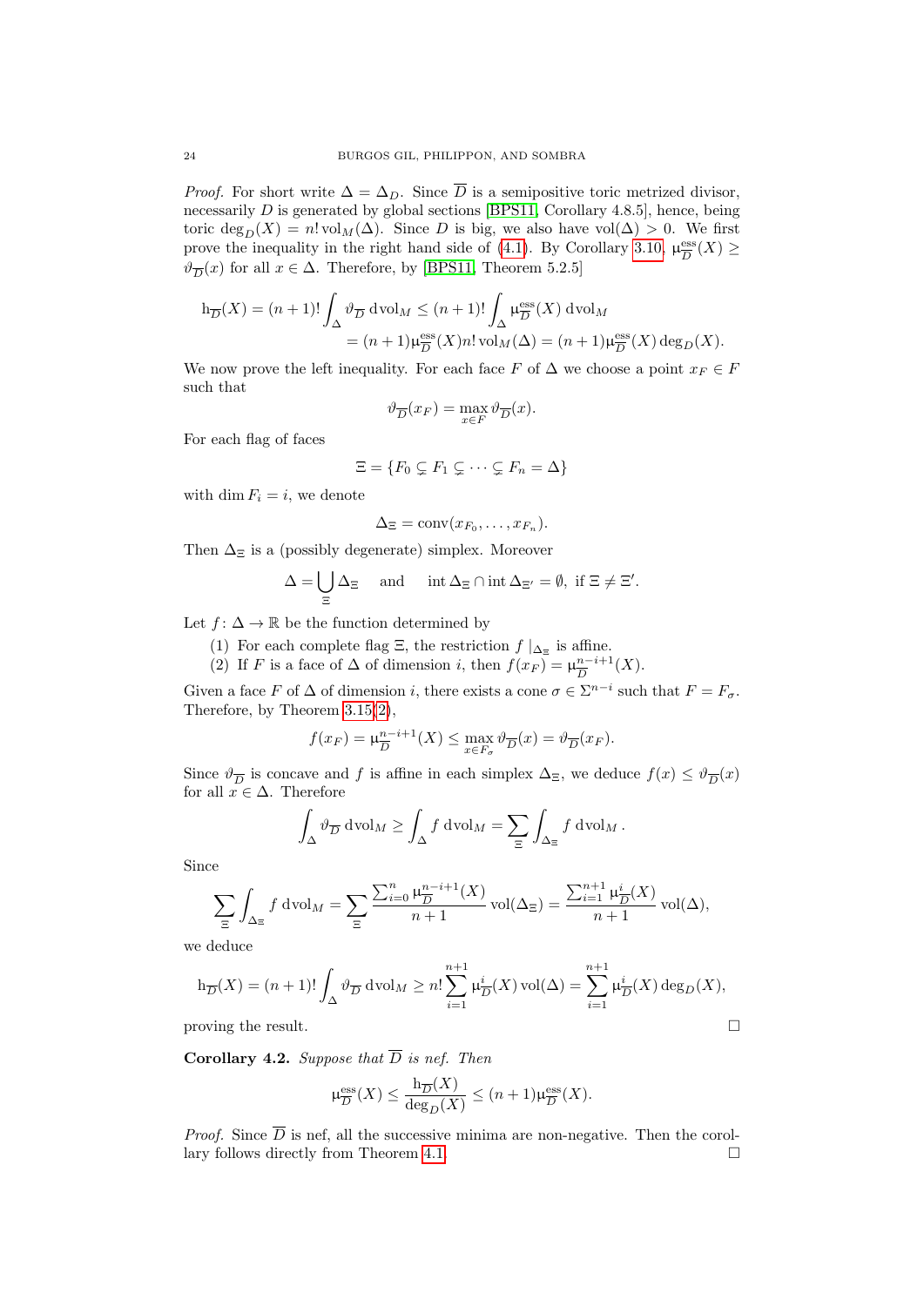*Proof.* For short write $\Delta = \Delta_D$. Since $\overline{D}$ is a semipositive toric metrized divisor, necessarily $D$ is generated by global sections [BPS11, Corollary 4.8.5], hence, being toric $\deg_D(X) = n!\operatorname{vol}_M(\Delta)$. Since $D$ is big, we also have $\operatorname{vol}(\Delta) > 0$. We first prove the inequality in the right hand side of (4.1). By Corollary 3.10, $\upmu^{\mathrm{ess}}_{\overline{D}}(X) \geq \vartheta_{\overline{D}}(x)$ for all $x \in \Delta$. Therefore, by [BPS11, Theorem 5.2.5]

$$
\begin{aligned}
\mathrm{h}_{\overline{D}}(X) = (n+1)! \int_{\Delta} \vartheta_{\overline{D}} \,\mathrm{d}\operatorname{vol}_M &\leq (n+1)! \int_{\Delta} \upmu^{\mathrm{ess}}_{\overline{D}}(X) \,\mathrm{d}\operatorname{vol}_M \\
&= (n+1)\upmu^{\mathrm{ess}}_{\overline{D}}(X) n! \operatorname{vol}_M(\Delta) = (n+1)\upmu^{\mathrm{ess}}_{\overline{D}}(X)\deg_D(X).
\end{aligned}
$$

We now prove the left inequality. For each face $F$ of $\Delta$ we choose a point $x_F \in F$ such that

$$
\vartheta_{\overline{D}}(x_F) = \max_{x \in F} \vartheta_{\overline{D}}(x).
$$

For each flag of faces

$$
\Xi = \{F_0 \subsetneq F_1 \subsetneq \cdots \subsetneq F_n = \Delta\}
$$

with $\dim F_i = i$, we denote

$$
\Delta_\Xi = \operatorname{conv}(x_{F_0}, \ldots, x_{F_n}).
$$

Then $\Delta_\Xi$ is a (possibly degenerate) simplex. Moreover

$$
\Delta = \bigcup_{\Xi} \Delta_\Xi \quad \text{ and } \quad \operatorname{int} \Delta_\Xi \cap \operatorname{int} \Delta_{\Xi'} = \emptyset, \text{ if } \Xi \neq \Xi'.
$$

Let $f\colon \Delta \to \mathbb{R}$ be the function determined by

1. For each complete flag $\Xi$, the restriction $f\mid_{\Delta_\Xi}$ is affine.
2. If $F$ is a face of $\Delta$ of dimension $i$, then $f(x_F) = \upmu^{n-i+1}_{\overline{D}}(X)$.

Given a face $F$ of $\Delta$ of dimension $i$, there exists a cone $\sigma \in \Sigma^{n-i}$ such that $F = F_\sigma$. Therefore, by Theorem 3.15(2),

$$
f(x_F) = \upmu^{n-i+1}_{\overline{D}}(X) \leq \max_{x \in F_\sigma} \vartheta_{\overline{D}}(x) = \vartheta_{\overline{D}}(x_F).
$$

Since $\vartheta_{\overline{D}}$ is concave and $f$ is affine in each simplex $\Delta_\Xi$, we deduce $f(x) \leq \vartheta_{\overline{D}}(x)$ for all $x \in \Delta$. Therefore

$$
\int_\Delta \vartheta_{\overline{D}} \,\mathrm{d}\operatorname{vol}_M \geq \int_\Delta f \,\mathrm{d}\operatorname{vol}_M = \sum_\Xi \int_{\Delta_\Xi} f \,\mathrm{d}\operatorname{vol}_M.
$$

Since

$$
\sum_\Xi \int_{\Delta_\Xi} f \,\mathrm{d}\operatorname{vol}_M = \sum_\Xi \frac{\sum_{i=0}^n \upmu^{n-i+1}_{\overline{D}}(X)}{n+1} \operatorname{vol}(\Delta_\Xi) = \frac{\sum_{i=1}^{n+1} \upmu^{i}_{\overline{D}}(X)}{n+1} \operatorname{vol}(\Delta),
$$

we deduce

$$
\mathrm{h}_{\overline{D}}(X) = (n+1)! \int_\Delta \vartheta_{\overline{D}} \,\mathrm{d}\operatorname{vol}_M \geq n! \sum_{i=1}^{n+1} \upmu^i_{\overline{D}}(X) \operatorname{vol}(\Delta) = \sum_{i=1}^{n+1} \upmu^i_{\overline{D}}(X) \deg_D(X),
$$

proving the result. $\square$

**Corollary 4.2.** *Suppose that $\overline{D}$ is nef. Then*

$$
\upmu^{\mathrm{ess}}_{\overline{D}}(X) \leq \frac{\mathrm{h}_{\overline{D}}(X)}{\deg_D(X)} \leq (n+1)\upmu^{\mathrm{ess}}_{\overline{D}}(X).
$$

*Proof.* Since $\overline{D}$ is nef, all the successive minima are non-negative. Then the corollary follows directly from Theorem 4.1. $\square$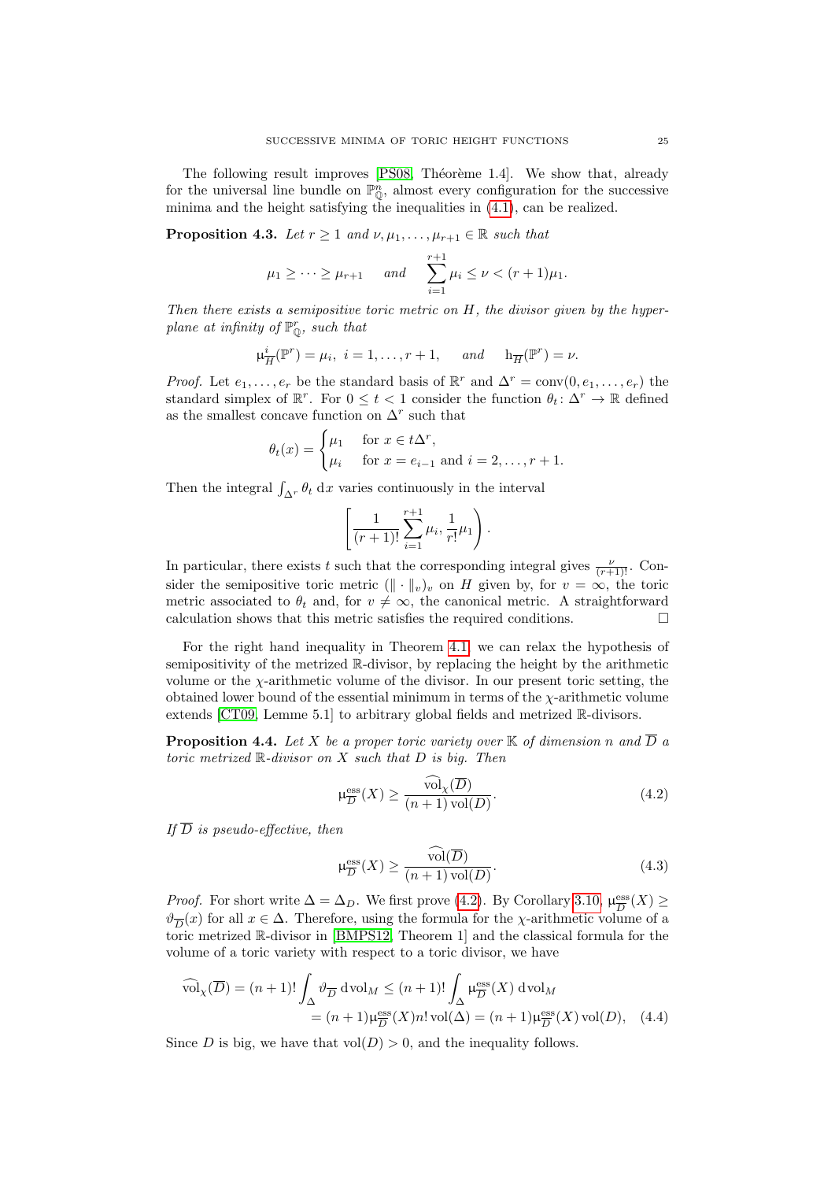The following result improves [PS08, Théorème 1.4]. We show that, already for the universal line bundle on $\mathbb{P}^n_{\mathbb{Q}}$, almost every configuration for the successive minima and the height satisfying the inequalities in (4.1), can be realized.

**Proposition 4.3.** *Let $r \geq 1$ and $\nu, \mu_1, \dots, \mu_{r+1} \in \mathbb{R}$ such that*

$$\mu_1 \geq \cdots \geq \mu_{r+1} \quad \text{ and } \quad \sum_{i=1}^{r+1} \mu_i \leq \nu < (r+1)\mu_1.$$

*Then there exists a semipositive toric metric on $H$, the divisor given by the hyperplane at infinity of $\mathbb{P}^r_{\mathbb{Q}}$, such that*

$$\upmu^i_{\overline{H}}(\mathbb{P}^r) = \mu_i, \ i = 1, \dots, r+1, \quad \text{ and } \quad \mathrm{h}_{\overline{H}}(\mathbb{P}^r) = \nu.$$

*Proof.* Let $e_1, \dots, e_r$ be the standard basis of $\mathbb{R}^r$ and $\Delta^r = \mathrm{conv}(0, e_1, \dots, e_r)$ the standard simplex of $\mathbb{R}^r$. For $0 \leq t < 1$ consider the function $\theta_t \colon \Delta^r \to \mathbb{R}$ defined as the smallest concave function on $\Delta^r$ such that

$$\theta_t(x) = \begin{cases} \mu_1 & \text{for } x \in t\Delta^r, \\ \mu_i & \text{for } x = e_{i-1} \text{ and } i = 2, \dots, r+1. \end{cases}$$

Then the integral $\int_{\Delta^r} \theta_t \, \mathrm{d}x$ varies continuously in the interval

$$\left[ \frac{1}{(r+1)!} \sum_{i=1}^{r+1} \mu_i, \frac{1}{r!} \mu_1 \right).$$

In particular, there exists $t$ such that the corresponding integral gives $\frac{\nu}{(r+1)!}$. Consider the semipositive toric metric $(\| \cdot \|_v)_v$ on $H$ given by, for $v = \infty$, the toric metric associated to $\theta_t$ and, for $v \neq \infty$, the canonical metric. A straightforward calculation shows that this metric satisfies the required conditions. $\square$

For the right hand inequality in Theorem 4.1, we can relax the hypothesis of semipositivity of the metrized $\mathbb{R}$-divisor, by replacing the height by the arithmetic volume or the $\chi$-arithmetic volume of the divisor. In our present toric setting, the obtained lower bound of the essential minimum in terms of the $\chi$-arithmetic volume extends [CT09, Lemme 5.1] to arbitrary global fields and metrized $\mathbb{R}$-divisors.

**Proposition 4.4.** *Let $X$ be a proper toric variety over $\mathbb{K}$ of dimension $n$ and $\overline{D}$ a toric metrized $\mathbb{R}$-divisor on $X$ such that $D$ is big. Then*

$$\upmu^{\mathrm{ess}}_{\overline{D}}(X) \geq \frac{\widehat{\mathrm{vol}}_\chi(\overline{D})}{(n+1)\,\mathrm{vol}(D)}. \tag{4.2}$$

*If $\overline{D}$ is pseudo-effective, then*

$$\upmu^{\mathrm{ess}}_{\overline{D}}(X) \geq \frac{\widehat{\mathrm{vol}}(\overline{D})}{(n+1)\,\mathrm{vol}(D)}. \tag{4.3}$$

*Proof.* For short write $\Delta = \Delta_D$. We first prove (4.2). By Corollary 3.10, $\upmu^{\mathrm{ess}}_{\overline{D}}(X) \geq \vartheta_{\overline{D}}(x)$ for all $x \in \Delta$. Therefore, using the formula for the $\chi$-arithmetic volume of a toric metrized $\mathbb{R}$-divisor in [BMPS12, Theorem 1] and the classical formula for the volume of a toric variety with respect to a toric divisor, we have

$$\begin{aligned} \widehat{\mathrm{vol}}_\chi(\overline{D}) = (n+1)! \int_\Delta \vartheta_{\overline{D}} \, \mathrm{d}\mathrm{vol}_M &\leq (n+1)! \int_\Delta \upmu^{\mathrm{ess}}_{\overline{D}}(X) \, \mathrm{d}\mathrm{vol}_M \\ &= (n+1)\upmu^{\mathrm{ess}}_{\overline{D}}(X) n! \,\mathrm{vol}(\Delta) = (n+1)\upmu^{\mathrm{ess}}_{\overline{D}}(X)\,\mathrm{vol}(D), \end{aligned} \tag{4.4}$$

Since $D$ is big, we have that $\mathrm{vol}(D) > 0$, and the inequality follows.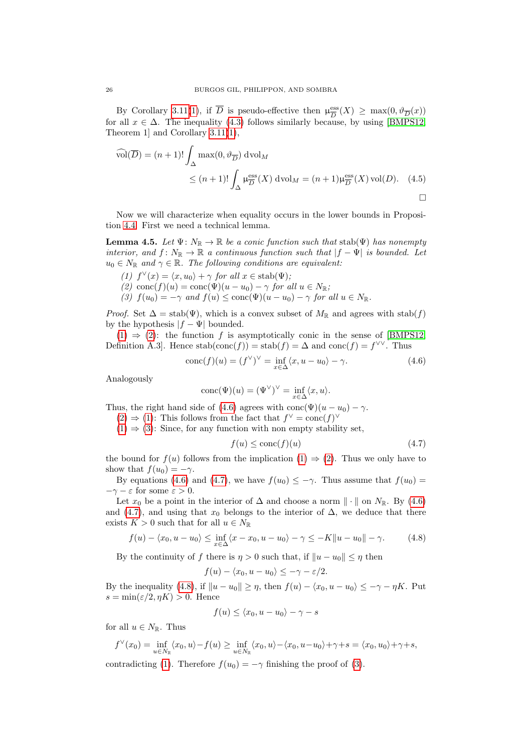By Corollary 3.11(1), if $\overline{D}$ is pseudo-effective then $\mu^{\mathrm{ess}}_{\overline{D}}(X) \geq \max(0, \vartheta_{\overline{D}}(x))$ for all $x \in \Delta$. The inequality (4.3) follows similarly because, by using [BMPS12, Theorem 1] and Corollary 3.11(1),

$$\widehat{\mathrm{vol}}(\overline{D}) = (n+1)! \int_{\Delta} \max(0, \vartheta_{\overline{D}}) \, \mathrm{dvol}_M$$
$$\leq (n+1)! \int_{\Delta} \mu^{\mathrm{ess}}_{\overline{D}}(X) \, \mathrm{dvol}_M = (n+1) \mu^{\mathrm{ess}}_{\overline{D}}(X) \operatorname{vol}(D). \quad (4.5)$$

□

Now we will characterize when equality occurs in the lower bounds in Proposition 4.4. First we need a technical lemma.

**Lemma 4.5.** *Let $\Psi \colon N_{\mathbb{R}} \to \mathbb{R}$ be a conic function such that $\operatorname{stab}(\Psi)$ has nonempty interior, and $f \colon N_{\mathbb{R}} \to \mathbb{R}$ a continuous function such that $|f - \Psi|$ is bounded. Let $u_0 \in N_{\mathbb{R}}$ and $\gamma \in \mathbb{R}$. The following conditions are equivalent:*

*(1) $f^{\vee}(x) = \langle x, u_0 \rangle + \gamma$ for all $x \in \operatorname{stab}(\Psi)$;*

*(2) $\operatorname{conc}(f)(u) = \operatorname{conc}(\Psi)(u - u_0) - \gamma$ for all $u \in N_{\mathbb{R}}$;*

*(3) $f(u_0) = -\gamma$ and $f(u) \leq \operatorname{conc}(\Psi)(u - u_0) - \gamma$ for all $u \in N_{\mathbb{R}}$.*

*Proof.* Set $\Delta = \operatorname{stab}(\Psi)$, which is a convex subset of $M_{\mathbb{R}}$ and agrees with $\operatorname{stab}(f)$ by the hypothesis $|f - \Psi|$ bounded.

(1) ⇒ (2): the function $f$ is asymptotically conic in the sense of [BMPS12, Definition A.3]. Hence $\operatorname{stab}(\operatorname{conc}(f)) = \operatorname{stab}(f) = \Delta$ and $\operatorname{conc}(f) = f^{\vee\vee}$. Thus

$$\operatorname{conc}(f)(u) = (f^{\vee})^{\vee} = \inf_{x \in \Delta} \langle x, u - u_0 \rangle - \gamma. \quad (4.6)$$

Analogously

$$\operatorname{conc}(\Psi)(u) = (\Psi^{\vee})^{\vee} = \inf_{x \in \Delta} \langle x, u \rangle.$$

Thus, the right hand side of (4.6) agrees with $\operatorname{conc}(\Psi)(u - u_0) - \gamma$.

(2) ⇒ (1): This follows from the fact that $f^{\vee} = \operatorname{conc}(f)^{\vee}$

(1) ⇒ (3): Since, for any function with non empty stability set,

$$f(u) \leq \operatorname{conc}(f)(u) \quad (4.7)$$

the bound for $f(u)$ follows from the implication (1) ⇒ (2). Thus we only have to show that $f(u_0) = -\gamma$.

By equations (4.6) and (4.7), we have $f(u_0) \leq -\gamma$. Thus assume that $f(u_0) = -\gamma - \varepsilon$ for some $\varepsilon > 0$.

Let $x_0$ be a point in the interior of $\Delta$ and choose a norm $\| \cdot \|$ on $N_{\mathbb{R}}$. By (4.6) and (4.7), and using that $x_0$ belongs to the interior of $\Delta$, we deduce that there exists $K > 0$ such that for all $u \in N_{\mathbb{R}}$

$$f(u) - \langle x_0, u - u_0 \rangle \leq \inf_{x \in \Delta} \langle x - x_0, u - u_0 \rangle - \gamma \leq -K \|u - u_0\| - \gamma. \quad (4.8)$$

By the continuity of $f$ there is $\eta > 0$ such that, if $\|u - u_0\| \leq \eta$ then

$$f(u) - \langle x_0, u - u_0 \rangle \leq -\gamma - \varepsilon/2.$$

By the inequality (4.8), if $\|u - u_0\| \geq \eta$, then $f(u) - \langle x_0, u - u_0 \rangle \leq -\gamma - \eta K$. Put $s = \min(\varepsilon/2, \eta K) > 0$. Hence

$$f(u) \leq \langle x_0, u - u_0 \rangle - \gamma - s$$

for all $u \in N_{\mathbb{R}}$. Thus

$$f^{\vee}(x_0) = \inf_{u \in N_{\mathbb{R}}} \langle x_0, u \rangle - f(u) \geq \inf_{u \in N_{\mathbb{R}}} \langle x_0, u \rangle - \langle x_0, u - u_0 \rangle + \gamma + s = \langle x_0, u_0 \rangle + \gamma + s,$$

contradicting (1). Therefore $f(u_0) = -\gamma$ finishing the proof of (3).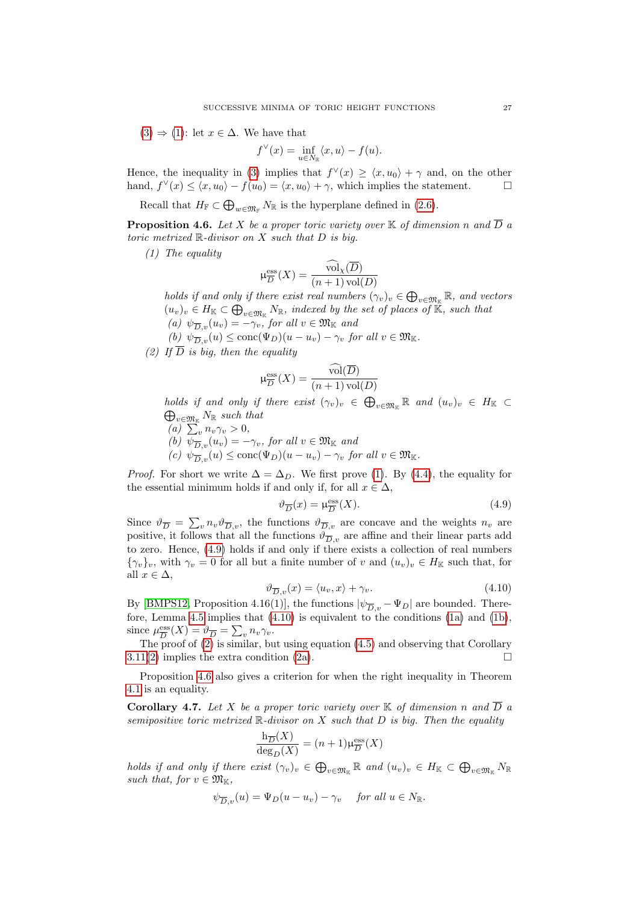(3) ⇒ (1): let $x \in \Delta$. We have that

$$f^{\vee}(x) = \inf_{u\in N_{\mathbb{R}}} \langle x, u\rangle - f(u).$$

Hence, the inequality in (3) implies that $f^{\vee}(x) \geq \langle x, u_0\rangle + \gamma$ and, on the other hand, $f^{\vee}(x) \leq \langle x, u_0\rangle - f(u_0) = \langle x, u_0\rangle + \gamma$, which implies the statement. □

Recall that $H_{\mathbb{F}} \subset \bigoplus_{w\in\mathfrak{M}_{\mathbb{F}}} N_{\mathbb{R}}$ is the hyperplane defined in (2.6).

**Proposition 4.6.** *Let $X$ be a proper toric variety over $\mathbb{K}$ of dimension $n$ and $\overline{D}$ a toric metrized $\mathbb{R}$-divisor on $X$ such that $D$ is big.*

*(1) The equality*

$$\upmu^{\mathrm{ess}}_{\overline{D}}(X) = \frac{\widehat{\mathrm{vol}}_{\chi}(\overline{D})}{(n+1)\operatorname{vol}(D)}$$

*holds if and only if there exist real numbers $(\gamma_v)_v \in \bigoplus_{v\in\mathfrak{M}_{\mathbb{K}}} \mathbb{R}$, and vectors $(u_v)_v \in H_{\mathbb{K}} \subset \bigoplus_{v\in\mathfrak{M}_{\mathbb{K}}} N_{\mathbb{R}}$, indexed by the set of places of $\mathbb{K}$, such that*

*(a) $\psi_{\overline{D},v}(u_v) = -\gamma_v$, for all $v \in \mathfrak{M}_{\mathbb{K}}$ and*

*(b) $\psi_{\overline{D},v}(u) \leq \operatorname{conc}(\Psi_D)(u - u_v) - \gamma_v$ for all $v \in \mathfrak{M}_{\mathbb{K}}$.*

*(2) If $\overline{D}$ is big, then the equality*

$$\upmu^{\mathrm{ess}}_{\overline{D}}(X) = \frac{\widehat{\mathrm{vol}}(\overline{D})}{(n+1)\operatorname{vol}(D)}$$

*holds if and only if there exist $(\gamma_v)_v \in \bigoplus_{v\in\mathfrak{M}_{\mathbb{K}}} \mathbb{R}$ and $(u_v)_v \in H_{\mathbb{K}} \subset \bigoplus_{v\in\mathfrak{M}_{\mathbb{K}}} N_{\mathbb{R}}$ such that*

*(a) $\sum_v n_v \gamma_v > 0$,*

*(b) $\psi_{\overline{D},v}(u_v) = -\gamma_v$, for all $v \in \mathfrak{M}_{\mathbb{K}}$ and*

*(c) $\psi_{\overline{D},v}(u) \leq \operatorname{conc}(\Psi_D)(u - u_v) - \gamma_v$ for all $v \in \mathfrak{M}_{\mathbb{K}}$.*

*Proof.* For short we write $\Delta = \Delta_D$. We first prove (1). By (4.4), the equality for the essential minimum holds if and only if, for all $x \in \Delta$,

$$\vartheta_{\overline{D}}(x) = \upmu^{\mathrm{ess}}_{\overline{D}}(X). \tag{4.9}$$

Since $\vartheta_{\overline{D}} = \sum_v n_v \vartheta_{\overline{D},v}$, the functions $\vartheta_{\overline{D},v}$ are concave and the weights $n_v$ are positive, it follows that all the functions $\vartheta_{\overline{D},v}$ are affine and their linear parts add to zero. Hence, (4.9) holds if and only if there exists a collection of real numbers $\{\gamma_v\}_v$, with $\gamma_v = 0$ for all but a finite number of $v$ and $(u_v)_v \in H_{\mathbb{K}}$ such that, for all $x \in \Delta$,

$$\vartheta_{\overline{D},v}(x) = \langle u_v, x\rangle + \gamma_v. \tag{4.10}$$

By [BMPS12, Proposition 4.16(1)], the functions $|\psi_{\overline{D},v} - \Psi_D|$ are bounded. Therefore, Lemma 4.5 implies that (4.10) is equivalent to the conditions (1a) and (1b), since $\mu^{\mathrm{ess}}_{\overline{D}}(X) = \vartheta_{\overline{D}} = \sum_v n_v \gamma_v$.

The proof of (2) is similar, but using equation (4.5) and observing that Corollary 3.11(2) implies the extra condition (2a). □

Proposition 4.6 also gives a criterion for when the right inequality in Theorem 4.1 is an equality.

**Corollary 4.7.** *Let $X$ be a proper toric variety over $\mathbb{K}$ of dimension $n$ and $\overline{D}$ a semipositive toric metrized $\mathbb{R}$-divisor on $X$ such that $D$ is big. Then the equality*

$$\frac{\mathrm{h}_{\overline{D}}(X)}{\deg_D(X)} = (n+1)\upmu^{\mathrm{ess}}_{\overline{D}}(X)$$

*holds if and only if there exist $(\gamma_v)_v \in \bigoplus_{v\in\mathfrak{M}_{\mathbb{K}}} \mathbb{R}$ and $(u_v)_v \in H_{\mathbb{K}} \subset \bigoplus_{v\in\mathfrak{M}_{\mathbb{K}}} N_{\mathbb{R}}$ such that, for $v \in \mathfrak{M}_{\mathbb{K}}$,*

$$\psi_{\overline{D},v}(u) = \Psi_D(u - u_v) - \gamma_v \quad \text{for all } u \in N_{\mathbb{R}}.$$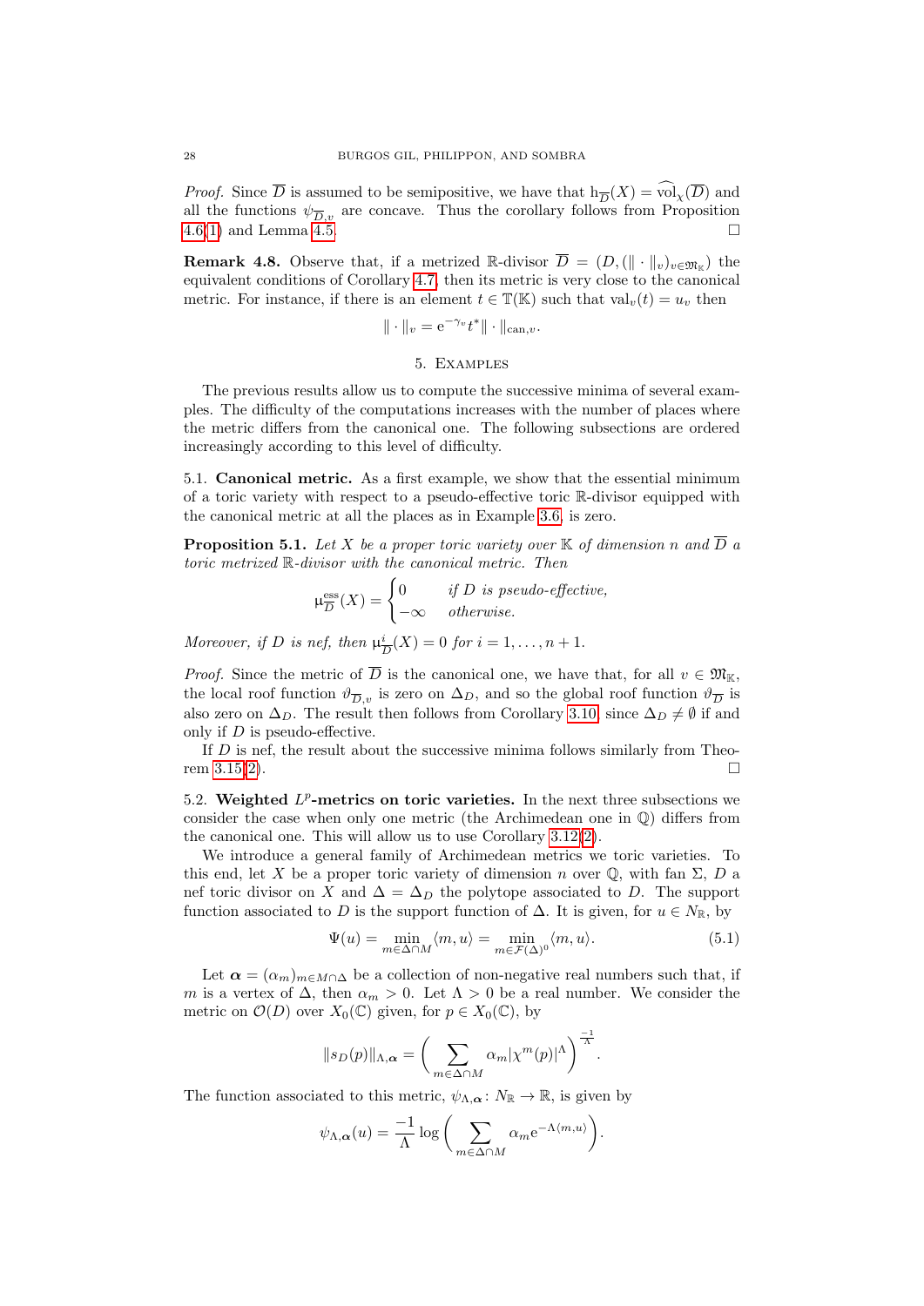*Proof.* Since $\overline{D}$ is assumed to be semipositive, we have that $\mathrm{h}_{\overline{D}}(X) = \widehat{\mathrm{vol}}_{\chi}(\overline{D})$ and all the functions $\psi_{\overline{D},v}$ are concave. Thus the corollary follows from Proposition 4.6(1) and Lemma 4.5. □

**Remark 4.8.** Observe that, if a metrized $\mathbb{R}$-divisor $\overline{D} = (D, (\|\cdot\|_v)_{v\in\mathfrak{M}_{\mathbb{K}}})$ the equivalent conditions of Corollary 4.7, then its metric is very close to the canonical metric. For instance, if there is an element $t \in \mathbb{T}(\mathbb{K})$ such that $\mathrm{val}_v(t) = u_v$ then

$$\|\cdot\|_v = \mathrm{e}^{-\gamma_v} t^* \|\cdot\|_{\mathrm{can},v}.$$

## 5. Examples

The previous results allow us to compute the successive minima of several examples. The difficulty of the computations increases with the number of places where the metric differs from the canonical one. The following subsections are ordered increasingly according to this level of difficulty.

### 5.1. Canonical metric.

As a first example, we show that the essential minimum of a toric variety with respect to a pseudo-effective toric $\mathbb{R}$-divisor equipped with the canonical metric at all the places as in Example 3.6, is zero.

**Proposition 5.1.** *Let $X$ be a proper toric variety over $\mathbb{K}$ of dimension $n$ and $\overline{D}$ a toric metrized $\mathbb{R}$-divisor with the canonical metric. Then*

$$\upmu^{\mathrm{ess}}_{\overline{D}}(X) = \begin{cases} 0 & \text{if } D \text{ is pseudo-effective,} \\ -\infty & \text{otherwise.} \end{cases}$$

*Moreover, if $D$ is nef, then $\upmu^{i}_{\overline{D}}(X) = 0$ for $i = 1, \dots, n+1$.*

*Proof.* Since the metric of $\overline{D}$ is the canonical one, we have that, for all $v \in \mathfrak{M}_{\mathbb{K}}$, the local roof function $\vartheta_{\overline{D},v}$ is zero on $\Delta_D$, and so the global roof function $\vartheta_{\overline{D}}$ is also zero on $\Delta_D$. The result then follows from Corollary 3.10, since $\Delta_D \neq \emptyset$ if and only if $D$ is pseudo-effective.

If $D$ is nef, the result about the successive minima follows similarly from Theorem 3.15(2). □

### 5.2. Weighted $L^p$-metrics on toric varieties.

In the next three subsections we consider the case when only one metric (the Archimedean one in $\mathbb{Q}$) differs from the canonical one. This will allow us to use Corollary 3.12(2).

We introduce a general family of Archimedean metrics we toric varieties. To this end, let $X$ be a proper toric variety of dimension $n$ over $\mathbb{Q}$, with fan $\Sigma$, $D$ a nef toric divisor on $X$ and $\Delta = \Delta_D$ the polytope associated to $D$. The support function associated to $D$ is the support function of $\Delta$. It is given, for $u \in N_{\mathbb{R}}$, by

$$\Psi(u) = \min_{m\in\Delta\cap M} \langle m, u\rangle = \min_{m\in\mathcal{F}(\Delta)^0} \langle m, u\rangle. \tag{5.1}$$

Let $\boldsymbol{\alpha} = (\alpha_m)_{m\in M\cap\Delta}$ be a collection of non-negative real numbers such that, if $m$ is a vertex of $\Delta$, then $\alpha_m > 0$. Let $\Lambda > 0$ be a real number. We consider the metric on $\mathcal{O}(D)$ over $X_0(\mathbb{C})$ given, for $p \in X_0(\mathbb{C})$, by

$$\|s_D(p)\|_{\Lambda,\boldsymbol{\alpha}} = \bigg(\sum_{m\in\Delta\cap M} \alpha_m |\chi^m(p)|^{\Lambda}\bigg)^{\frac{-1}{\Lambda}}.$$

The function associated to this metric, $\psi_{\Lambda,\boldsymbol{\alpha}} \colon N_{\mathbb{R}} \to \mathbb{R}$, is given by

$$\psi_{\Lambda,\boldsymbol{\alpha}}(u) = \frac{-1}{\Lambda} \log\bigg(\sum_{m\in\Delta\cap M} \alpha_m \mathrm{e}^{-\Lambda\langle m,u\rangle}\bigg).$$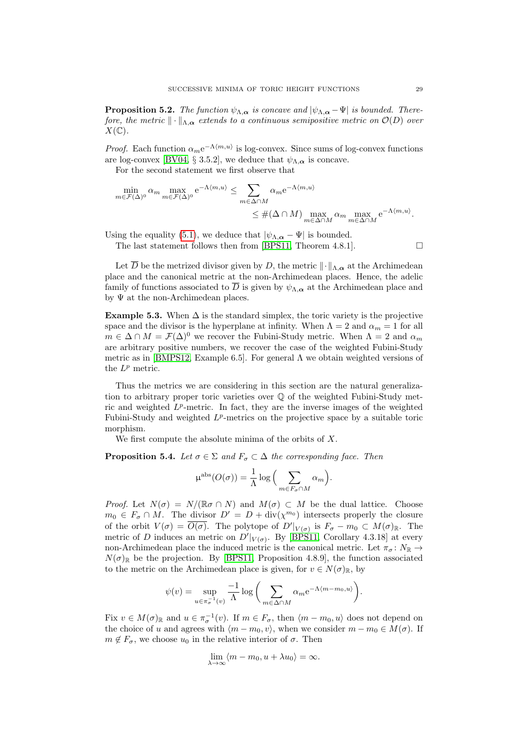**Proposition 5.2.** *The function $\psi_{\Lambda,\boldsymbol{\alpha}}$ is concave and $|\psi_{\Lambda,\boldsymbol{\alpha}} - \Psi|$ is bounded. Therefore, the metric $\|\cdot\|_{\Lambda,\boldsymbol{\alpha}}$ extends to a continuous semipositive metric on $\mathcal{O}(D)$ over $X(\mathbb{C})$.*

*Proof.* Each function $\alpha_m \mathrm{e}^{-\Lambda\langle m,u\rangle}$ is log-convex. Since sums of log-convex functions are log-convex [BV04, § 3.5.2], we deduce that $\psi_{\Lambda,\boldsymbol{\alpha}}$ is concave.

For the second statement we first observe that

$$\min_{m\in\mathcal{F}(\Delta)^0} \alpha_m \max_{m\in\mathcal{F}(\Delta)^0} \mathrm{e}^{-\Lambda\langle m,u\rangle} \leq \sum_{m\in\Delta\cap M} \alpha_m \mathrm{e}^{-\Lambda\langle m,u\rangle}$$
$$\leq \#(\Delta\cap M) \max_{m\in\Delta\cap M} \alpha_m \max_{m\in\Delta\cap M} \mathrm{e}^{-\Lambda\langle m,u\rangle}.$$

Using the equality (5.1), we deduce that $|\psi_{\Lambda,\boldsymbol{\alpha}} - \Psi|$ is bounded.

The last statement follows then from [BPS11, Theorem 4.8.1]. □

Let $\overline{D}$ be the metrized divisor given by $D$, the metric $\|\cdot\|_{\Lambda,\boldsymbol{\alpha}}$ at the Archimedean place and the canonical metric at the non-Archimedean places. Hence, the adelic family of functions associated to $\overline{D}$ is given by $\psi_{\Lambda,\boldsymbol{\alpha}}$ at the Archimedean place and by $\Psi$ at the non-Archimedean places.

**Example 5.3.** When $\Delta$ is the standard simplex, the toric variety is the projective space and the divisor is the hyperplane at infinity. When $\Lambda = 2$ and $\alpha_m = 1$ for all $m \in \Delta\cap M = \mathcal{F}(\Delta)^0$ we recover the Fubini-Study metric. When $\Lambda = 2$ and $\alpha_m$ are arbitrary positive numbers, we recover the case of the weighted Fubini-Study metric as in [BMPS12, Example 6.5]. For general $\Lambda$ we obtain weighted versions of the $L^p$ metric.

Thus the metrics we are considering in this section are the natural generalization to arbitrary proper toric varieties over $\mathbb{Q}$ of the weighted Fubini-Study metric and weighted $L^p$-metric. In fact, they are the inverse images of the weighted Fubini-Study and weighted $L^p$-metrics on the projective space by a suitable toric morphism.

We first compute the absolute minima of the orbits of $X$.

**Proposition 5.4.** *Let $\sigma \in \Sigma$ and $F_\sigma \subset \Delta$ the corresponding face. Then*

$$\upmu^{\mathrm{abs}}(O(\sigma)) = \frac{1}{\Lambda}\log\Big(\sum_{m\in F_\sigma\cap M} \alpha_m\Big).$$

*Proof.* Let $N(\sigma) = N/(\mathbb{R}\sigma\cap N)$ and $M(\sigma) \subset M$ be the dual lattice. Choose $m_0 \in F_\sigma \cap M$. The divisor $D' = D + \operatorname{div}(\chi^{m_0})$ intersects properly the closure of the orbit $V(\sigma) = \overline{O(\sigma)}$. The polytope of $D'|_{V(\sigma)}$ is $F_\sigma - m_0 \subset M(\sigma)_\mathbb{R}$. The metric of $D$ induces an metric on $D'|_{V(\sigma)}$. By [BPS11, Corollary 4.3.18] at every non-Archimedean place the induced metric is the canonical metric. Let $\pi_\sigma \colon N_\mathbb{R} \to N(\sigma)_\mathbb{R}$ be the projection. By [BPS11, Proposition 4.8.9], the function associated to the metric on the Archimedean place is given, for $v \in N(\sigma)_\mathbb{R}$, by

$$\psi(v) = \sup_{u\in\pi_\sigma^{-1}(v)} \frac{-1}{\Lambda}\log\bigg(\sum_{m\in\Delta\cap M} \alpha_m \mathrm{e}^{-\Lambda\langle m-m_0,u\rangle}\bigg).$$

Fix $v \in M(\sigma)_\mathbb{R}$ and $u \in \pi_\sigma^{-1}(v)$. If $m \in F_\sigma$, then $\langle m - m_0, u\rangle$ does not depend on the choice of $u$ and agrees with $\langle m - m_0, v\rangle$, when we consider $m - m_0 \in M(\sigma)$. If $m \notin F_\sigma$, we choose $u_0$ in the relative interior of $\sigma$. Then

$$\lim_{\lambda\to\infty} \langle m - m_0, u + \lambda u_0\rangle = \infty.$$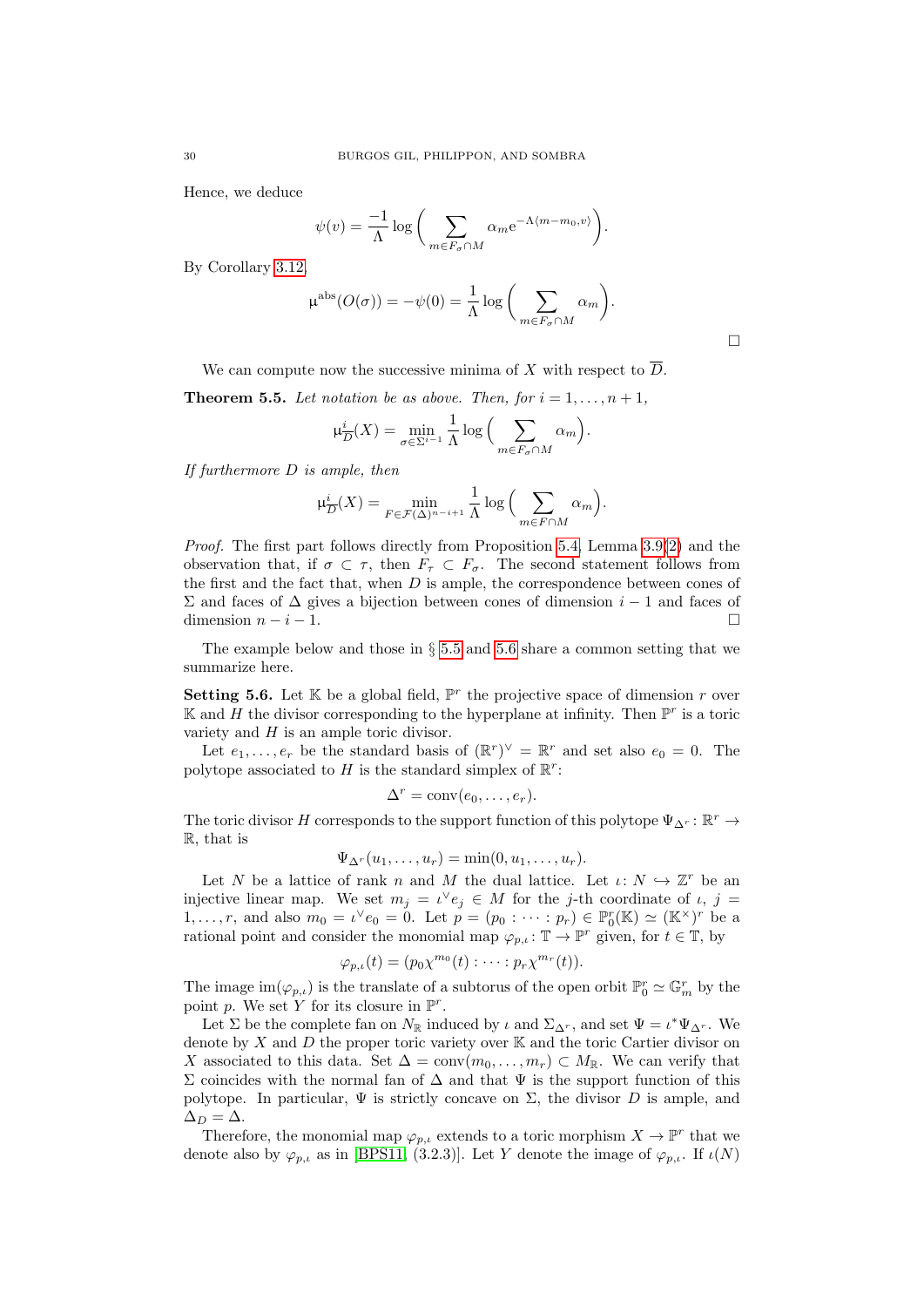Hence, we deduce

$$\psi(v)=\frac{-1}{\Lambda}\log\bigg(\sum_{m\in F_\sigma\cap M}\alpha_m e^{-\Lambda\langle m-m_0,v\rangle}\bigg).$$

By Corollary 3.12,

$$\mu^{\mathrm{abs}}(O(\sigma))=-\psi(0)=\frac{1}{\Lambda}\log\bigg(\sum_{m\in F_\sigma\cap M}\alpha_m\bigg).$$

□

We can compute now the successive minima of $X$ with respect to $\overline{D}$.

**Theorem 5.5.** *Let notation be as above. Then, for $i=1,\dots,n+1$,*

$$\mu^i_{\overline{D}}(X)=\min_{\sigma\in\Sigma^{i-1}}\frac{1}{\Lambda}\log\Big(\sum_{m\in F_\sigma\cap M}\alpha_m\Big).$$

*If furthermore $D$ is ample, then*

$$\mu^i_{\overline{D}}(X)=\min_{F\in\mathcal{F}(\Delta)^{n-i+1}}\frac{1}{\Lambda}\log\Big(\sum_{m\in F\cap M}\alpha_m\Big).$$

*Proof.* The first part follows directly from Proposition 5.4, Lemma 3.9(2) and the observation that, if $\sigma\subset\tau$, then $F_\tau\subset F_\sigma$. The second statement follows from the first and the fact that, when $D$ is ample, the correspondence between cones of $\Sigma$ and faces of $\Delta$ gives a bijection between cones of dimension $i-1$ and faces of dimension $n-i-1$. □

The example below and those in § 5.5 and 5.6 share a common setting that we summarize here.

**Setting 5.6.** Let $\mathbb{K}$ be a global field, $\mathbb{P}^r$ the projective space of dimension $r$ over $\mathbb{K}$ and $H$ the divisor corresponding to the hyperplane at infinity. Then $\mathbb{P}^r$ is a toric variety and $H$ is an ample toric divisor.

Let $e_1,\dots,e_r$ be the standard basis of $(\mathbb{R}^r)^\vee=\mathbb{R}^r$ and set also $e_0=0$. The polytope associated to $H$ is the standard simplex of $\mathbb{R}^r$:

$$\Delta^r=\mathrm{conv}(e_0,\dots,e_r).$$

The toric divisor $H$ corresponds to the support function of this polytope $\Psi_{\Delta^r}\colon\mathbb{R}^r\to\mathbb{R}$, that is

$$\Psi_{\Delta^r}(u_1,\dots,u_r)=\min(0,u_1,\dots,u_r).$$

Let $N$ be a lattice of rank $n$ and $M$ the dual lattice. Let $\iota\colon N\hookrightarrow\mathbb{Z}^r$ be an injective linear map. We set $m_j=\iota^\vee e_j\in M$ for the $j$-th coordinate of $\iota$, $j=1,\dots,r$, and also $m_0=\iota^\vee e_0=0$. Let $p=(p_0:\dots:p_r)\in\mathbb{P}^r_0(\mathbb{K})\simeq(\mathbb{K}^\times)^r$ be a rational point and consider the monomial map $\varphi_{p,\iota}\colon\mathbb{T}\to\mathbb{P}^r$ given, for $t\in\mathbb{T}$, by

$$\varphi_{p,\iota}(t)=(p_0\chi^{m_0}(t):\dots:p_r\chi^{m_r}(t)).$$

The image $\mathrm{im}(\varphi_{p,\iota})$ is the translate of a subtorus of the open orbit $\mathbb{P}^r_0\simeq\mathbb{G}^r_m$ by the point $p$. We set $Y$ for its closure in $\mathbb{P}^r$.

Let $\Sigma$ be the complete fan on $N_\mathbb{R}$ induced by $\iota$ and $\Sigma_{\Delta^r}$, and set $\Psi=\iota^*\Psi_{\Delta^r}$. We denote by $X$ and $D$ the proper toric variety over $\mathbb{K}$ and the toric Cartier divisor on $X$ associated to this data. Set $\Delta=\mathrm{conv}(m_0,\dots,m_r)\subset M_\mathbb{R}$. We can verify that $\Sigma$ coincides with the normal fan of $\Delta$ and that $\Psi$ is the support function of this polytope. In particular, $\Psi$ is strictly concave on $\Sigma$, the divisor $D$ is ample, and $\Delta_D=\Delta$.

Therefore, the monomial map $\varphi_{p,\iota}$ extends to a toric morphism $X\to\mathbb{P}^r$ that we denote also by $\varphi_{p,\iota}$ as in [BPS11, (3.2.3)]. Let $Y$ denote the image of $\varphi_{p,\iota}$. If $\iota(N)$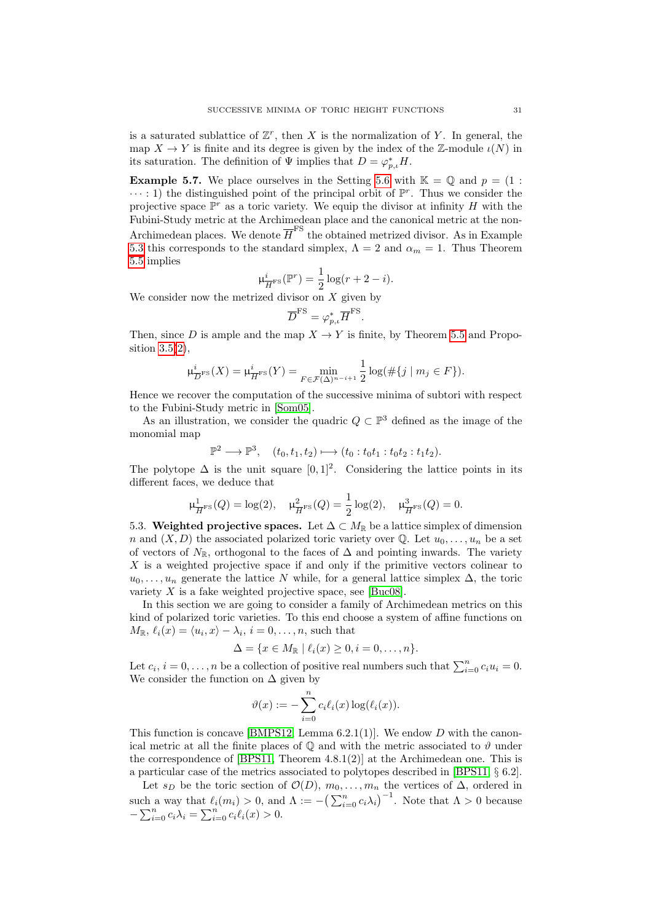is a saturated sublattice of $\mathbb{Z}^r$, then $X$ is the normalization of $Y$. In general, the map $X \to Y$ is finite and its degree is given by the index of the $\mathbb{Z}$-module $\iota(N)$ in its saturation. The definition of $\Psi$ implies that $D = \varphi_{p,\iota}^* H$.

**Example 5.7.** We place ourselves in the Setting 5.6 with $\mathbb{K} = \mathbb{Q}$ and $p = (1 : \dots : 1)$ the distinguished point of the principal orbit of $\mathbb{P}^r$. Thus we consider the projective space $\mathbb{P}^r$ as a toric variety. We equip the divisor at infinity $H$ with the Fubini-Study metric at the Archimedean place and the canonical metric at the non-Archimedean places. We denote $\overline{H}^{\mathrm{FS}}$ the obtained metrized divisor. As in Example 5.3 this corresponds to the standard simplex, $\Lambda = 2$ and $\alpha_m = 1$. Thus Theorem 5.5 implies

$$\mu^i_{\overline{H}^{\mathrm{FS}}}(\mathbb{P}^r) = \frac{1}{2}\log(r + 2 - i).$$

We consider now the metrized divisor on $X$ given by

$$\overline{D}^{\mathrm{FS}} = \varphi_{p,\iota}^* \overline{H}^{\mathrm{FS}}.$$

Then, since $D$ is ample and the map $X \to Y$ is finite, by Theorem 5.5 and Proposition 3.5(2),

$$\mu^i_{\overline{D}^{\mathrm{FS}}}(X) = \mu^i_{\overline{H}^{\mathrm{FS}}}(Y) = \min_{F \in \mathcal{F}(\Delta)^{n-i+1}} \frac{1}{2}\log(\#\{j \mid m_j \in F\}).$$

Hence we recover the computation of the successive minima of subtori with respect to the Fubini-Study metric in [Som05].

As an illustration, we consider the quadric $Q \subset \mathbb{P}^3$ defined as the image of the monomial map

$$\mathbb{P}^2 \longrightarrow \mathbb{P}^3, \quad (t_0, t_1, t_2) \longmapsto (t_0 : t_0 t_1 : t_0 t_2 : t_1 t_2).$$

The polytope $\Delta$ is the unit square $[0,1]^2$. Considering the lattice points in its different faces, we deduce that

$$\mu^1_{\overline{H}^{\mathrm{FS}}}(Q) = \log(2), \quad \mu^2_{\overline{H}^{\mathrm{FS}}}(Q) = \frac{1}{2}\log(2), \quad \mu^3_{\overline{H}^{\mathrm{FS}}}(Q) = 0.$$

5.3. **Weighted projective spaces.** Let $\Delta \subset M_{\mathbb{R}}$ be a lattice simplex of dimension $n$ and $(X, D)$ the associated polarized toric variety over $\mathbb{Q}$. Let $u_0, \dots, u_n$ be a set of vectors of $N_{\mathbb{R}}$, orthogonal to the faces of $\Delta$ and pointing inwards. The variety $X$ is a weighted projective space if and only if the primitive vectors colinear to $u_0, \dots, u_n$ generate the lattice $N$ while, for a general lattice simplex $\Delta$, the toric variety $X$ is a fake weighted projective space, see [Buc08].

In this section we are going to consider a family of Archimedean metrics on this kind of polarized toric varieties. To this end choose a system of affine functions on $M_{\mathbb{R}}$, $\ell_i(x) = \langle u_i, x\rangle - \lambda_i$, $i = 0, \dots, n$, such that

$$\Delta = \{x \in M_{\mathbb{R}} \mid \ell_i(x) \geq 0, i = 0, \dots, n\}.$$

Let $c_i$, $i = 0, \dots, n$ be a collection of positive real numbers such that $\sum_{i=0}^n c_i u_i = 0$. We consider the function on $\Delta$ given by

$$\vartheta(x) := -\sum_{i=0}^n c_i \ell_i(x)\log(\ell_i(x)).$$

This function is concave [BMPS12, Lemma 6.2.1(1)]. We endow $D$ with the canonical metric at all the finite places of $\mathbb{Q}$ and with the metric associated to $\vartheta$ under the correspondence of [BPS11, Theorem 4.8.1(2)] at the Archimedean one. This is a particular case of the metrics associated to polytopes described in [BPS11, § 6.2].

Let $s_D$ be the toric section of $\mathcal{O}(D)$, $m_0, \dots, m_n$ the vertices of $\Delta$, ordered in such a way that $\ell_i(m_i) > 0$, and $\Lambda := -\big(\sum_{i=0}^n c_i \lambda_i\big)^{-1}$. Note that $\Lambda > 0$ because $-\sum_{i=0}^n c_i \lambda_i = \sum_{i=0}^n c_i \ell_i(x) > 0$.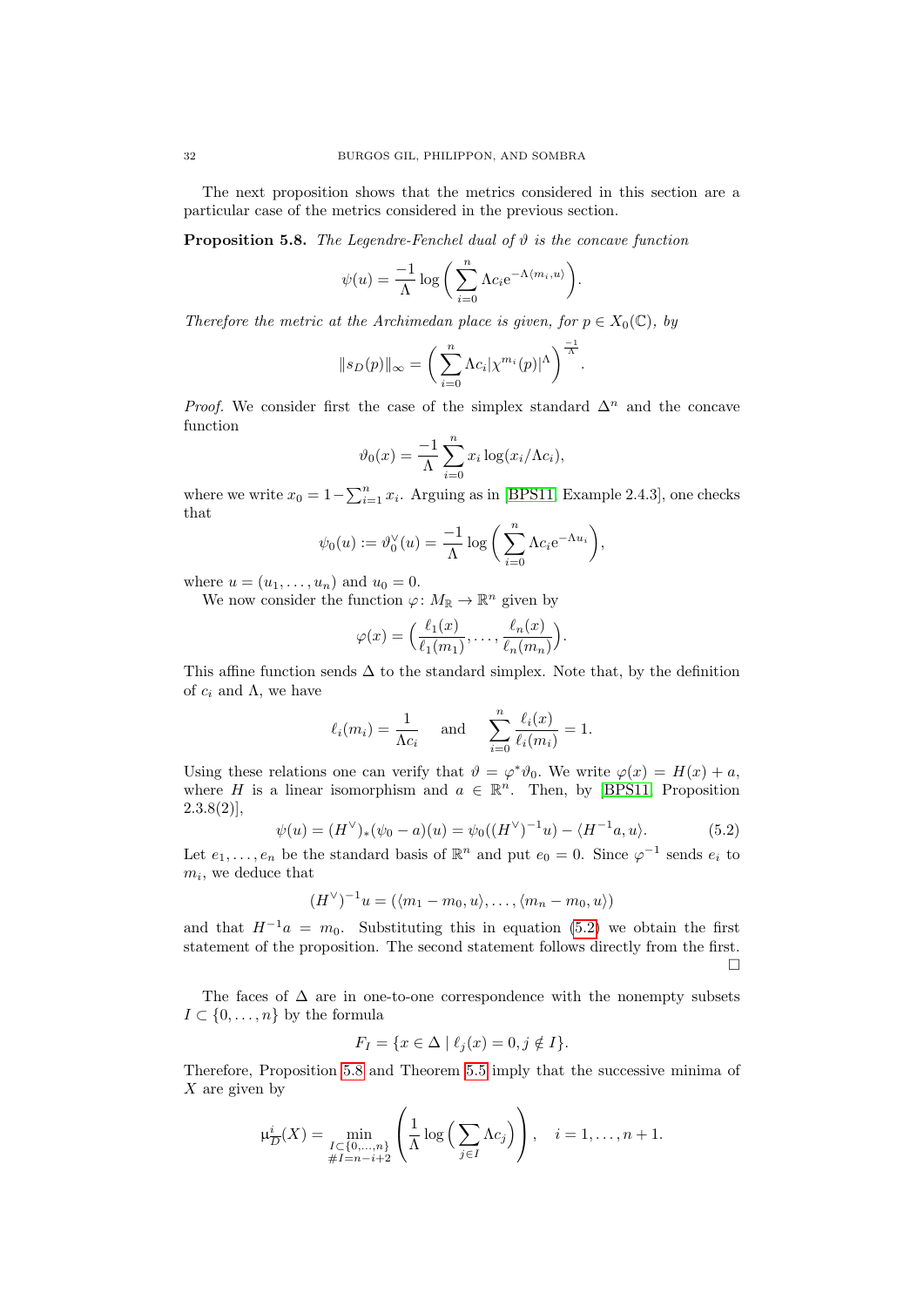The next proposition shows that the metrics considered in this section are a particular case of the metrics considered in the previous section.

**Proposition 5.8.** *The Legendre-Fenchel dual of $\vartheta$ is the concave function*

$$\psi(u) = \frac{-1}{\Lambda} \log\bigg( \sum_{i=0}^{n} \Lambda c_i \mathrm{e}^{-\Lambda \langle m_i, u\rangle} \bigg).$$

*Therefore the metric at the Archimedean place is given, for $p \in X_0(\mathbb{C})$, by*

$$\|s_D(p)\|_\infty = \bigg( \sum_{i=0}^{n} \Lambda c_i |\chi^{m_i}(p)|^\Lambda \bigg)^{\frac{-1}{\Lambda}}.$$

*Proof.* We consider first the case of the simplex standard $\Delta^n$ and the concave function

$$\vartheta_0(x) = \frac{-1}{\Lambda} \sum_{i=0}^{n} x_i \log(x_i/\Lambda c_i),$$

where we write $x_0 = 1 - \sum_{i=1}^n x_i$. Arguing as in [BPS11, Example 2.4.3], one checks that

$$\psi_0(u) := \vartheta_0^\vee(u) = \frac{-1}{\Lambda} \log\bigg( \sum_{i=0}^{n} \Lambda c_i \mathrm{e}^{-\Lambda u_i} \bigg),$$

where $u = (u_1, \dots, u_n)$ and $u_0 = 0$.

We now consider the function $\varphi\colon M_\mathbb{R} \to \mathbb{R}^n$ given by

$$\varphi(x) = \Big( \frac{\ell_1(x)}{\ell_1(m_1)}, \dots, \frac{\ell_n(x)}{\ell_n(m_n)} \Big).$$

This affine function sends $\Delta$ to the standard simplex. Note that, by the definition of $c_i$ and $\Lambda$, we have

$$\ell_i(m_i) = \frac{1}{\Lambda c_i} \quad \text{ and } \quad \sum_{i=0}^{n} \frac{\ell_i(x)}{\ell_i(m_i)} = 1.$$

Using these relations one can verify that $\vartheta = \varphi^* \vartheta_0$. We write $\varphi(x) = H(x) + a$, where $H$ is a linear isomorphism and $a \in \mathbb{R}^n$. Then, by [BPS11, Proposition 2.3.8(2)],

$$\psi(u) = (H^\vee)_*(\psi_0 - a)(u) = \psi_0((H^\vee)^{-1} u) - \langle H^{-1} a, u \rangle. \tag{5.2}$$

Let $e_1, \dots, e_n$ be the standard basis of $\mathbb{R}^n$ and put $e_0 = 0$. Since $\varphi^{-1}$ sends $e_i$ to $m_i$, we deduce that

$$(H^\vee)^{-1} u = (\langle m_1 - m_0, u\rangle, \dots, \langle m_n - m_0, u \rangle)$$

and that $H^{-1} a = m_0$. Substituting this in equation (5.2) we obtain the first statement of the proposition. The second statement follows directly from the first. $\square$

The faces of $\Delta$ are in one-to-one correspondence with the nonempty subsets $I \subset \{0, \dots, n\}$ by the formula

$$F_I = \{x \in \Delta \mid \ell_j(x) = 0, j \notin I\}.$$

Therefore, Proposition 5.8 and Theorem 5.5 imply that the successive minima of $X$ are given by

$$\mu^i_{\overline{D}}(X) = \min_{\substack{I \subset \{0,\dots,n\} \\ \#I = n-i+2}} \left( \frac{1}{\Lambda} \log\Big( \sum_{j \in I} \Lambda c_j \Big) \right), \quad i = 1, \dots, n+1.$$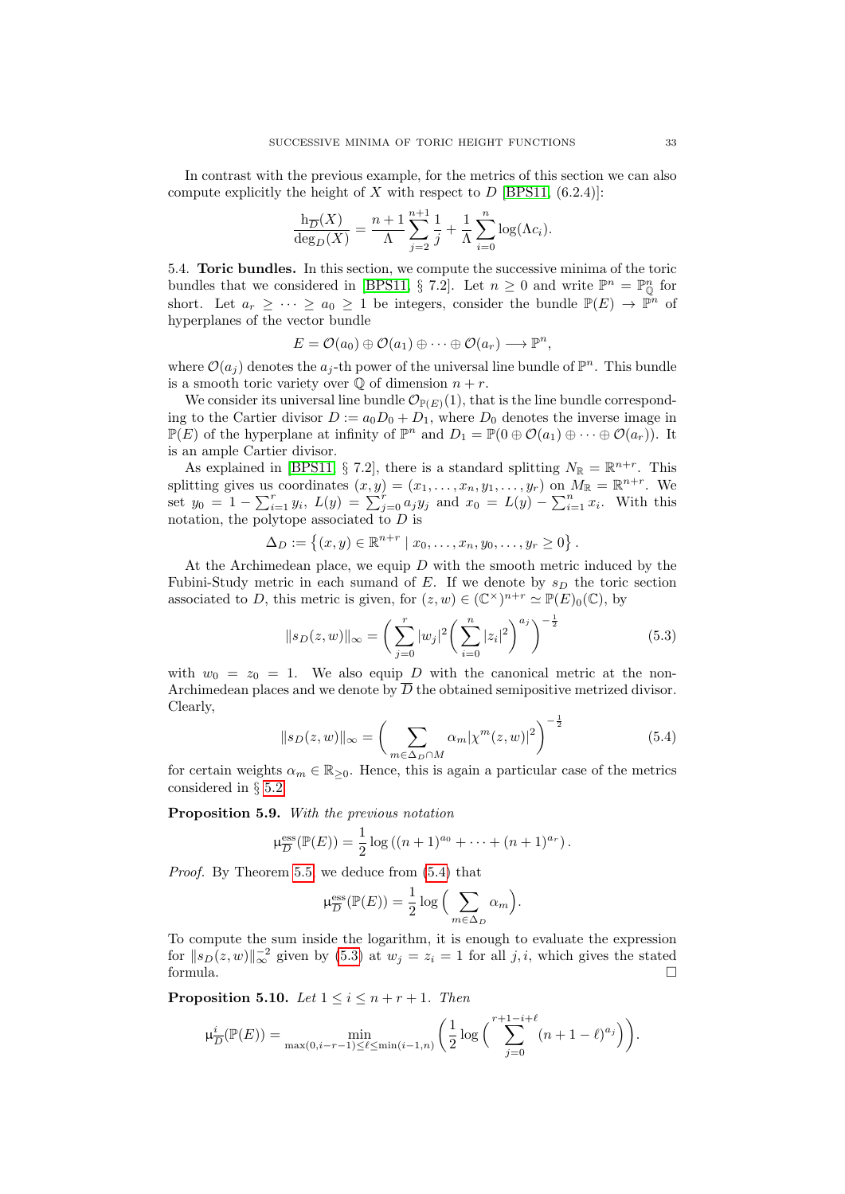In contrast with the previous example, for the metrics of this section we can also compute explicitly the height of $X$ with respect to $D$ [BPS11, (6.2.4)]:

$$\frac{\mathrm{h}_{\overline{D}}(X)}{\deg_D(X)} = \frac{n+1}{\Lambda}\sum_{j=2}^{n+1}\frac{1}{j} + \frac{1}{\Lambda}\sum_{i=0}^{n}\log(\Lambda c_i).$$

5.4. **Toric bundles.** In this section, we compute the successive minima of the toric bundles that we considered in [BPS11, § 7.2]. Let $n \geq 0$ and write $\mathbb{P}^n = \mathbb{P}^n_{\mathbb{Q}}$ for short. Let $a_r \geq \cdots \geq a_0 \geq 1$ be integers, consider the bundle $\mathbb{P}(E) \to \mathbb{P}^n$ of hyperplanes of the vector bundle

$$E = \mathcal{O}(a_0) \oplus \mathcal{O}(a_1) \oplus \cdots \oplus \mathcal{O}(a_r) \longrightarrow \mathbb{P}^n,$$

where $\mathcal{O}(a_j)$ denotes the $a_j$-th power of the universal line bundle of $\mathbb{P}^n$. This bundle is a smooth toric variety over $\mathbb{Q}$ of dimension $n+r$.

We consider its universal line bundle $\mathcal{O}_{\mathbb{P}(E)}(1)$, that is the line bundle corresponding to the Cartier divisor $D := a_0 D_0 + D_1$, where $D_0$ denotes the inverse image in $\mathbb{P}(E)$ of the hyperplane at infinity of $\mathbb{P}^n$ and $D_1 = \mathbb{P}(0 \oplus \mathcal{O}(a_1) \oplus \cdots \oplus \mathcal{O}(a_r))$. It is an ample Cartier divisor.

As explained in [BPS11, § 7.2], there is a standard splitting $N_{\mathbb{R}} = \mathbb{R}^{n+r}$. This splitting gives us coordinates $(x,y) = (x_1,\dots,x_n,y_1,\dots,y_r)$ on $M_{\mathbb{R}} = \mathbb{R}^{n+r}$. We set $y_0 = 1 - \sum_{i=1}^r y_i$, $L(y) = \sum_{j=0}^r a_j y_j$ and $x_0 = L(y) - \sum_{i=1}^n x_i$. With this notation, the polytope associated to $D$ is

$$\Delta_D := \left\{(x,y) \in \mathbb{R}^{n+r} \mid x_0,\dots,x_n,y_0,\dots,y_r \geq 0\right\}.$$

At the Archimedean place, we equip $D$ with the smooth metric induced by the Fubini-Study metric in each summand of $E$. If we denote by $s_D$ the toric section associated to $D$, this metric is given, for $(z,w) \in (\mathbb{C}^\times)^{n+r} \simeq \mathbb{P}(E)_0(\mathbb{C})$, by

$$\|s_D(z,w)\|_\infty = \left(\sum_{j=0}^r |w_j|^2\left(\sum_{i=0}^n |z_i|^2\right)^{a_j}\right)^{-\frac{1}{2}} \tag{5.3}$$

with $w_0 = z_0 = 1$. We also equip $D$ with the canonical metric at the non-Archimedean places and we denote by $\overline{D}$ the obtained semipositive metrized divisor. Clearly,

$$\|s_D(z,w)\|_\infty = \left(\sum_{m \in \Delta_D \cap M} \alpha_m |\chi^m(z,w)|^2\right)^{-\frac{1}{2}} \tag{5.4}$$

for certain weights $\alpha_m \in \mathbb{R}_{\geq 0}$. Hence, this is again a particular case of the metrics considered in § 5.2.

**Proposition 5.9.** *With the previous notation*

$$\mathrm{\mu}^{\mathrm{ess}}_{\overline{D}}(\mathbb{P}(E)) = \frac{1}{2}\log\left((n+1)^{a_0} + \cdots + (n+1)^{a_r}\right).$$

*Proof.* By Theorem 5.5, we deduce from (5.4) that

$$\mathrm{\mu}^{\mathrm{ess}}_{\overline{D}}(\mathbb{P}(E)) = \frac{1}{2}\log\Big(\sum_{m \in \Delta_D} \alpha_m\Big).$$

To compute the sum inside the logarithm, it is enough to evaluate the expression for $\|s_D(z,w)\|_\infty^{-2}$ given by (5.3) at $w_j = z_i = 1$ for all $j,i$, which gives the stated formula. □

**Proposition 5.10.** *Let $1 \leq i \leq n+r+1$. Then*

$$\mathrm{\mu}^{i}_{\overline{D}}(\mathbb{P}(E)) = \min_{\max(0,i-r-1) \leq \ell \leq \min(i-1,n)}\left(\frac{1}{2}\log\Big(\sum_{j=0}^{r+1-i+\ell}(n+1-\ell)^{a_j}\Big)\right).$$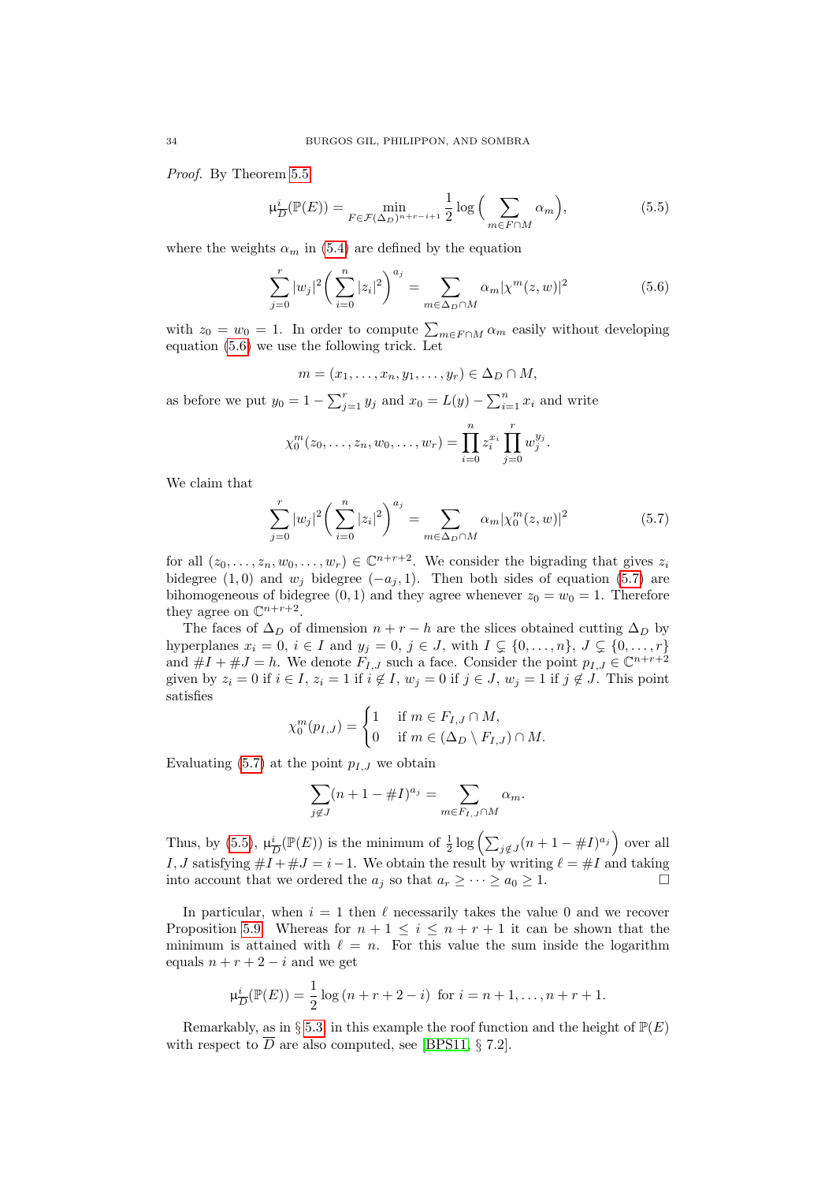*Proof.* By Theorem 5.5

$$\mathrm{\mu}^i_{\overline{D}}(\mathbb{P}(E)) = \min_{F \in \mathcal{F}(\Delta_D)^{n+r-i+1}} \frac{1}{2} \log\Big( \sum_{m \in F \cap M} \alpha_m \Big), \tag{5.5}$$

where the weights $\alpha_m$ in (5.4) are defined by the equation

$$\sum_{j=0}^{r} |w_j|^2 \Big( \sum_{i=0}^{n} |z_i|^2 \Big)^{a_j} = \sum_{m \in \Delta_D \cap M} \alpha_m |\chi^m(z,w)|^2 \tag{5.6}$$

with $z_0 = w_0 = 1$. In order to compute $\sum_{m \in F \cap M} \alpha_m$ easily without developing equation (5.6) we use the following trick. Let

$$m = (x_1, \dots, x_n, y_1, \dots, y_r) \in \Delta_D \cap M,$$

as before we put $y_0 = 1 - \sum_{j=1}^{r} y_j$ and $x_0 = L(y) - \sum_{i=1}^{n} x_i$ and write

$$\chi_0^m(z_0, \dots, z_n, w_0, \dots, w_r) = \prod_{i=0}^{n} z_i^{x_i} \prod_{j=0}^{r} w_j^{y_j}.$$

We claim that

$$\sum_{j=0}^{r} |w_j|^2 \Big( \sum_{i=0}^{n} |z_i|^2 \Big)^{a_j} = \sum_{m \in \Delta_D \cap M} \alpha_m |\chi_0^m(z,w)|^2 \tag{5.7}$$

for all $(z_0, \dots, z_n, w_0, \dots, w_r) \in \mathbb{C}^{n+r+2}$. We consider the bigrading that gives $z_i$ bidegree $(1,0)$ and $w_j$ bidegree $(-a_j, 1)$. Then both sides of equation (5.7) are bihomogeneous of bidegree $(0,1)$ and they agree whenever $z_0 = w_0 = 1$. Therefore they agree on $\mathbb{C}^{n+r+2}$.

The faces of $\Delta_D$ of dimension $n+r-h$ are the slices obtained cutting $\Delta_D$ by hyperplanes $x_i = 0$, $i \in I$ and $y_j = 0$, $j \in J$, with $I \subsetneq \{0, \dots, n\}$, $J \subsetneq \{0, \dots, r\}$ and $\#I + \#J = h$. We denote $F_{I,J}$ such a face. Consider the point $p_{I,J} \in \mathbb{C}^{n+r+2}$ given by $z_i = 0$ if $i \in I$, $z_i = 1$ if $i \notin I$, $w_j = 0$ if $j \in J$, $w_j = 1$ if $j \notin J$. This point satisfies

$$\chi_0^m(p_{I,J}) = \begin{cases} 1 & \text{if } m \in F_{I,J} \cap M, \\ 0 & \text{if } m \in (\Delta_D \setminus F_{I,J}) \cap M. \end{cases}$$

Evaluating (5.7) at the point $p_{I,J}$ we obtain

$$\sum_{j \notin J} (n+1-\#I)^{a_j} = \sum_{m \in F_{I,J} \cap M} \alpha_m.$$

Thus, by (5.5), $\mathrm{\mu}^i_{\overline{D}}(\mathbb{P}(E))$ is the minimum of $\frac{1}{2}\log\Big(\sum_{j\notin J}(n+1-\#I)^{a_j}\Big)$ over all $I, J$ satisfying $\#I + \#J = i-1$. We obtain the result by writing $\ell = \#I$ and taking into account that we ordered the $a_j$ so that $a_r \geq \dots \geq a_0 \geq 1$. $\square$

In particular, when $i = 1$ then $\ell$ necessarily takes the value 0 and we recover Proposition 5.9. Whereas for $n+1 \leq i \leq n+r+1$ it can be shown that the minimum is attained with $\ell = n$. For this value the sum inside the logarithm equals $n+r+2-i$ and we get

$$\mathrm{\mu}^i_{\overline{D}}(\mathbb{P}(E)) = \frac{1}{2} \log(n+r+2-i) \ \text{ for } i = n+1, \dots, n+r+1.$$

Remarkably, as in § 5.3, in this example the roof function and the height of $\mathbb{P}(E)$ with respect to $\overline{D}$ are also computed, see [BPS11, § 7.2].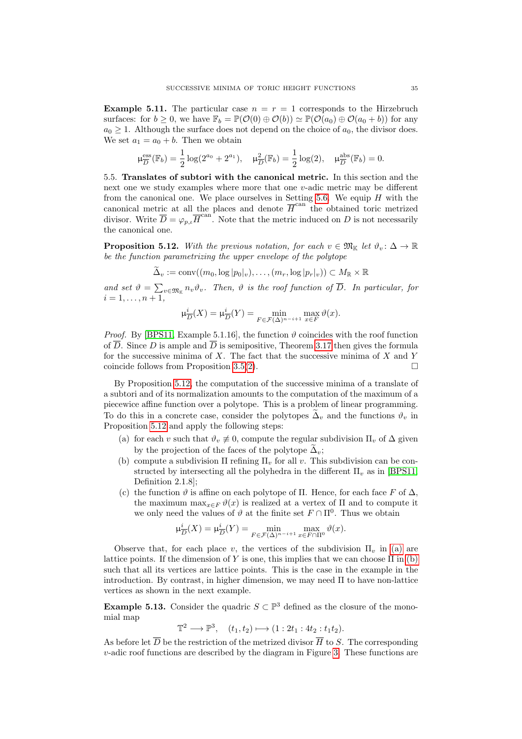**Example 5.11.** The particular case $n = r = 1$ corresponds to the Hirzebruch surfaces: for $b \geq 0$, we have $\mathbb{F}_b = \mathbb{P}(\mathcal{O}(0) \oplus \mathcal{O}(b)) \simeq \mathbb{P}(\mathcal{O}(a_0) \oplus \mathcal{O}(a_0 + b))$ for any $a_0 \geq 1$. Although the surface does not depend on the choice of $a_0$, the divisor does. We set $a_1 = a_0 + b$. Then we obtain

$$\upmu^{\mathrm{ess}}_{\overline{D}}(\mathbb{F}_b) = \frac{1}{2}\log(2^{a_0} + 2^{a_1}), \quad \upmu^{2}_{\overline{D}}(\mathbb{F}_b) = \frac{1}{2}\log(2), \quad \upmu^{\mathrm{abs}}_{\overline{D}}(\mathbb{F}_b) = 0.$$

5.5. **Translates of subtori with the canonical metric.** In this section and the next one we study examples where more that one $v$-adic metric may be different from the canonical one. We place ourselves in Setting 5.6. We equip $H$ with the canonical metric at all the places and denote $\overline{H}^{\mathrm{can}}$ the obtained toric metrized divisor. Write $\overline{D} = \varphi_{p,\iota}^{*}\overline{H}^{\mathrm{can}}$. Note that the metric induced on $D$ is not necessarily the canonical one.

**Proposition 5.12.** *With the previous notation, for each $v \in \mathfrak{M}_{\mathbb{K}}$ let $\vartheta_v \colon \Delta \to \mathbb{R}$ be the function parametrizing the upper envelope of the polytope*

$$\widetilde{\Delta}_v := \operatorname{conv}((m_0, \log|p_0|_v), \ldots, (m_r, \log|p_r|_v)) \subset M_{\mathbb{R}} \times \mathbb{R}$$

*and set $\vartheta = \sum_{v \in \mathfrak{M}_{\mathbb{K}}} n_v \vartheta_v$. Then, $\vartheta$ is the roof function of $\overline{D}$. In particular, for $i = 1, \ldots, n+1$,*

$$\upmu^{i}_{\overline{D}}(X) = \upmu^{i}_{\overline{D}}(Y) = \min_{F \in \mathcal{F}(\Delta)^{n-i+1}} \max_{x \in F} \vartheta(x).$$

*Proof.* By [BPS11, Example 5.1.16], the function $\vartheta$ coincides with the roof function of $\overline{D}$. Since $D$ is ample and $\overline{D}$ is semipositive, Theorem 3.17 then gives the formula for the successive minima of $X$. The fact that the successive minima of $X$ and $Y$ coincide follows from Proposition 3.5(2). □

By Proposition 5.12, the computation of the successive minima of a translate of a subtori and of its normalization amounts to the computation of the maximum of a piecewice affine function over a polytope. This is a problem of linear programming. To do this in a concrete case, consider the polytopes $\widetilde{\Delta}_v$ and the functions $\vartheta_v$ in Proposition 5.12 and apply the following steps:

(a) for each $v$ such that $\vartheta_v \not\equiv 0$, compute the regular subdivision $\Pi_v$ of $\Delta$ given by the projection of the faces of the polytope $\widetilde{\Delta}_v$;
(b) compute a subdivision $\Pi$ refining $\Pi_v$ for all $v$. This subdivision can be constructed by intersecting all the polyhedra in the different $\Pi_v$ as in [BPS11, Definition 2.1.8];
(c) the function $\vartheta$ is affine on each polytope of $\Pi$. Hence, for each face $F$ of $\Delta$, the maximum $\max_{x \in F} \vartheta(x)$ is realized at a vertex of $\Pi$ and to compute it we only need the values of $\vartheta$ at the finite set $F \cap \Pi^0$. Thus we obtain

$$\upmu^{i}_{\overline{D}}(X) = \upmu^{i}_{\overline{D}}(Y) = \min_{F \in \mathcal{F}(\Delta)^{n-i+1}} \max_{x \in F \cap \Pi^0} \vartheta(x).$$

Observe that, for each place $v$, the vertices of the subdivision $\Pi_v$ in (a) are lattice points. If the dimension of $Y$ is one, this implies that we can choose $\Pi$ in (b) such that all its vertices are lattice points. This is the case in the example in the introduction. By contrast, in higher dimension, we may need $\Pi$ to have non-lattice vertices as shown in the next example.

**Example 5.13.** Consider the quadric $S \subset \mathbb{P}^3$ defined as the closure of the monomial map

$$\mathbb{T}^2 \longrightarrow \mathbb{P}^3, \quad (t_1, t_2) \longmapsto (1 : 2t_1 : 4t_2 : t_1 t_2).$$

As before let $\overline{D}$ be the restriction of the metrized divisor $\overline{H}$ to $S$. The corresponding $v$-adic roof functions are described by the diagram in Figure 3. These functions are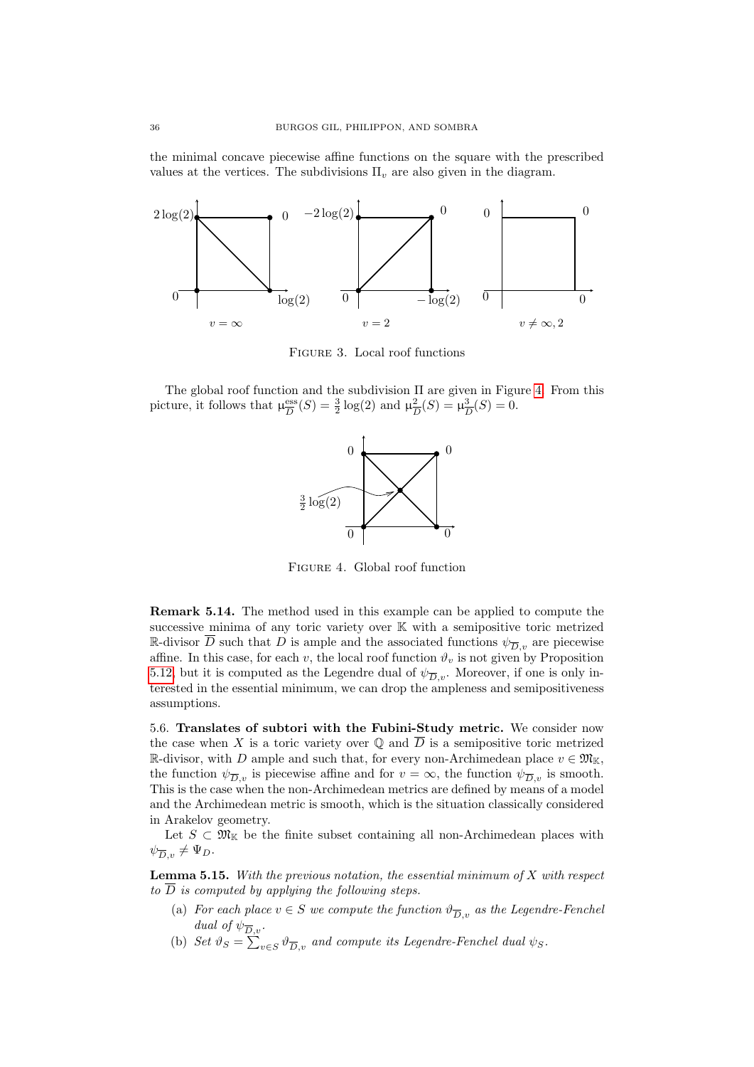the minimal concave piecewise affine functions on the square with the prescribed values at the vertices. The subdivisions $\Pi_v$ are also given in the diagram.

$2\log(2)$ 0 0 $\log(2)$ $v=\infty$

$-2\log(2)$ 0 0 $-\log(2)$ $v=2$

0 0 0 0 $v \neq \infty, 2$

Figure 3. Local roof functions

The global roof function and the subdivision $\Pi$ are given in Figure 4. From this picture, it follows that $\mu^{\mathrm{ess}}_{\overline{D}}(S) = \frac{3}{2}\log(2)$ and $\mu^{2}_{\overline{D}}(S) = \mu^{3}_{\overline{D}}(S) = 0$.

0 0 $\frac{3}{2}\log(2)$ 0 0

Figure 4. Global roof function

**Remark 5.14.** The method used in this example can be applied to compute the successive minima of any toric variety over $\mathbb{K}$ with a semipositive toric metrized $\mathbb{R}$-divisor $\overline{D}$ such that $D$ is ample and the associated functions $\psi_{\overline{D},v}$ are piecewise affine. In this case, for each $v$, the local roof function $\vartheta_v$ is not given by Proposition 5.12, but it is computed as the Legendre dual of $\psi_{\overline{D},v}$. Moreover, if one is only interested in the essential minimum, we can drop the ampleness and semipositiveness assumptions.

5.6. **Translates of subtori with the Fubini-Study metric.** We consider now the case when $X$ is a toric variety over $\mathbb{Q}$ and $\overline{D}$ is a semipositive toric metrized $\mathbb{R}$-divisor, with $D$ ample and such that, for every non-Archimedean place $v \in \mathfrak{M}_{\mathbb{K}}$, the function $\psi_{\overline{D},v}$ is piecewise affine and for $v = \infty$, the function $\psi_{\overline{D},v}$ is smooth. This is the case when the non-Archimedean metrics are defined by means of a model and the Archimedean metric is smooth, which is the situation classically considered in Arakelov geometry.

Let $S \subset \mathfrak{M}_{\mathbb{K}}$ be the finite subset containing all non-Archimedean places with $\psi_{\overline{D},v} \neq \Psi_D$.

**Lemma 5.15.** *With the previous notation, the essential minimum of $X$ with respect to $\overline{D}$ is computed by applying the following steps.*

(a) *For each place $v \in S$ we compute the function $\vartheta_{\overline{D},v}$ as the Legendre-Fenchel dual of $\psi_{\overline{D},v}$.*
(b) *Set $\vartheta_S = \sum_{v\in S}\vartheta_{\overline{D},v}$ and compute its Legendre-Fenchel dual $\psi_S$.*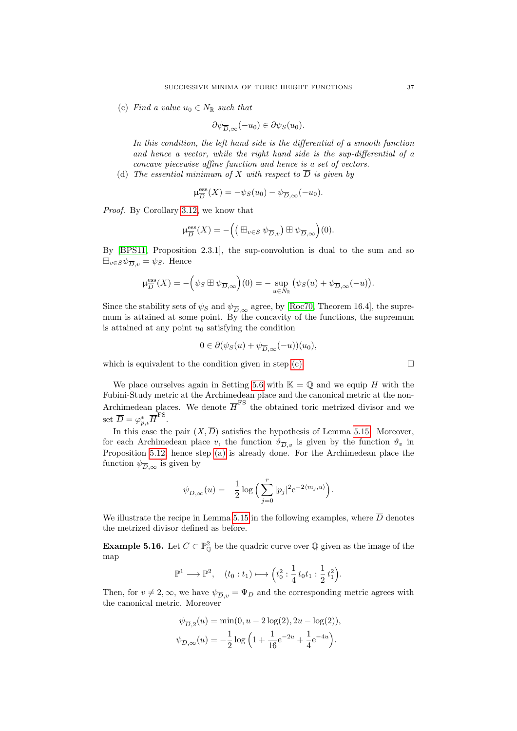(c) *Find a value* $u_0 \in N_{\mathbb{R}}$ *such that*

$$\partial \psi_{\overline{D},\infty}(-u_0) \in \partial \psi_S(u_0).$$

*In this condition, the left hand side is the differential of a smooth function and hence a vector, while the right hand side is the sup-differential of a concave piecewise affine function and hence is a set of vectors.*

(d) *The essential minimum of* $X$ *with respect to* $\overline{D}$ *is given by*

$$\mu^{\mathrm{ess}}_{\overline{D}}(X) = -\psi_S(u_0) - \psi_{\overline{D},\infty}(-u_0).$$

*Proof.* By Corollary 3.12, we know that

$$\mu^{\mathrm{ess}}_{\overline{D}}(X) = -\Big( \big( \boxplus_{v\in S}\, \psi_{\overline{D},v}\big) \boxplus \psi_{\overline{D},\infty}\Big)(0).$$

By [BPS11, Proposition 2.3.1], the sup-convolution is dual to the sum and so $\boxplus_{v\in S}\psi_{\overline{D},v} = \psi_S$. Hence

$$\mu^{\mathrm{ess}}_{\overline{D}}(X) = -\Big( \psi_S \boxplus \psi_{\overline{D},\infty}\Big)(0) = -\sup_{u\in N_{\mathbb{R}}} \big(\psi_S(u) + \psi_{\overline{D},\infty}(-u)\big).$$

Since the stability sets of $\psi_S$ and $\psi_{\overline{D},\infty}$ agree, by [Roc70, Theorem 16.4], the supremum is attained at some point. By the concavity of the functions, the supremum is attained at any point $u_0$ satisfying the condition

$$0 \in \partial(\psi_S(u) + \psi_{\overline{D},\infty}(-u))(u_0),$$

which is equivalent to the condition given in step (c). □

We place ourselves again in Setting 5.6 with $\mathbb{K} = \mathbb{Q}$ and we equip $H$ with the Fubini-Study metric at the Archimedean place and the canonical metric at the non-Archimedean places. We denote $\overline{H}^{\mathrm{FS}}$ the obtained toric metrized divisor and we set $\overline{D} = \varphi^*_{p,\iota}\overline{H}^{\mathrm{FS}}$.

In this case the pair $(X, \overline{D})$ satisfies the hypothesis of Lemma 5.15. Moreover, for each Archimedean place $v$, the function $\vartheta_{\overline{D},v}$ is given by the function $\vartheta_v$ in Proposition 5.12, hence step (a) is already done. For the Archimedean place the function $\psi_{\overline{D},\infty}$ is given by

$$\psi_{\overline{D},\infty}(u) = -\frac{1}{2}\log\Big(\sum_{j=0}^{r} |p_j|^2 \mathrm{e}^{-2\langle m_j,u\rangle}\Big).$$

We illustrate the recipe in Lemma 5.15 in the following examples, where $\overline{D}$ denotes the metrized divisor defined as before.

**Example 5.16.** Let $C \subset \mathbb{P}^2_{\mathbb{Q}}$ be the quadric curve over $\mathbb{Q}$ given as the image of the map

$$\mathbb{P}^1 \longrightarrow \mathbb{P}^2, \quad (t_0 : t_1) \longmapsto \Big(t_0^2 : \frac{1}{4}\, t_0 t_1 : \frac{1}{2}\, t_1^2\Big).$$

Then, for $v \neq 2, \infty$, we have $\psi_{\overline{D},v} = \Psi_D$ and the corresponding metric agrees with the canonical metric. Moreover

$$\psi_{\overline{D},2}(u) = \min(0, u - 2\log(2), 2u - \log(2)),$$

$$\psi_{\overline{D},\infty}(u) = -\frac{1}{2}\log\Big(1 + \frac{1}{16}\mathrm{e}^{-2u} + \frac{1}{4}\mathrm{e}^{-4u}\Big).$$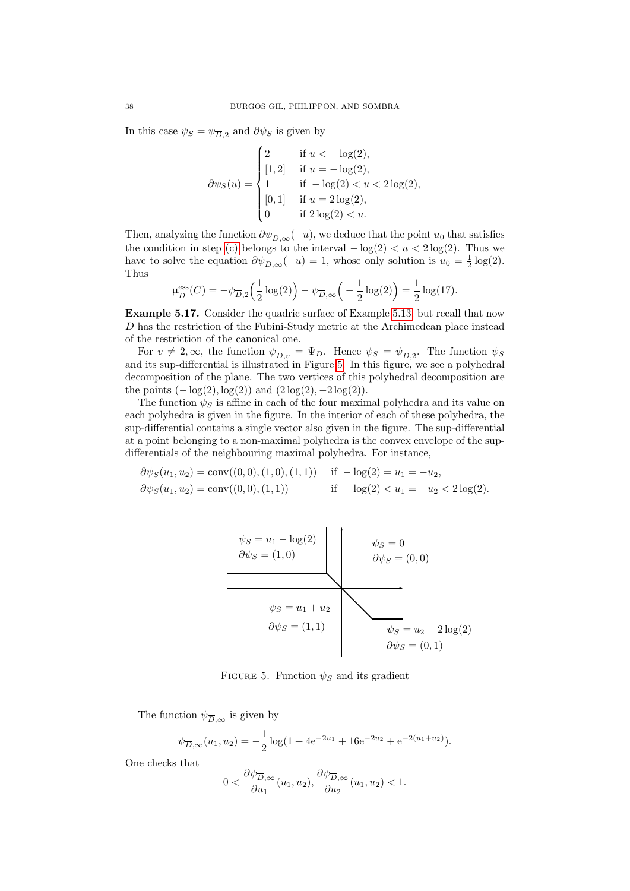In this case $\psi_S = \psi_{\overline{D},2}$ and $\partial\psi_S$ is given by

$$\partial\psi_S(u) = \begin{cases} 2 & \text{if } u < -\log(2), \\ [1,2] & \text{if } u = -\log(2), \\ 1 & \text{if } -\log(2) < u < 2\log(2), \\ [0,1] & \text{if } u = 2\log(2), \\ 0 & \text{if } 2\log(2) < u. \end{cases}$$

Then, analyzing the function $\partial\psi_{\overline{D},\infty}(-u)$, we deduce that the point $u_0$ that satisfies the condition in step (c) belongs to the interval $-\log(2) < u < 2\log(2)$. Thus we have to solve the equation $\partial\psi_{\overline{D},\infty}(-u) = 1$, whose only solution is $u_0 = \frac{1}{2}\log(2)$. Thus

$$\mu^{\mathrm{ess}}_{\overline{D}}(C) = -\psi_{\overline{D},2}\Big(\frac{1}{2}\log(2)\Big) - \psi_{\overline{D},\infty}\Big(-\frac{1}{2}\log(2)\Big) = \frac{1}{2}\log(17).$$

**Example 5.17.** Consider the quadric surface of Example 5.13, but recall that now $\overline{D}$ has the restriction of the Fubini-Study metric at the Archimedean place instead of the restriction of the canonical one.

For $v \neq 2, \infty$, the function $\psi_{\overline{D},v} = \Psi_D$. Hence $\psi_S = \psi_{\overline{D},2}$. The function $\psi_S$ and its sup-differential is illustrated in Figure 5. In this figure, we see a polyhedral decomposition of the plane. The two vertices of this polyhedral decomposition are the points $(-\log(2), \log(2))$ and $(2\log(2), -2\log(2))$.

The function $\psi_S$ is affine in each of the four maximal polyhedra and its value on each polyhedra is given in the figure. In the interior of each of these polyhedra, the sup-differential contains a single vector also given in the figure. The sup-differential at a point belonging to a non-maximal polyhedra is the convex envelope of the sup-differentials of the neighbouring maximal polyhedra. For instance,

$$\begin{aligned} &\partial\psi_S(u_1,u_2) = \mathrm{conv}((0,0),(1,0),(1,1)) && \text{if } -\log(2) = u_1 = -u_2, \\ &\partial\psi_S(u_1,u_2) = \mathrm{conv}((0,0),(1,1)) && \text{if } -\log(2) < u_1 = -u_2 < 2\log(2). \end{aligned}$$

$\psi_S = u_1 - \log(2)$
$\partial\psi_S = (1,0)$

$\psi_S = 0$
$\partial\psi_S = (0,0)$

$\psi_S = u_1 + u_2$
$\partial\psi_S = (1,1)$

$\psi_S = u_2 - 2\log(2)$
$\partial\psi_S = (0,1)$

FIGURE 5. Function $\psi_S$ and its gradient

The function $\psi_{\overline{D},\infty}$ is given by

$$\psi_{\overline{D},\infty}(u_1,u_2) = -\frac{1}{2}\log(1 + 4\mathrm{e}^{-2u_1} + 16\mathrm{e}^{-2u_2} + \mathrm{e}^{-2(u_1+u_2)}).$$

One checks that

$$0 < \frac{\partial\psi_{\overline{D},\infty}}{\partial u_1}(u_1,u_2), \frac{\partial\psi_{\overline{D},\infty}}{\partial u_2}(u_1,u_2) < 1.$$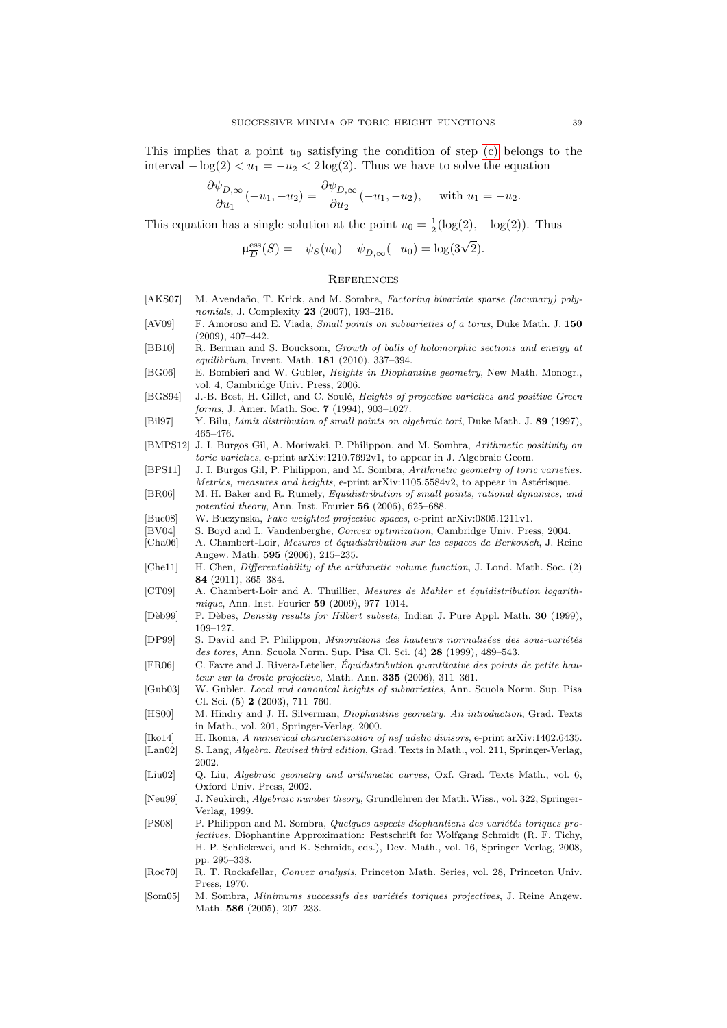This implies that a point $u_0$ satisfying the condition of step (c) belongs to the interval $-\log(2) < u_1 = -u_2 < 2\log(2)$. Thus we have to solve the equation

$$\frac{\partial \psi_{\overline{D},\infty}}{\partial u_1}(-u_1, -u_2) = \frac{\partial \psi_{\overline{D},\infty}}{\partial u_2}(-u_1, -u_2), \quad \text{with } u_1 = -u_2.$$

This equation has a single solution at the point $u_0 = \frac{1}{2}(\log(2), -\log(2))$. Thus

$$\mu^{\mathrm{ess}}_{\overline{D}}(S) = -\psi_S(u_0) - \psi_{\overline{D},\infty}(-u_0) = \log(3\sqrt{2}).$$

## References

- [AKS07] M. Avendaño, T. Krick, and M. Sombra, *Factoring bivariate sparse (lacunary) polynomials*, J. Complexity **23** (2007), 193–216.
- [AV09] F. Amoroso and E. Viada, *Small points on subvarieties of a torus*, Duke Math. J. **150** (2009), 407–442.
- [BB10] R. Berman and S. Boucksom, *Growth of balls of holomorphic sections and energy at equilibrium*, Invent. Math. **181** (2010), 337–394.
- [BG06] E. Bombieri and W. Gubler, *Heights in Diophantine geometry*, New Math. Monogr., vol. 4, Cambridge Univ. Press, 2006.
- [BGS94] J.-B. Bost, H. Gillet, and C. Soulé, *Heights of projective varieties and positive Green forms*, J. Amer. Math. Soc. **7** (1994), 903–1027.
- [Bil97] Y. Bilu, *Limit distribution of small points on algebraic tori*, Duke Math. J. **89** (1997), 465–476.
- [BMPS12] J. I. Burgos Gil, A. Moriwaki, P. Philippon, and M. Sombra, *Arithmetic positivity on toric varieties*, e-print arXiv:1210.7692v1, to appear in J. Algebraic Geom.
- [BPS11] J. I. Burgos Gil, P. Philippon, and M. Sombra, *Arithmetic geometry of toric varieties. Metrics, measures and heights*, e-print arXiv:1105.5584v2, to appear in Astérisque.
- [BR06] M. H. Baker and R. Rumely, *Equidistribution of small points, rational dynamics, and potential theory*, Ann. Inst. Fourier **56** (2006), 625–688.
- [Buc08] W. Buczynska, *Fake weighted projective spaces*, e-print arXiv:0805.1211v1.
- [BV04] S. Boyd and L. Vandenberghe, *Convex optimization*, Cambridge Univ. Press, 2004.
- [Cha06] A. Chambert-Loir, *Mesures et équidistribution sur les espaces de Berkovich*, J. Reine Angew. Math. **595** (2006), 215–235.
- [Che11] H. Chen, *Differentiability of the arithmetic volume function*, J. Lond. Math. Soc. (2) **84** (2011), 365–384.
- [CT09] A. Chambert-Loir and A. Thuillier, *Mesures de Mahler et équidistribution logarithmique*, Ann. Inst. Fourier **59** (2009), 977–1014.
- [Dèb99] P. Dèbes, *Density results for Hilbert subsets*, Indian J. Pure Appl. Math. **30** (1999), 109–127.
- [DP99] S. David and P. Philippon, *Minorations des hauteurs normalisées des sous-variétés des tores*, Ann. Scuola Norm. Sup. Pisa Cl. Sci. (4) **28** (1999), 489–543.
- [FR06] C. Favre and J. Rivera-Letelier, *Équidistribution quantitative des points de petite hauteur sur la droite projective*, Math. Ann. **335** (2006), 311–361.
- [Gub03] W. Gubler, *Local and canonical heights of subvarieties*, Ann. Scuola Norm. Sup. Pisa Cl. Sci. (5) **2** (2003), 711–760.
- [HS00] M. Hindry and J. H. Silverman, *Diophantine geometry. An introduction*, Grad. Texts in Math., vol. 201, Springer-Verlag, 2000.
- [Iko14] H. Ikoma, *A numerical characterization of nef adelic divisors*, e-print arXiv:1402.6435.
- [Lan02] S. Lang, *Algebra. Revised third edition*, Grad. Texts in Math., vol. 211, Springer-Verlag, 2002.
- [Liu02] Q. Liu, *Algebraic geometry and arithmetic curves*, Oxf. Grad. Texts Math., vol. 6, Oxford Univ. Press, 2002.
- [Neu99] J. Neukirch, *Algebraic number theory*, Grundlehren der Math. Wiss., vol. 322, Springer-Verlag, 1999.
- [PS08] P. Philippon and M. Sombra, *Quelques aspects diophantiens des variétés toriques projectives*, Diophantine Approximation: Festschrift for Wolfgang Schmidt (R. F. Tichy, H. P. Schlickewei, and K. Schmidt, eds.), Dev. Math., vol. 16, Springer Verlag, 2008, pp. 295–338.
- [Roc70] R. T. Rockafellar, *Convex analysis*, Princeton Math. Series, vol. 28, Princeton Univ. Press, 1970.
- [Som05] M. Sombra, *Minimums successifs des variétés toriques projectives*, J. Reine Angew. Math. **586** (2005), 207–233.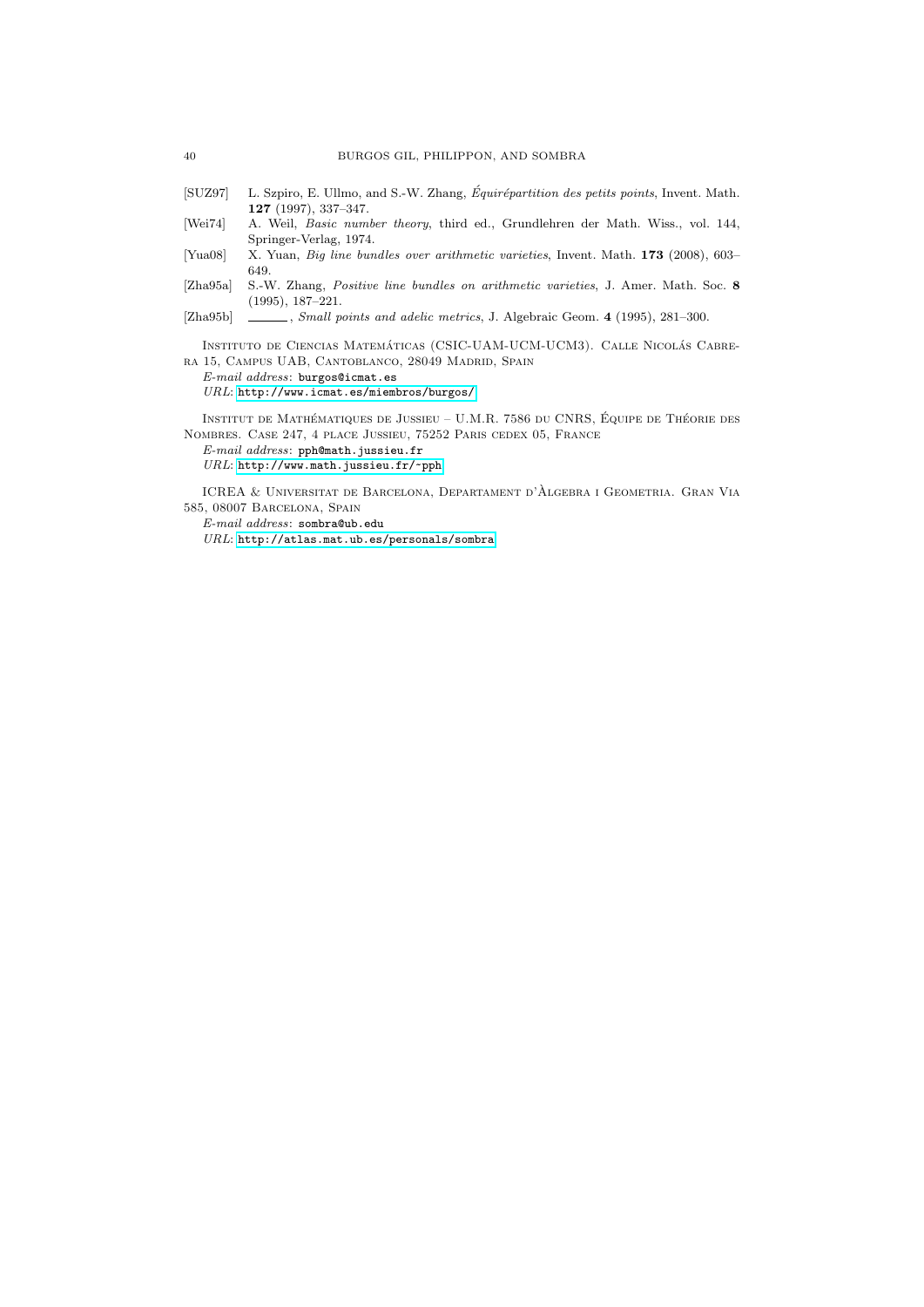[SUZ97] L. Szpiro, E. Ullmo, and S.-W. Zhang, *Équirépartition des petits points*, Invent. Math. **127** (1997), 337–347.

[Wei74] A. Weil, *Basic number theory*, third ed., Grundlehren der Math. Wiss., vol. 144, Springer-Verlag, 1974.

[Yua08] X. Yuan, *Big line bundles over arithmetic varieties*, Invent. Math. **173** (2008), 603–649.

[Zha95a] S.-W. Zhang, *Positive line bundles on arithmetic varieties*, J. Amer. Math. Soc. **8** (1995), 187–221.

[Zha95b] ______, *Small points and adelic metrics*, J. Algebraic Geom. **4** (1995), 281–300.

Instituto de Ciencias Matemáticas (CSIC-UAM-UCM-UCM3). Calle Nicolás Cabrera 15, Campus UAB, Cantoblanco, 28049 Madrid, Spain

*E-mail address*: burgos@icmat.es

*URL*: http://www.icmat.es/miembros/burgos/

Institut de Mathématiques de Jussieu – U.M.R. 7586 du CNRS, Équipe de Théorie des Nombres. Case 247, 4 place Jussieu, 75252 Paris cedex 05, France

*E-mail address*: pph@math.jussieu.fr

*URL*: http://www.math.jussieu.fr/~pph

ICREA & Universitat de Barcelona, Departament d'Àlgebra i Geometria. Gran Via 585, 08007 Barcelona, Spain

*E-mail address*: sombra@ub.edu

*URL*: http://atlas.mat.ub.es/personals/sombra